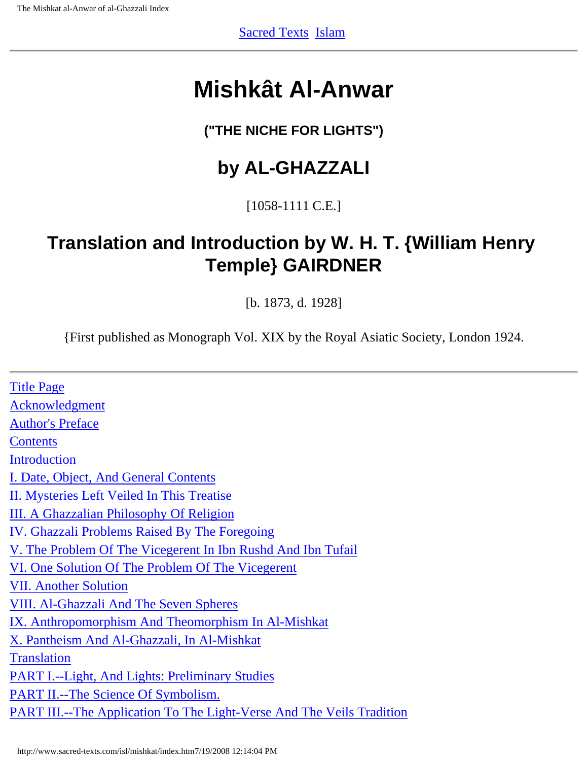Sacred Texts Islam

---

# Mishkât Al-Anwar

### ("THE NICHE FOR LIGHTS")

## by AL-GHAZZALI

[1058-1111 C.E.]

## Translation and Introduction by W. H. T. {William Henry Temple} GAIRDNER

[b. 1873, d. 1928]

{First published as Monograph Vol. XIX by the Royal Asiatic Society, London 1924.

---

Title Page
Acknowledgment
Author's Preface
Contents
Introduction
I. Date, Object, And General Contents
II. Mysteries Left Veiled In This Treatise
III. A Ghazzalian Philosophy Of Religion
IV. Ghazzali Problems Raised By The Foregoing
V. The Problem Of The Vicegerent In Ibn Rushd And Ibn Tufail
VI. One Solution Of The Problem Of The Vicegerent
VII. Another Solution
VIII. Al-Ghazzali And The Seven Spheres
IX. Anthropomorphism And Theomorphism In Al-Mishkat
X. Pantheism And Al-Ghazzali, In Al-Mishkat
Translation
PART I.--Light, And Lights: Preliminary Studies
PART II.--The Science Of Symbolism.
PART III.--The Application To The Light-Verse And The Veils Tradition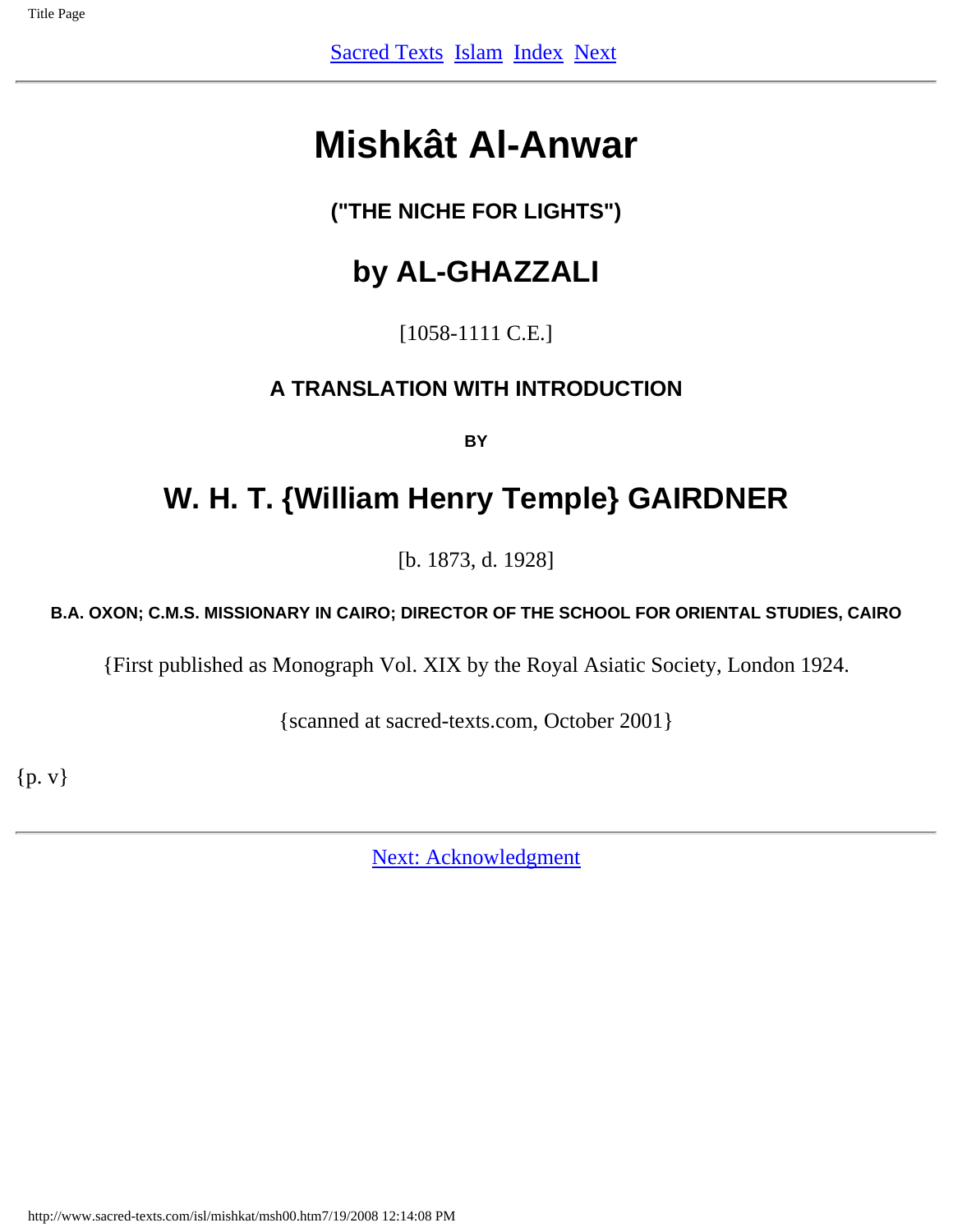[Sacred Texts](#) [Islam](#) [Index](#) [Next](#)

---

# Mishkât Al-Anwar

### ("THE NICHE FOR LIGHTS")

## by AL-GHAZZALI

[1058-1111 C.E.]

### A TRANSLATION WITH INTRODUCTION

**BY**

## W. H. T. {William Henry Temple} GAIRDNER

[b. 1873, d. 1928]

**B.A. OXON; C.M.S. MISSIONARY IN CAIRO; DIRECTOR OF THE SCHOOL FOR ORIENTAL STUDIES, CAIRO**

{First published as Monograph Vol. XIX by the Royal Asiatic Society, London 1924.

{scanned at sacred-texts.com, October 2001}

{p. v}

---

[Next: Acknowledgment](#)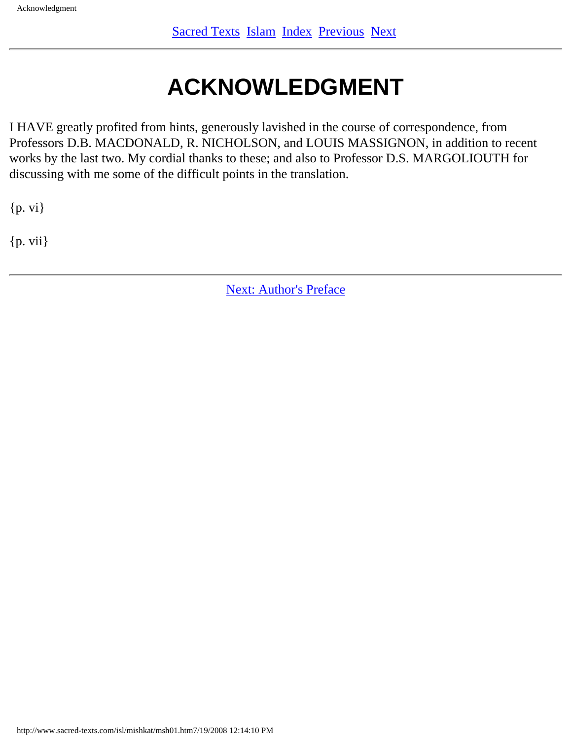# ACKNOWLEDGMENT

I HAVE greatly profited from hints, generously lavished in the course of correspondence, from Professors D.B. MACDONALD, R. NICHOLSON, and LOUIS MASSIGNON, in addition to recent works by the last two. My cordial thanks to these; and also to Professor D.S. MARGOLIOUTH for discussing with me some of the difficult points in the translation.

{p. vi}

{p. vii}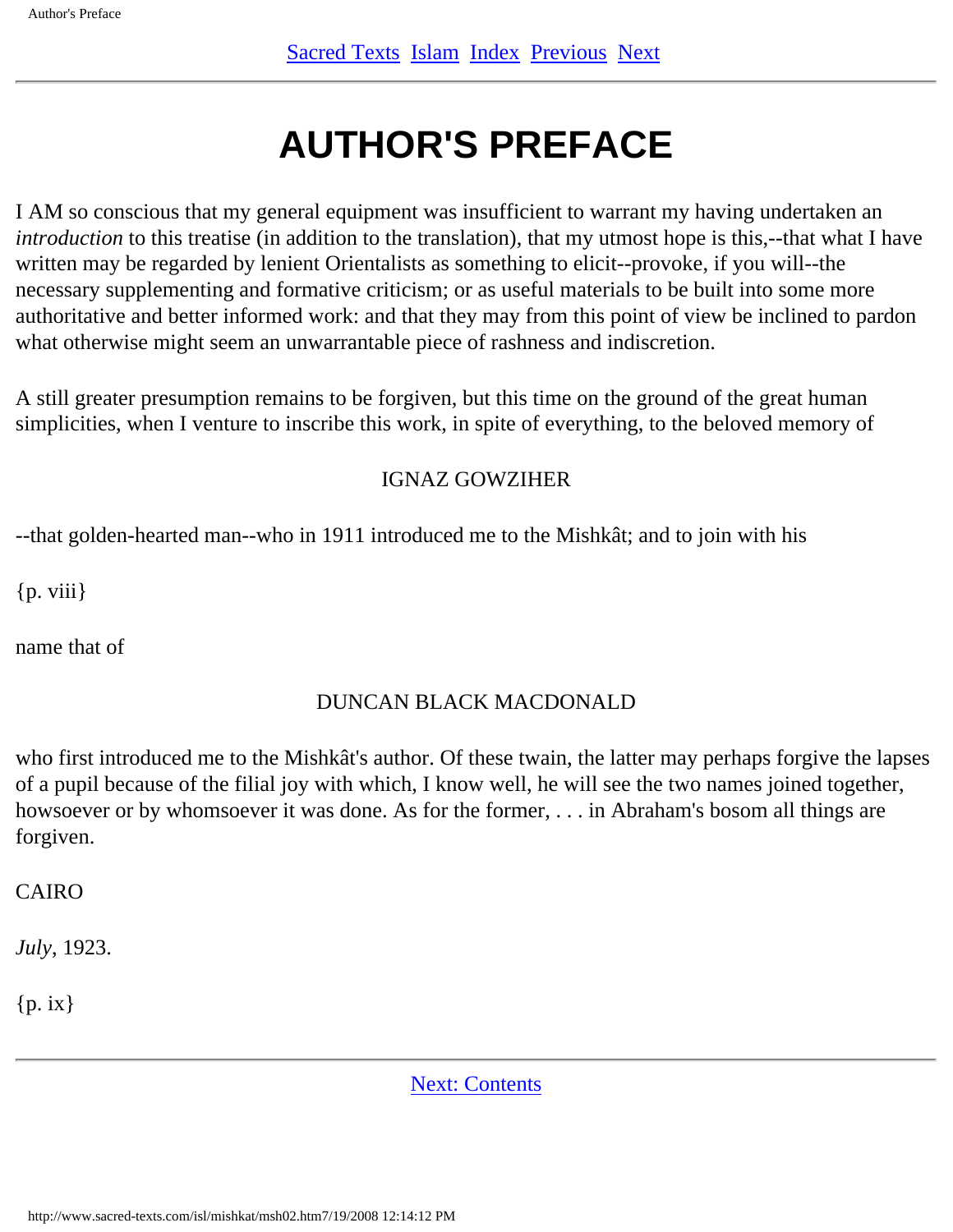# AUTHOR'S PREFACE

I AM so conscious that my general equipment was insufficient to warrant my having undertaken an *introduction* to this treatise (in addition to the translation), that my utmost hope is this,--that what I have written may be regarded by lenient Orientalists as something to elicit--provoke, if you will--the necessary supplementing and formative criticism; or as useful materials to be built into some more authoritative and better informed work: and that they may from this point of view be inclined to pardon what otherwise might seem an unwarrantable piece of rashness and indiscretion.

A still greater presumption remains to be forgiven, but this time on the ground of the great human simplicities, when I venture to inscribe this work, in spite of everything, to the beloved memory of

IGNAZ GOWZIHER

--that golden-hearted man--who in 1911 introduced me to the Mishkât; and to join with his

{p. viii}

name that of

DUNCAN BLACK MACDONALD

who first introduced me to the Mishkât's author. Of these twain, the latter may perhaps forgive the lapses of a pupil because of the filial joy with which, I know well, he will see the two names joined together, howsoever or by whomsoever it was done. As for the former, . . . in Abraham's bosom all things are forgiven.

CAIRO

*July*, 1923.

{p. ix}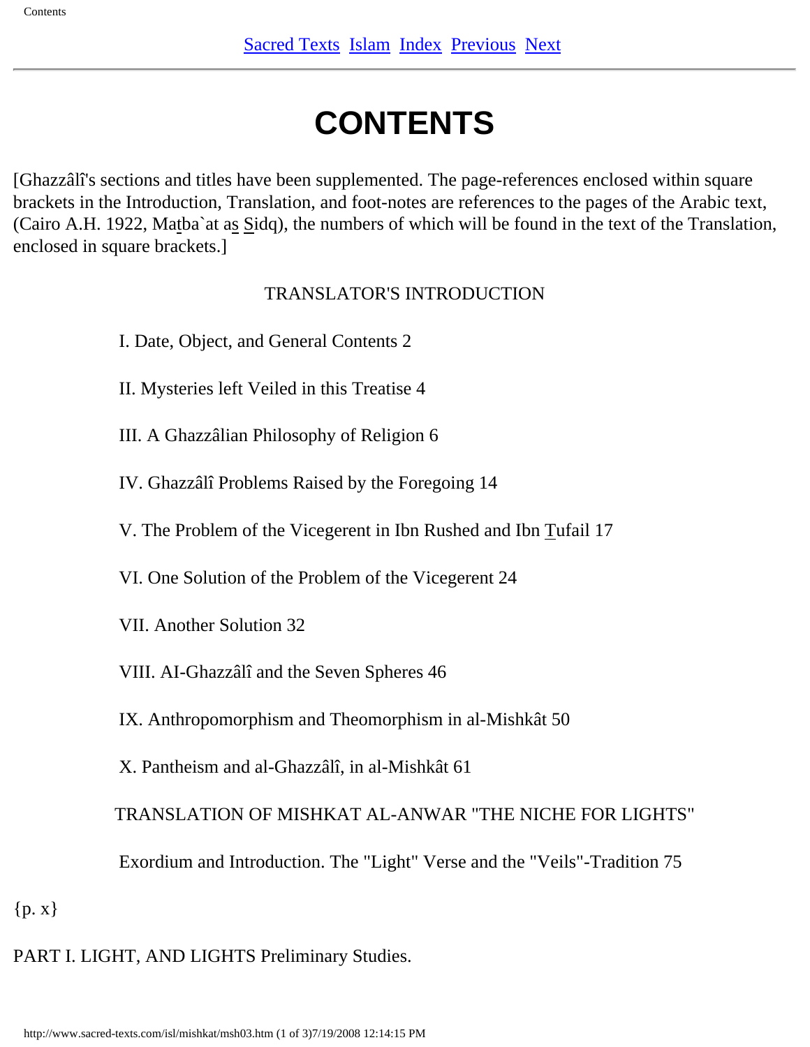# CONTENTS

[Ghazzâlî's sections and titles have been supplemented. The page-references enclosed within square brackets in the Introduction, Translation, and foot-notes are references to the pages of the Arabic text, (Cairo A.H. 1922, Matba`at as Sidq), the numbers of which will be found in the text of the Translation, enclosed in square brackets.]

TRANSLATOR'S INTRODUCTION

I. Date, Object, and General Contents 2

II. Mysteries left Veiled in this Treatise 4

III. A Ghazzâlian Philosophy of Religion 6

IV. Ghazzâlî Problems Raised by the Foregoing 14

V. The Problem of the Vicegerent in Ibn Rushed and Ibn Tufail 17

VI. One Solution of the Problem of the Vicegerent 24

VII. Another Solution 32

VIII. AI-Ghazzâlî and the Seven Spheres 46

IX. Anthropomorphism and Theomorphism in al-Mishkât 50

X. Pantheism and al-Ghazzâlî, in al-Mishkât 61

TRANSLATION OF MISHKAT AL-ANWAR "THE NICHE FOR LIGHTS"

Exordium and Introduction. The "Light" Verse and the "Veils"-Tradition 75

{p. x}

PART I. LIGHT, AND LIGHTS Preliminary Studies.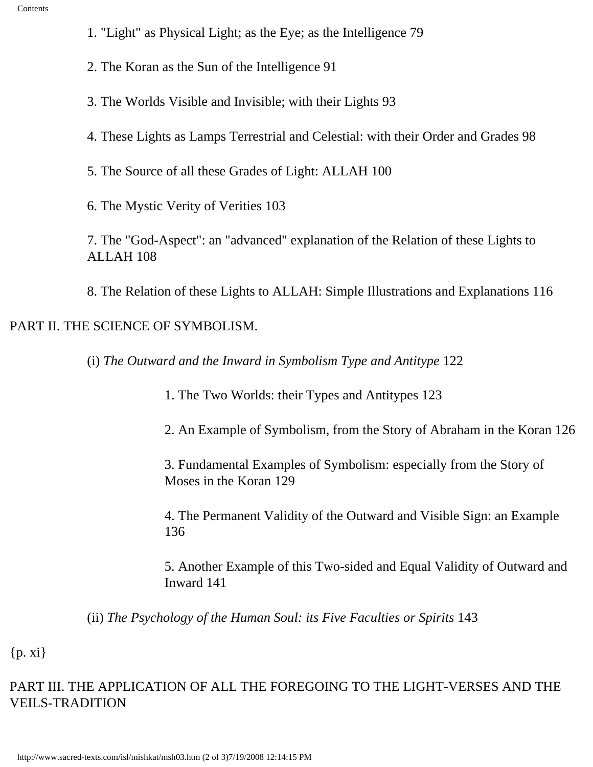1. "Light" as Physical Light; as the Eye; as the Intelligence 79

2. The Koran as the Sun of the Intelligence 91

3. The Worlds Visible and Invisible; with their Lights 93

4. These Lights as Lamps Terrestrial and Celestial: with their Order and Grades 98

5. The Source of all these Grades of Light: ALLAH 100

6. The Mystic Verity of Verities 103

7. The "God-Aspect": an "advanced" explanation of the Relation of these Lights to ALLAH 108

8. The Relation of these Lights to ALLAH: Simple Illustrations and Explanations 116

PART II. THE SCIENCE OF SYMBOLISM.

(i) *The Outward and the Inward in Symbolism Type and Antitype* 122

1. The Two Worlds: their Types and Antitypes 123

2. An Example of Symbolism, from the Story of Abraham in the Koran 126

3. Fundamental Examples of Symbolism: especially from the Story of Moses in the Koran 129

4. The Permanent Validity of the Outward and Visible Sign: an Example 136

5. Another Example of this Two-sided and Equal Validity of Outward and Inward 141

(ii) *The Psychology of the Human Soul: its Five Faculties or Spirits* 143

{p. xi}

PART III. THE APPLICATION OF ALL THE FOREGOING TO THE LIGHT-VERSES AND THE VEILS-TRADITION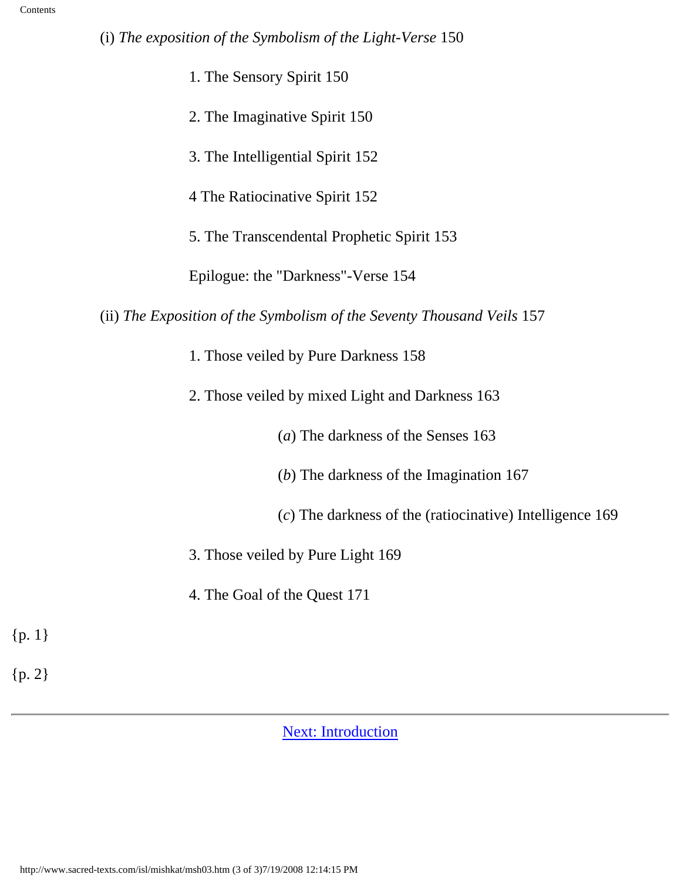(i) *The exposition of the Symbolism of the Light-Verse* 150

1. The Sensory Spirit 150
2. The Imaginative Spirit 150
3. The Intelligential Spirit 152

4 The Ratiocinative Spirit 152

5. The Transcendental Prophetic Spirit 153

Epilogue: the "Darkness"-Verse 154

(ii) *The Exposition of the Symbolism of the Seventy Thousand Veils* 157

1. Those veiled by Pure Darkness 158
2. Those veiled by mixed Light and Darkness 163
    - (*a*) The darkness of the Senses 163
    - (*b*) The darkness of the Imagination 167
    - (*c*) The darkness of the (ratiocinative) Intelligence 169
3. Those veiled by Pure Light 169
4. The Goal of the Quest 171

{p. 1}

{p. 2}

---

Next: Introduction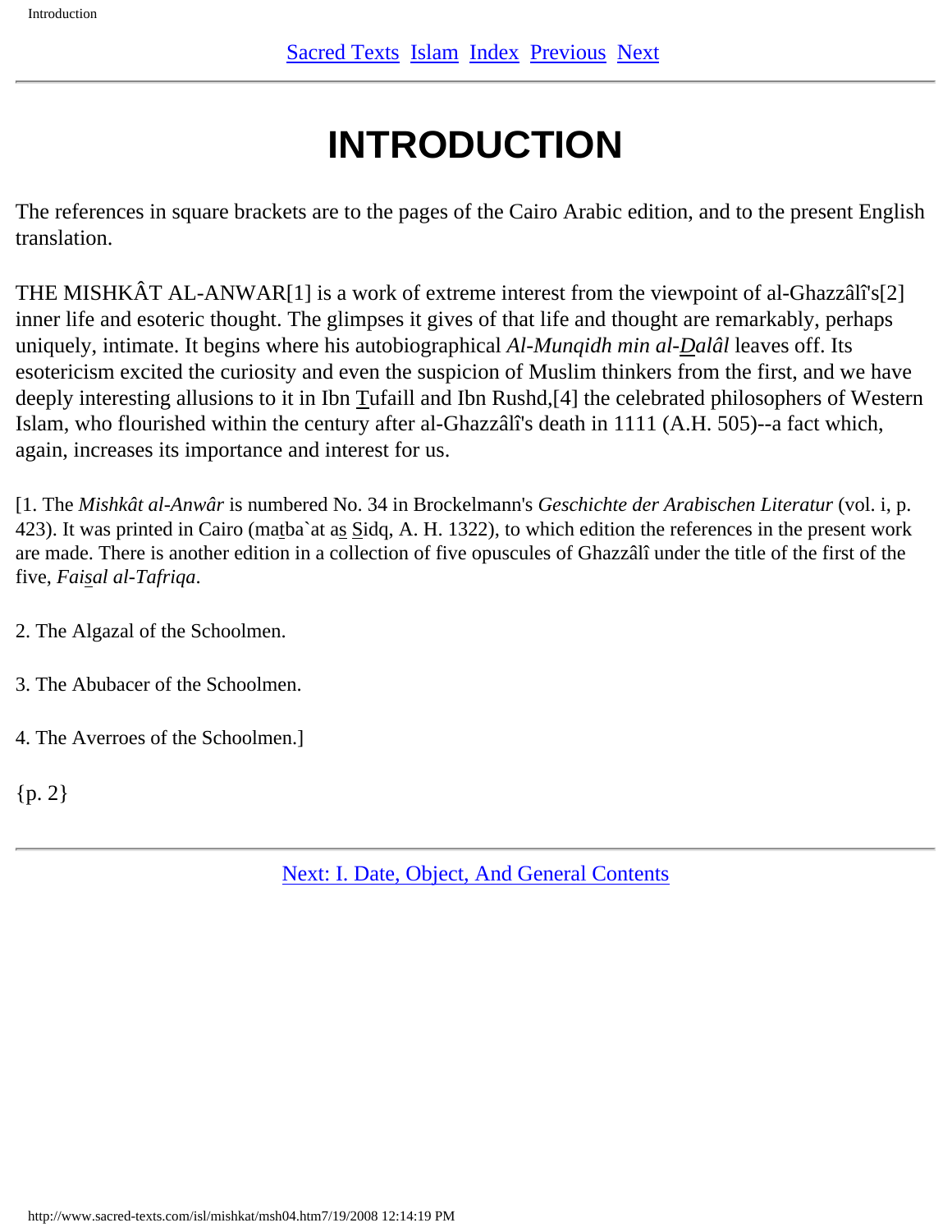# INTRODUCTION

The references in square brackets are to the pages of the Cairo Arabic edition, and to the present English translation.

THE MISHKÂT AL-ANWAR[1] is a work of extreme interest from the viewpoint of al-Ghazzâlî's[2] inner life and esoteric thought. The glimpses it gives of that life and thought are remarkably, perhaps uniquely, intimate. It begins where his autobiographical *Al-Munqidh min al-Dalâl* leaves off. Its esotericism excited the curiosity and even the suspicion of Muslim thinkers from the first, and we have deeply interesting allusions to it in Ibn Tufaill and Ibn Rushd,[4] the celebrated philosophers of Western Islam, who flourished within the century after al-Ghazzâlî's death in 1111 (A.H. 505)--a fact which, again, increases its importance and interest for us.

[1. The *Mishkât al-Anwâr* is numbered No. 34 in Brockelmann's *Geschichte der Arabischen Literatur* (vol. i, p. 423). It was printed in Cairo (matba`at as Sidq, A. H. 1322), to which edition the references in the present work are made. There is another edition in a collection of five opuscules of Ghazzâlî under the title of the first of the five, *Faisal al-Tafriqa*.

2. The Algazal of the Schoolmen.

3. The Abubacer of the Schoolmen.

4. The Averroes of the Schoolmen.]

{p. 2}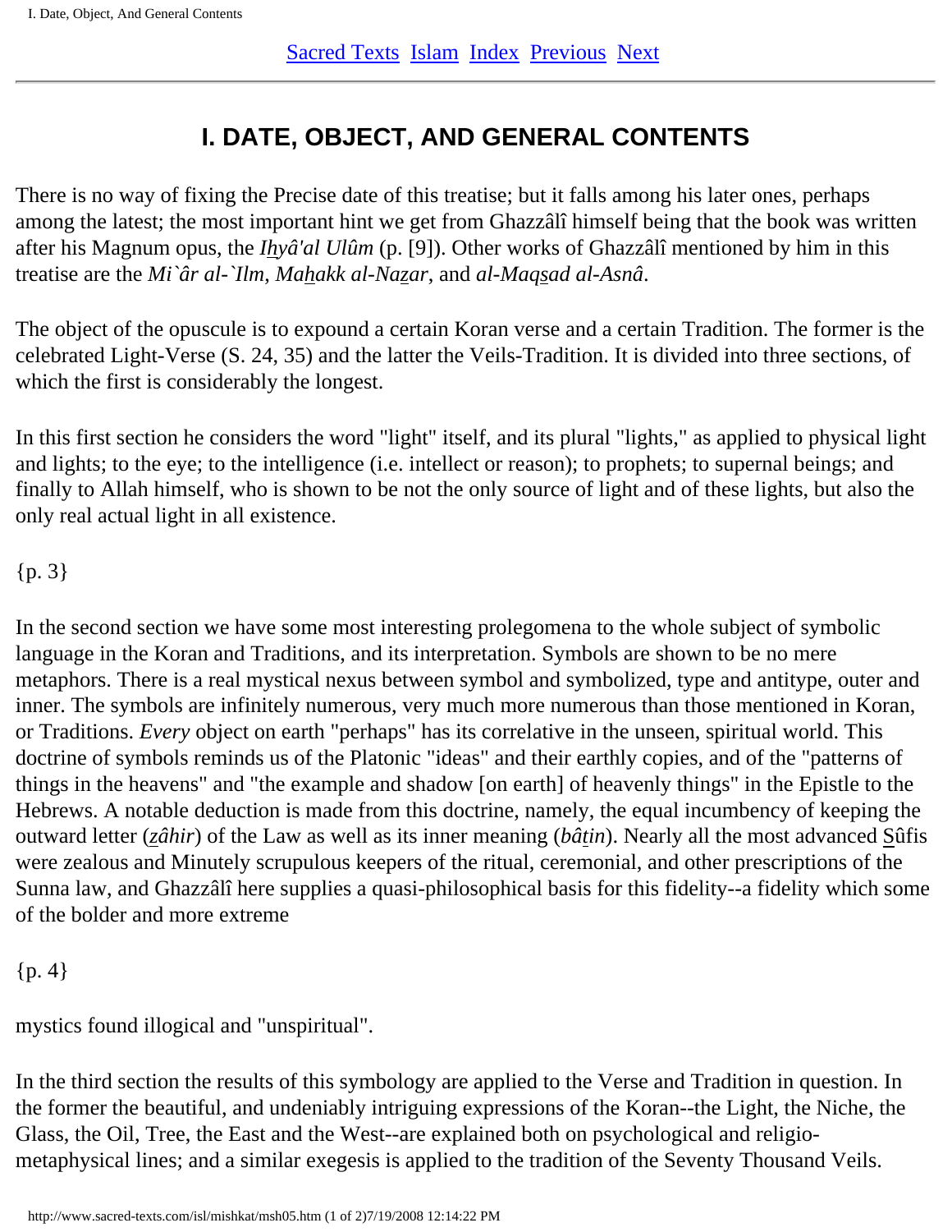# I. DATE, OBJECT, AND GENERAL CONTENTS

There is no way of fixing the Precise date of this treatise; but it falls among his later ones, perhaps among the latest; the most important hint we get from Ghazzâlî himself being that the book was written after his Magnum opus, the *I*h*yâ'al Ulûm* (p. [9]). Other works of Ghazzâlî mentioned by him in this treatise are the *Mi`âr al-`Ilm*, *Ma*h*akk al-Na*z*ar*, and *al-Maq*s*ad al-Asnâ*.

The object of the opuscule is to expound a certain Koran verse and a certain Tradition. The former is the celebrated Light-Verse (S. 24, 35) and the latter the Veils-Tradition. It is divided into three sections, of which the first is considerably the longest.

In this first section he considers the word "light" itself, and its plural "lights," as applied to physical light and lights; to the eye; to the intelligence (i.e. intellect or reason); to prophets; to supernal beings; and finally to Allah himself, who is shown to be not the only source of light and of these lights, but also the only real actual light in all existence.

{p. 3}

In the second section we have some most interesting prolegomena to the whole subject of symbolic language in the Koran and Traditions, and its interpretation. Symbols are shown to be no mere metaphors. There is a real mystical nexus between symbol and symbolized, type and antitype, outer and inner. The symbols are infinitely numerous, very much more numerous than those mentioned in Koran, or Traditions. *Every* object on earth "perhaps" has its correlative in the unseen, spiritual world. This doctrine of symbols reminds us of the Platonic "ideas" and their earthly copies, and of the "patterns of things in the heavens" and "the example and shadow [on earth] of heavenly things" in the Epistle to the Hebrews. A notable deduction is made from this doctrine, namely, the equal incumbency of keeping the outward letter (*z*â*hir*) of the Law as well as its inner meaning (*bâ*t*in*). Nearly all the most advanced Sûfis were zealous and Minutely scrupulous keepers of the ritual, ceremonial, and other prescriptions of the Sunna law, and Ghazzâlî here supplies a quasi-philosophical basis for this fidelity--a fidelity which some of the bolder and more extreme

{p. 4}

mystics found illogical and "unspiritual".

In the third section the results of this symbology are applied to the Verse and Tradition in question. In the former the beautiful, and undeniably intriguing expressions of the Koran--the Light, the Niche, the Glass, the Oil, Tree, the East and the West--are explained both on psychological and religio-metaphysical lines; and a similar exegesis is applied to the tradition of the Seventy Thousand Veils.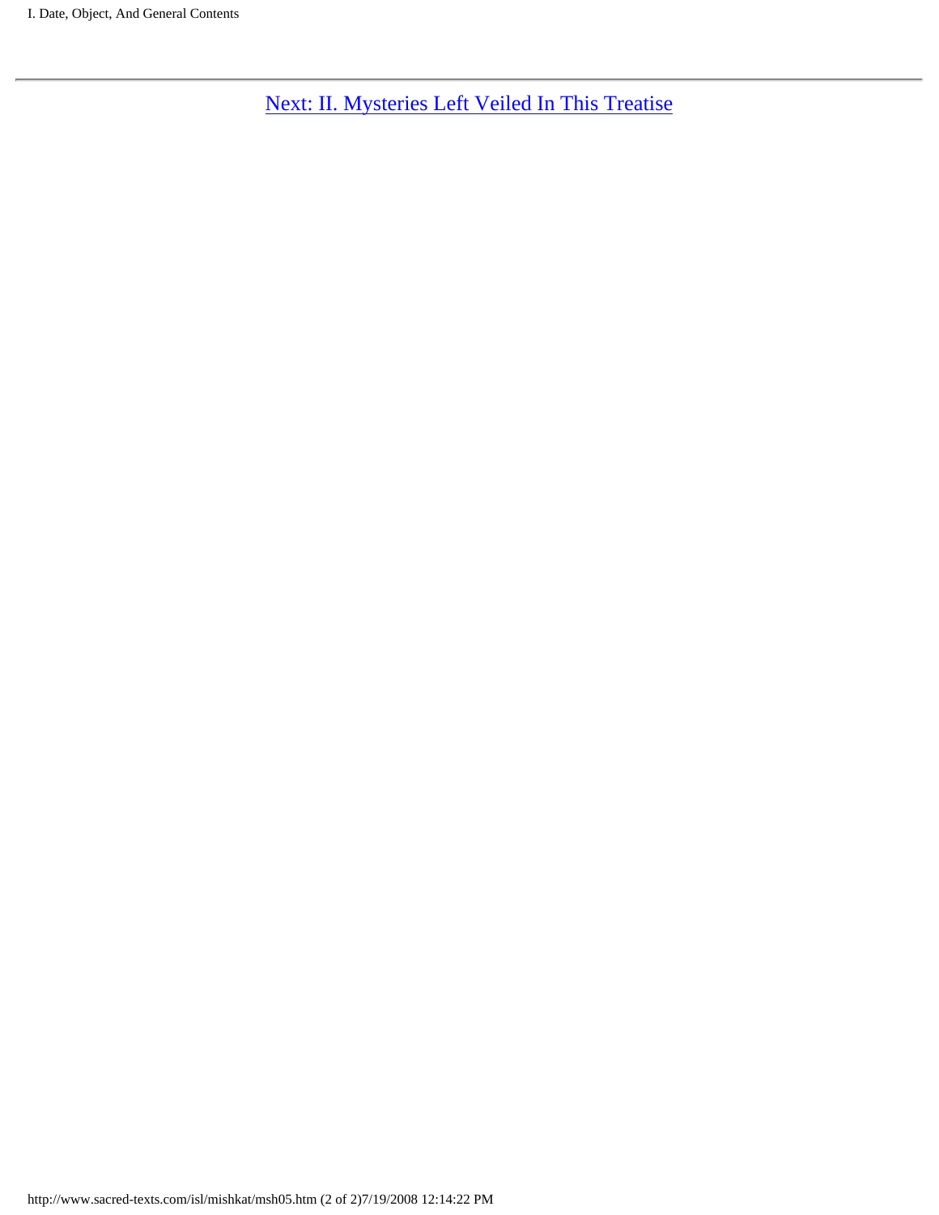Next: II. Mysteries Left Veiled In This Treatise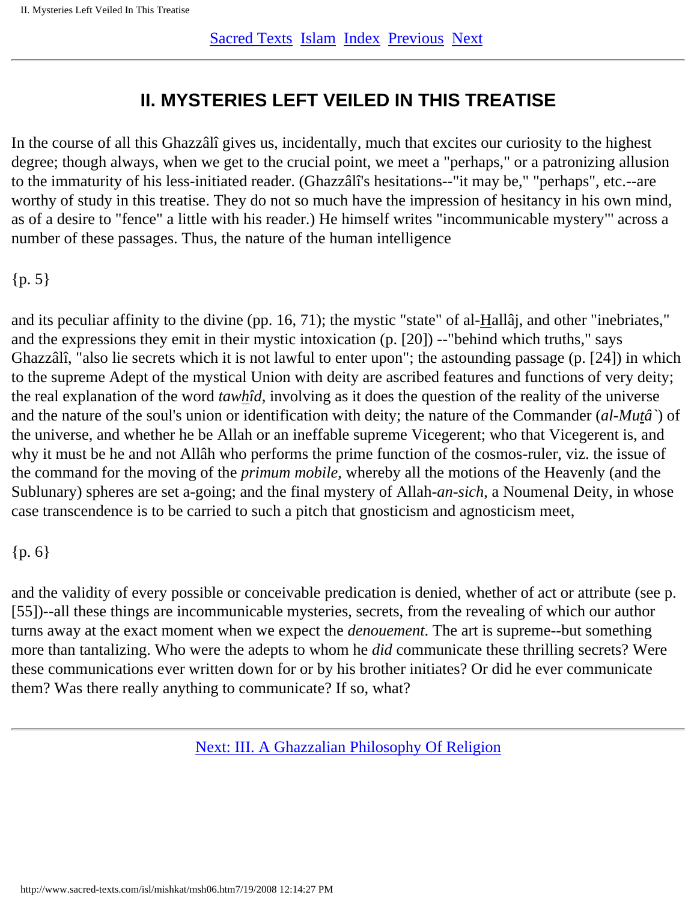## II. MYSTERIES LEFT VEILED IN THIS TREATISE

In the course of all this Ghazzâlî gives us, incidentally, much that excites our curiosity to the highest degree; though always, when we get to the crucial point, we meet a "perhaps," or a patronizing allusion to the immaturity of his less-initiated reader. (Ghazzâlî's hesitations--"it may be," "perhaps", etc.--are worthy of study in this treatise. They do not so much have the impression of hesitancy in his own mind, as of a desire to "fence" a little with his reader.) He himself writes "incommunicable mystery"' across a number of these passages. Thus, the nature of the human intelligence

{p. 5}

and its peculiar affinity to the divine (pp. 16, 71); the mystic "state" of al-Hallâj, and other "inebriates," and the expressions they emit in their mystic intoxication (p. [20]) --"behind which truths," says Ghazzâlî, "also lie secrets which it is not lawful to enter upon"; the astounding passage (p. [24]) in which to the supreme Adept of the mystical Union with deity are ascribed features and functions of very deity; the real explanation of the word *tawhîd*, involving as it does the question of the reality of the universe and the nature of the soul's union or identification with deity; the nature of the Commander (*al-Mutâ`*) of the universe, and whether he be Allah or an ineffable supreme Vicegerent; who that Vicegerent is, and why it must be he and not Allâh who performs the prime function of the cosmos-ruler, viz. the issue of the command for the moving of the *primum mobile*, whereby all the motions of the Heavenly (and the Sublunary) spheres are set a-going; and the final mystery of Allah-*an-sich*, a Noumenal Deity, in whose case transcendence is to be carried to such a pitch that gnosticism and agnosticism meet,

{p. 6}

and the validity of every possible or conceivable predication is denied, whether of act or attribute (see p. [55])--all these things are incommunicable mysteries, secrets, from the revealing of which our author turns away at the exact moment when we expect the *denouement*. The art is supreme--but something more than tantalizing. Who were the adepts to whom he *did* communicate these thrilling secrets? Were these communications ever written down for or by his brother initiates? Or did he ever communicate them? Was there really anything to communicate? If so, what?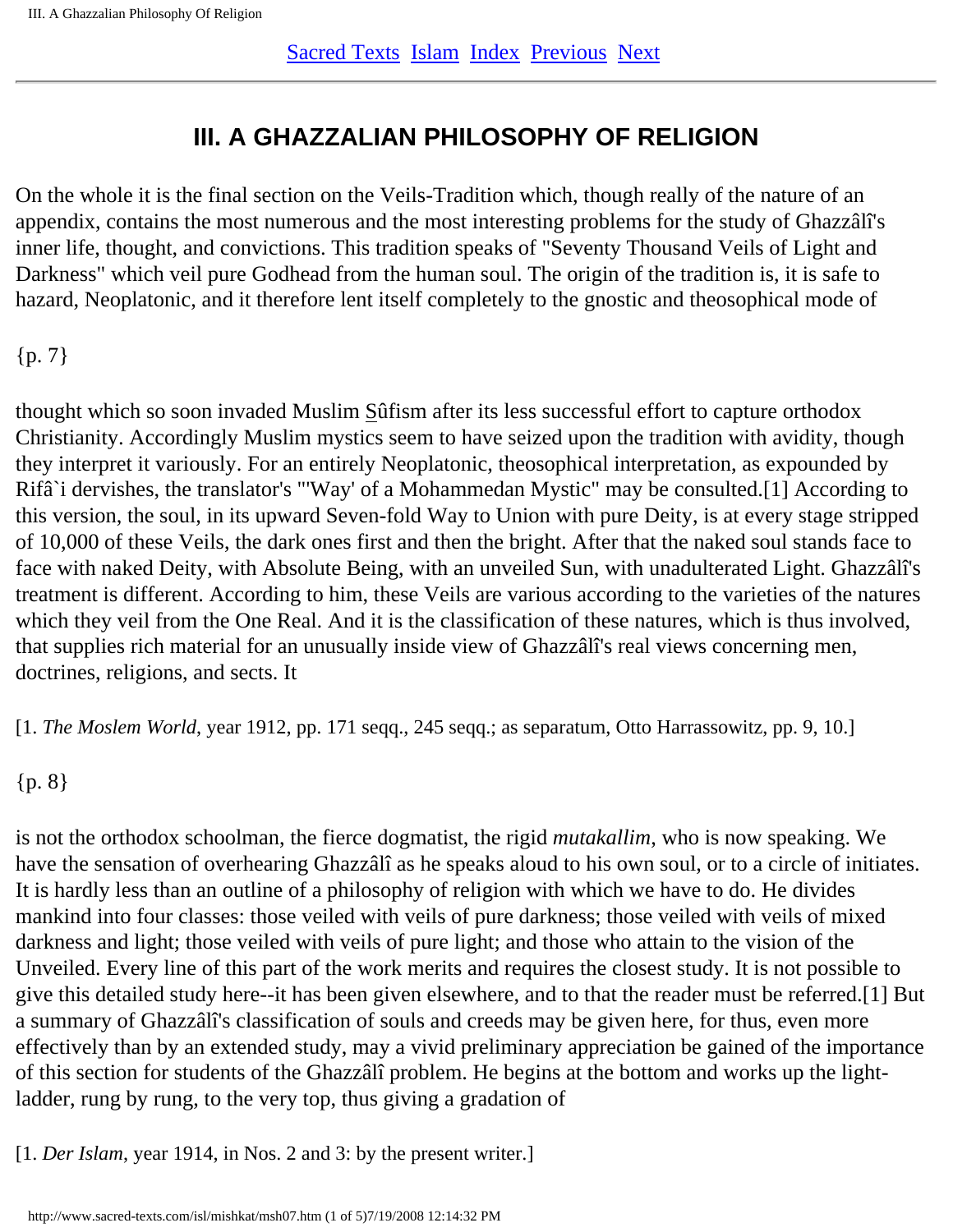# III. A GHAZZALIAN PHILOSOPHY OF RELIGION

On the whole it is the final section on the Veils-Tradition which, though really of the nature of an appendix, contains the most numerous and the most interesting problems for the study of Ghazzâlî's inner life, thought, and convictions. This tradition speaks of "Seventy Thousand Veils of Light and Darkness" which veil pure Godhead from the human soul. The origin of the tradition is, it is safe to hazard, Neoplatonic, and it therefore lent itself completely to the gnostic and theosophical mode of thought which so soon invaded Muslim Sûfism after its less successful effort to capture orthodox Christianity. Accordingly Muslim mystics seem to have seized upon the tradition with avidity, though they interpret it variously. For an entirely Neoplatonic, theosophical interpretation, as expounded by Rifâ`i dervishes, the translator's "'Way' of a Mohammedan Mystic" may be consulted.[1] According to this version, the soul, in its upward Seven-fold Way to Union with pure Deity, is at every stage stripped of 10,000 of these Veils, the dark ones first and then the bright. After that the naked soul stands face to face with naked Deity, with Absolute Being, with an unveiled Sun, with unadulterated Light. Ghazzâlî's treatment is different. According to him, these Veils are various according to the varieties of the natures which they veil from the One Real. And it is the classification of these natures, which is thus involved, that supplies rich material for an unusually inside view of Ghazzâlî's real views concerning men, doctrines, religions, and sects. It is not the orthodox schoolman, the fierce dogmatist, the rigid *mutakallim*, who is now speaking. We have the sensation of overhearing Ghazzâlî as he speaks aloud to his own soul, or to a circle of initiates. It is hardly less than an outline of a philosophy of religion with which we have to do. He divides mankind into four classes: those veiled with veils of pure darkness; those veiled with veils of mixed darkness and light; those veiled with veils of pure light; and those who attain to the vision of the Unveiled. Every line of this part of the work merits and requires the closest study. It is not possible to give this detailed study here--it has been given elsewhere, and to that the reader must be referred.[1] But a summary of Ghazzâlî's classification of souls and creeds may be given here, for thus, even more effectively than by an extended study, may a vivid preliminary appreciation be gained of the importance of this section for students of the Ghazzâlî problem. He begins at the bottom and works up the light-ladder, rung by rung, to the very top, thus giving a gradation of

[1. *The Moslem World*, year 1912, pp. 171 seqq., 245 seqq.; as separatum, Otto Harrassowitz, pp. 9, 10.]

[1. *Der Islam*, year 1914, in Nos. 2 and 3: by the present writer.]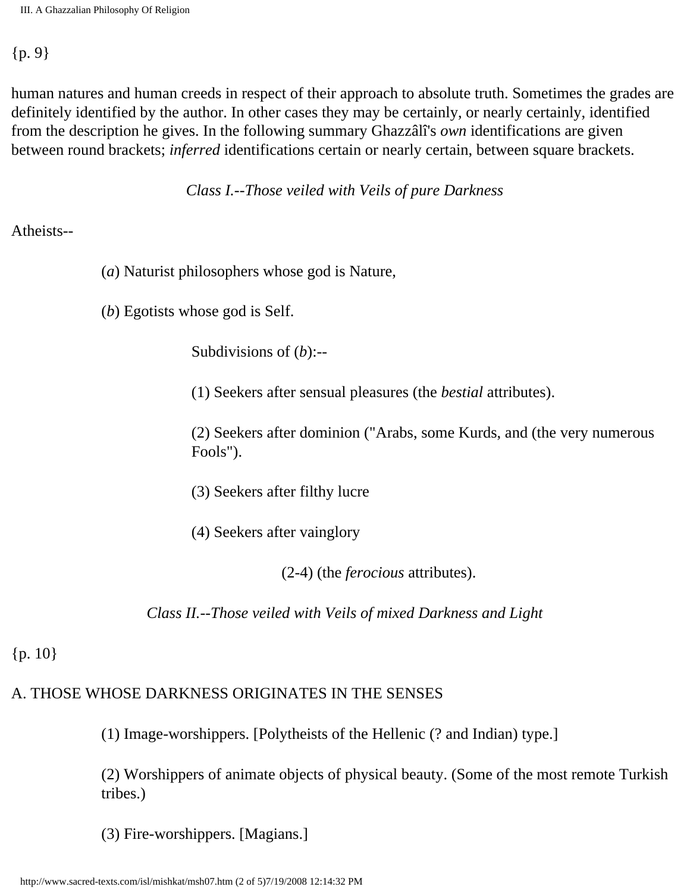{p. 9}

human natures and human creeds in respect of their approach to absolute truth. Sometimes the grades are definitely identified by the author. In other cases they may be certainly, or nearly certainly, identified from the description he gives. In the following summary Ghazzâlî's *own* identifications are given between round brackets; *inferred* identifications certain or nearly certain, between square brackets.

*Class I.--Those veiled with Veils of pure Darkness*

Atheists--

(*a*) Naturist philosophers whose god is Nature,

(*b*) Egotists whose god is Self.

Subdivisions of (*b*):--

(1) Seekers after sensual pleasures (the *bestial* attributes).

(2) Seekers after dominion ("Arabs, some Kurds, and (the very numerous Fools").

(3) Seekers after filthy lucre

(4) Seekers after vainglory

(2-4) (the *ferocious* attributes).

*Class II.--Those veiled with Veils of mixed Darkness and Light*

{p. 10}

A. THOSE WHOSE DARKNESS ORIGINATES IN THE SENSES

(1) Image-worshippers. [Polytheists of the Hellenic (? and Indian) type.]

(2) Worshippers of animate objects of physical beauty. (Some of the most remote Turkish tribes.)

(3) Fire-worshippers. [Magians.]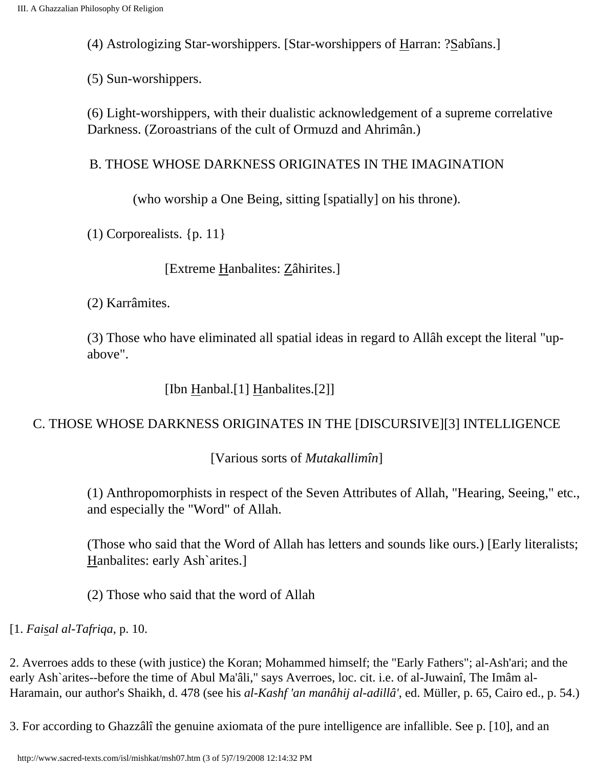(4) Astrologizing Star-worshippers. [Star-worshippers of Harran: ?Sabîans.]

(5) Sun-worshippers.

(6) Light-worshippers, with their dualistic acknowledgement of a supreme correlative Darkness. (Zoroastrians of the cult of Ormuzd and Ahrimân.)

B. THOSE WHOSE DARKNESS ORIGINATES IN THE IMAGINATION

(who worship a One Being, sitting [spatially] on his throne).

(1) Corporealists. {p. 11}

[Extreme Hanbalites: Zâhirites.]

(2) Karrâmites.

(3) Those who have eliminated all spatial ideas in regard to Allâh except the literal "up-above".

[Ibn Hanbal.[1] Hanbalites.[2]]

C. THOSE WHOSE DARKNESS ORIGINATES IN THE [DISCURSIVE][3] INTELLIGENCE

[Various sorts of *Mutakallimîn*]

(1) Anthropomorphists in respect of the Seven Attributes of Allah, "Hearing, Seeing," etc., and especially the "Word" of Allah.

(Those who said that the Word of Allah has letters and sounds like ours.) [Early literalists; Hanbalites: early Ash`arites.]

(2) Those who said that the word of Allah

[1. *Faisal al-Tafriqa*, p. 10.

2. Averroes adds to these (with justice) the Koran; Mohammed himself; the "Early Fathers"; al-Ash'ari; and the early Ash`arites--before the time of Abul Ma'âli," says Averroes, loc. cit. i.e. of al-Juwainî, The Imâm al-Haramain, our author's Shaikh, d. 478 (see his *al-Kashf 'an manâhij al-adillâ'*, ed. Müller, p. 65, Cairo ed., p. 54.)

3. For according to Ghazzâlî the genuine axiomata of the pure intelligence are infallible. See p. [10], and an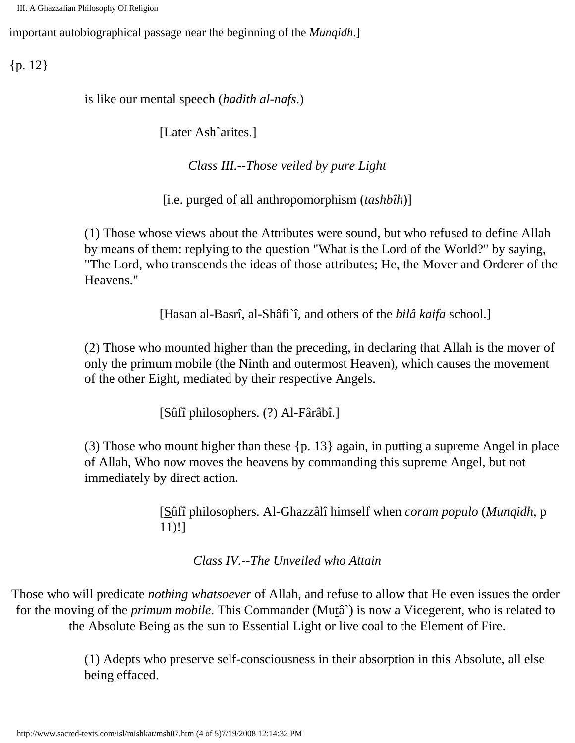important autobiographical passage near the beginning of the *Munqidh*.]

{p. 12}

is like our mental speech (*hadith al-nafs*.)

[Later Ash`arites.]

*Class III.--Those veiled by pure Light*

[i.e. purged of all anthropomorphism (*tashbîh*)]

(1) Those whose views about the Attributes were sound, but who refused to define Allah by means of them: replying to the question "What is the Lord of the World?" by saying, "The Lord, who transcends the ideas of those attributes; He, the Mover and Orderer of the Heavens."

[Hasan al-Basrî, al-Shâfi`î, and others of the *bilâ kaifa* school.]

(2) Those who mounted higher than the preceding, in declaring that Allah is the mover of only the primum mobile (the Ninth and outermost Heaven), which causes the movement of the other Eight, mediated by their respective Angels.

[Sûfî philosophers. (?) Al-Fârâbî.]

(3) Those who mount higher than these {p. 13} again, in putting a supreme Angel in place of Allah, Who now moves the heavens by commanding this supreme Angel, but not immediately by direct action.

[Sûfî philosophers. Al-Ghazzâlî himself when *coram populo* (*Munqidh*, p 11)!]

*Class IV.--The Unveiled who Attain*

Those who will predicate *nothing whatsoever* of Allah, and refuse to allow that He even issues the order for the moving of the *primum mobile*. This Commander (Mutâ`) is now a Vicegerent, who is related to the Absolute Being as the sun to Essential Light or live coal to the Element of Fire.

(1) Adepts who preserve self-consciousness in their absorption in this Absolute, all else being effaced.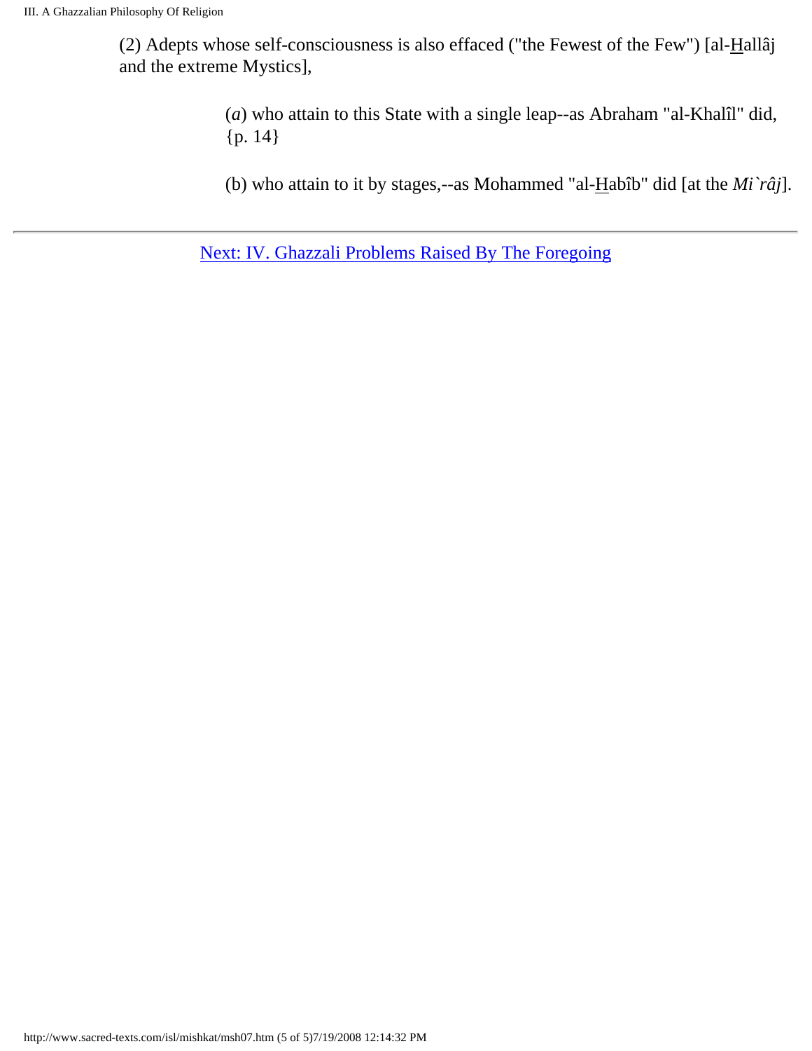(2) Adepts whose self-consciousness is also effaced ("the Fewest of the Few") [al-Hallâj and the extreme Mystics],

(*a*) who attain to this State with a single leap--as Abraham "al-Khalîl" did, {p. 14}

(b) who attain to it by stages,--as Mohammed "al-Habîb" did [at the *Mi`râj*].

Next: IV. Ghazzali Problems Raised By The Foregoing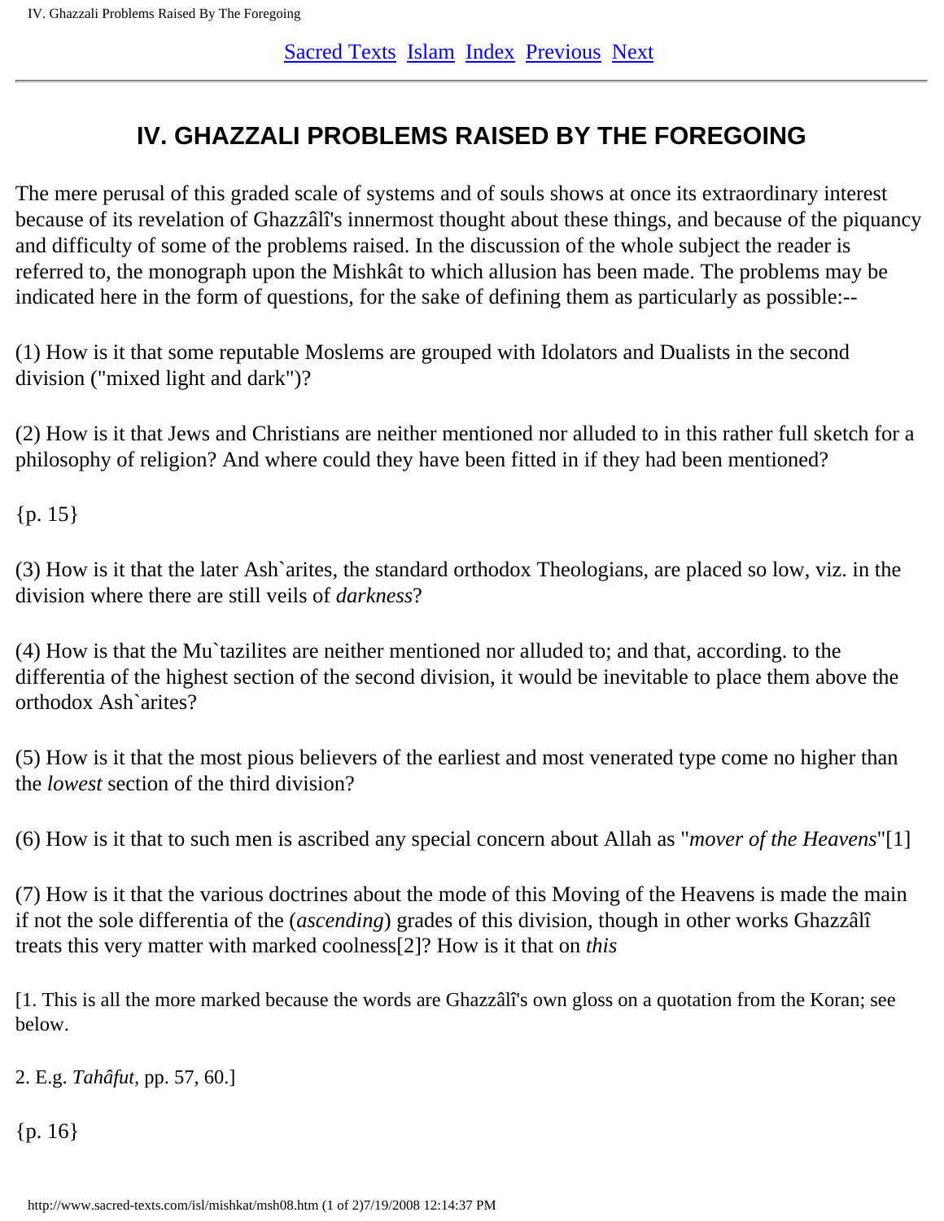# IV. GHAZZALI PROBLEMS RAISED BY THE FOREGOING

The mere perusal of this graded scale of systems and of souls shows at once its extraordinary interest because of its revelation of Ghazzâlî's innermost thought about these things, and because of the piquancy and difficulty of some of the problems raised. In the discussion of the whole subject the reader is referred to, the monograph upon the Mishkât to which allusion has been made. The problems may be indicated here in the form of questions, for the sake of defining them as particularly as possible:--

(1) How is it that some reputable Moslems are grouped with Idolators and Dualists in the second division ("mixed light and dark")?

(2) How is it that Jews and Christians are neither mentioned nor alluded to in this rather full sketch for a philosophy of religion? And where could they have been fitted in if they had been mentioned?

{p. 15}

(3) How is it that the later Ash`arites, the standard orthodox Theologians, are placed so low, viz. in the division where there are still veils of *darkness*?

(4) How is that the Mu`tazilites are neither mentioned nor alluded to; and that, according. to the differentia of the highest section of the second division, it would be inevitable to place them above the orthodox Ash`arites?

(5) How is it that the most pious believers of the earliest and most venerated type come no higher than the *lowest* section of the third division?

(6) How is it that to such men is ascribed any special concern about Allah as "*mover of the Heavens*"[1]

(7) How is it that the various doctrines about the mode of this Moving of the Heavens is made the main if not the sole differentia of the (*ascending*) grades of this division, though in other works Ghazzâlî treats this very matter with marked coolness[2]? How is it that on *this*

[1. This is all the more marked because the words are Ghazzâlî's own gloss on a quotation from the Koran; see below.

2. E.g. *Tahâfut*, pp. 57, 60.]

{p. 16}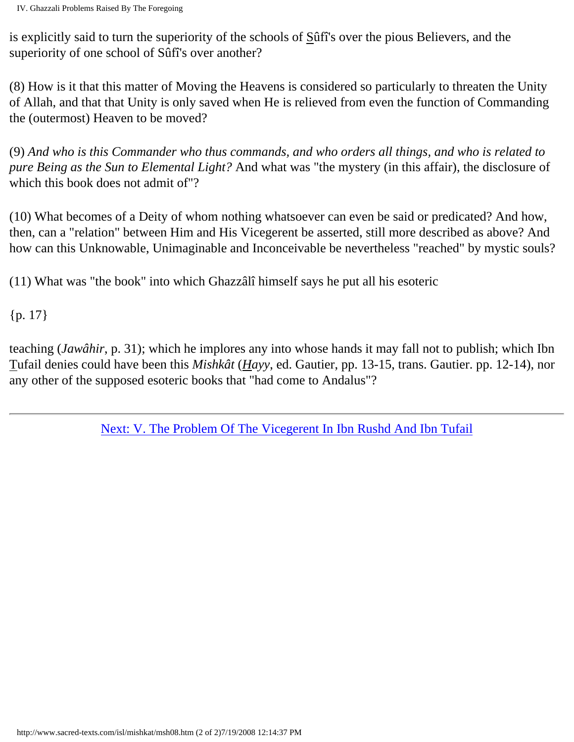is explicitly said to turn the superiority of the schools of Sûfî's over the pious Believers, and the superiority of one school of Sûfî's over another?

(8) How is it that this matter of Moving the Heavens is considered so particularly to threaten the Unity of Allah, and that that Unity is only saved when He is relieved from even the function of Commanding the (outermost) Heaven to be moved?

(9) *And who is this Commander who thus commands, and who orders all things, and who is related to pure Being as the Sun to Elemental Light?* And what was "the mystery (in this affair), the disclosure of which this book does not admit of"?

(10) What becomes of a Deity of whom nothing whatsoever can even be said or predicated? And how, then, can a "relation" between Him and His Vicegerent be asserted, still more described as above? And how can this Unknowable, Unimaginable and Inconceivable be nevertheless "reached" by mystic souls?

(11) What was "the book" into which Ghazzâlî himself says he put all his esoteric

{p. 17}

teaching (*Jawâhir*, p. 31); which he implores any into whose hands it may fall not to publish; which Ibn Tufail denies could have been this *Mishkât* (*Hayy*, ed. Gautier, pp. 13-15, trans. Gautier. pp. 12-14), nor any other of the supposed esoteric books that "had come to Andalus"?

---

Next: V. The Problem Of The Vicegerent In Ibn Rushd And Ibn Tufail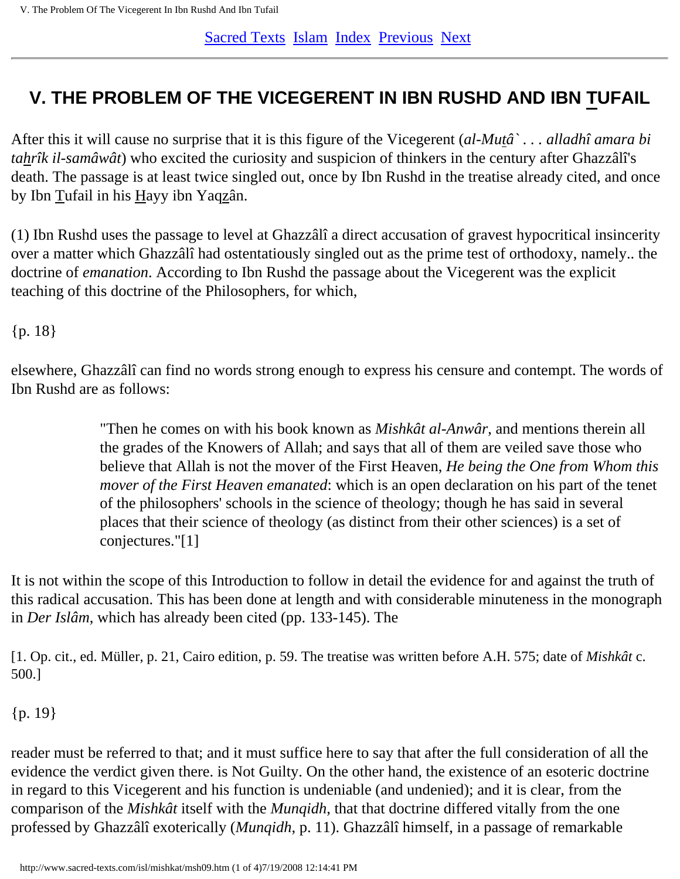## V. THE PROBLEM OF THE VICEGERENT IN IBN RUSHD AND IBN TUFAIL

After this it will cause no surprise that it is this figure of the Vicegerent (*al-Mutâ` . . . alladhî amara bi tahrîk il-samâwât*) who excited the curiosity and suspicion of thinkers in the century after Ghazzâlî's death. The passage is at least twice singled out, once by Ibn Rushd in the treatise already cited, and once by Ibn Tufail in his Hayy ibn Yaqzân.

(1) Ibn Rushd uses the passage to level at Ghazzâlî a direct accusation of gravest hypocritical insincerity over a matter which Ghazzâlî had ostentatiously singled out as the prime test of orthodoxy, namely.. the doctrine of *emanation*. According to Ibn Rushd the passage about the Vicegerent was the explicit teaching of this doctrine of the Philosophers, for which,

{p. 18}

elsewhere, Ghazzâlî can find no words strong enough to express his censure and contempt. The words of Ibn Rushd are as follows:

> "Then he comes on with his book known as *Mishkât al-Anwâr*, and mentions therein all the grades of the Knowers of Allah; and says that all of them are veiled save those who believe that Allah is not the mover of the First Heaven, *He being the One from Whom this mover of the First Heaven emanated*: which is an open declaration on his part of the tenet of the philosophers' schools in the science of theology; though he has said in several places that their science of theology (as distinct from their other sciences) is a set of conjectures."[1]

It is not within the scope of this Introduction to follow in detail the evidence for and against the truth of this radical accusation. This has been done at length and with considerable minuteness in the monograph in *Der Islâm*, which has already been cited (pp. 133-145). The

[1. Op. cit., ed. Müller, p. 21, Cairo edition, p. 59. The treatise was written before A.H. 575; date of *Mishkât* c. 500.]

{p. 19}

reader must be referred to that; and it must suffice here to say that after the full consideration of all the evidence the verdict given there. is Not Guilty. On the other hand, the existence of an esoteric doctrine in regard to this Vicegerent and his function is undeniable (and undenied); and it is clear, from the comparison of the *Mishkât* itself with the *Munqidh*, that that doctrine differed vitally from the one professed by Ghazzâlî exoterically (*Munqidh*, p. 11). Ghazzâlî himself, in a passage of remarkable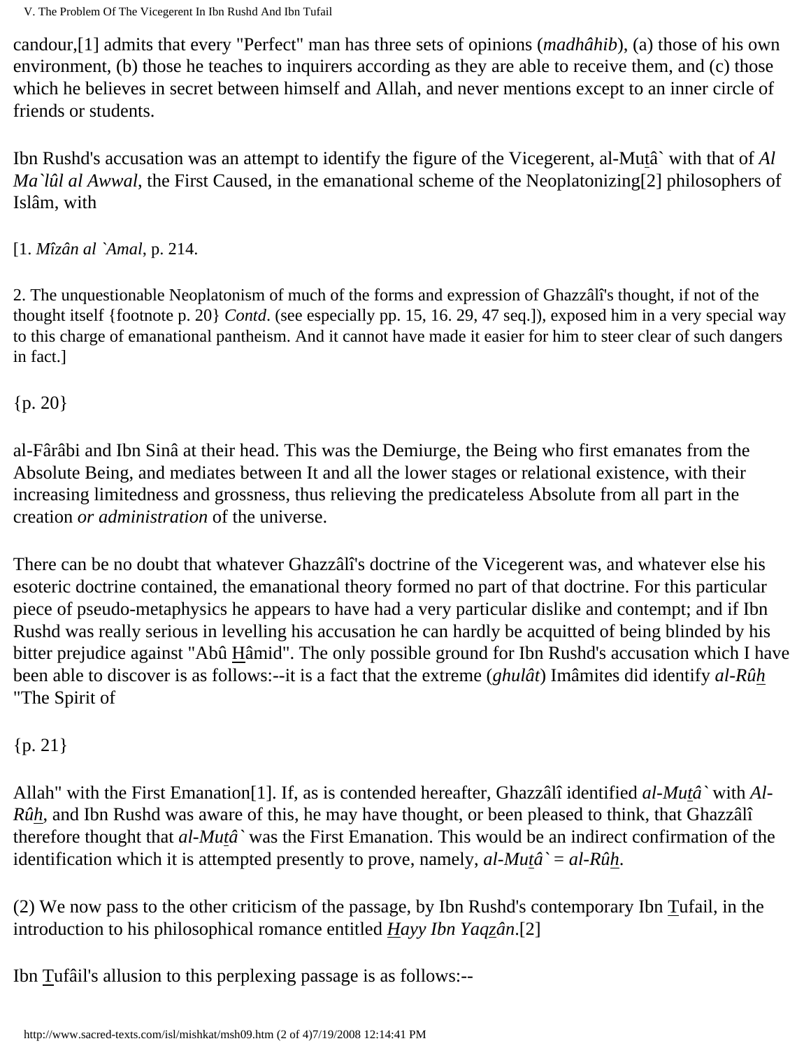candour,[1] admits that every "Perfect" man has three sets of opinions (*madhâhib*), (a) those of his own environment, (b) those he teaches to inquirers according as they are able to receive them, and (c) those which he believes in secret between himself and Allah, and never mentions except to an inner circle of friends or students.

Ibn Rushd's accusation was an attempt to identify the figure of the Vicegerent, al-Muṯâ` with that of *Al Ma`lûl al Awwal*, the First Caused, in the emanational scheme of the Neoplatonizing[2] philosophers of Islâm, with

[1. *Mîzân al `Amal*, p. 214.

2. The unquestionable Neoplatonism of much of the forms and expression of Ghazzâlî's thought, if not of the thought itself {footnote p. 20} *Contd*. (see especially pp. 15, 16. 29, 47 seq.]), exposed him in a very special way to this charge of emanational pantheism. And it cannot have made it easier for him to steer clear of such dangers in fact.]

{p. 20}

al-Fârâbi and Ibn Sinâ at their head. This was the Demiurge, the Being who first emanates from the Absolute Being, and mediates between It and all the lower stages or relational existence, with their increasing limitedness and grossness, thus relieving the predicateless Absolute from all part in the creation *or administration* of the universe.

There can be no doubt that whatever Ghazzâlî's doctrine of the Vicegerent was, and whatever else his esoteric doctrine contained, the emanational theory formed no part of that doctrine. For this particular piece of pseudo-metaphysics he appears to have had a very particular dislike and contempt; and if Ibn Rushd was really serious in levelling his accusation he can hardly be acquitted of being blinded by his bitter prejudice against "Abû H̲âmid". The only possible ground for Ibn Rushd's accusation which I have been able to discover is as follows:--it is a fact that the extreme (*ghulât*) Imâmites did identify *al-Rûh̲* "The Spirit of

{p. 21}

Allah" with the First Emanation[1]. If, as is contended hereafter, Ghazzâlî identified *al-Muṯâ`* with *Al-Rûh̲*, and Ibn Rushd was aware of this, he may have thought, or been pleased to think, that Ghazzâlî therefore thought that *al-Muṯâ`* was the First Emanation. This would be an indirect confirmation of the identification which it is attempted presently to prove, namely, *al-Muṯâ` = al-Rûh̲*.

(2) We now pass to the other criticism of the passage, by Ibn Rushd's contemporary Ibn T̲ufail, in the introduction to his philosophical romance entitled *H̲ayy Ibn Yaqẕân*.[2]

Ibn T̲ufâil's allusion to this perplexing passage is as follows:--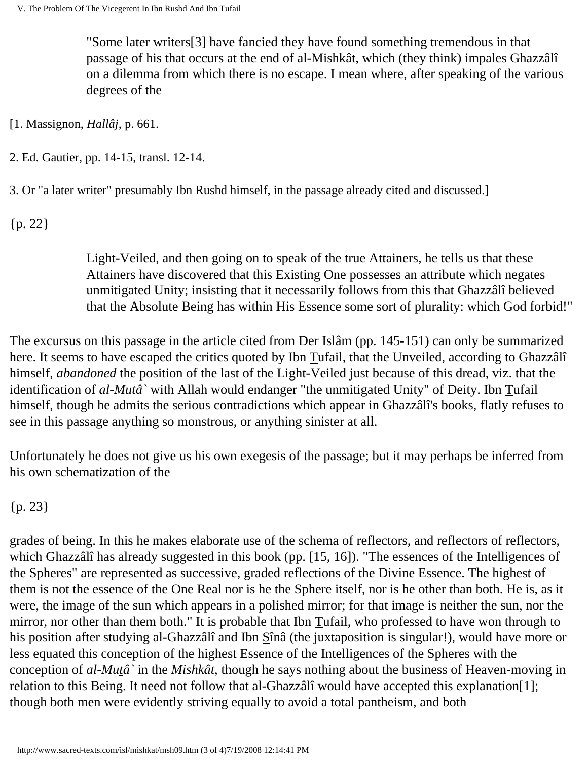"Some later writers[3] have fancied they have found something tremendous in that passage of his that occurs at the end of al-Mishkât, which (they think) impales Ghazzâlî on a dilemma from which there is no escape. I mean where, after speaking of the various degrees of the

[1. Massignon, *Hallâj*, p. 661.

2. Ed. Gautier, pp. 14-15, transl. 12-14.

3. Or "a later writer" presumably Ibn Rushd himself, in the passage already cited and discussed.]

{p. 22}

Light-Veiled, and then going on to speak of the true Attainers, he tells us that these Attainers have discovered that this Existing One possesses an attribute which negates unmitigated Unity; insisting that it necessarily follows from this that Ghazzâlî believed that the Absolute Being has within His Essence some sort of plurality: which God forbid!"

The excursus on this passage in the article cited from Der Islâm (pp. 145-151) can only be summarized here. It seems to have escaped the critics quoted by Ibn Tufail, that the Unveiled, according to Ghazzâlî himself, *abandoned* the position of the last of the Light-Veiled just because of this dread, viz. that the identification of *al-Mutâ`* with Allah would endanger "the unmitigated Unity" of Deity. Ibn Tufail himself, though he admits the serious contradictions which appear in Ghazzâlî's books, flatly refuses to see in this passage anything so monstrous, or anything sinister at all.

Unfortunately he does not give us his own exegesis of the passage; but it may perhaps be inferred from his own schematization of the

{p. 23}

grades of being. In this he makes elaborate use of the schema of reflectors, and reflectors of reflectors, which Ghazzâlî has already suggested in this book (pp. [15, 16]). "The essences of the Intelligences of the Spheres" are represented as successive, graded reflections of the Divine Essence. The highest of them is not the essence of the One Real nor is he the Sphere itself, nor is he other than both. He is, as it were, the image of the sun which appears in a polished mirror; for that image is neither the sun, nor the mirror, nor other than them both." It is probable that Ibn Tufail, who professed to have won through to his position after studying al-Ghazzâlî and Ibn Sînâ (the juxtaposition is singular!), would have more or less equated this conception of the highest Essence of the Intelligences of the Spheres with the conception of *al-Mutâ`* in the *Mishkât*, though he says nothing about the business of Heaven-moving in relation to this Being. It need not follow that al-Ghazzâlî would have accepted this explanation[1]; though both men were evidently striving equally to avoid a total pantheism, and both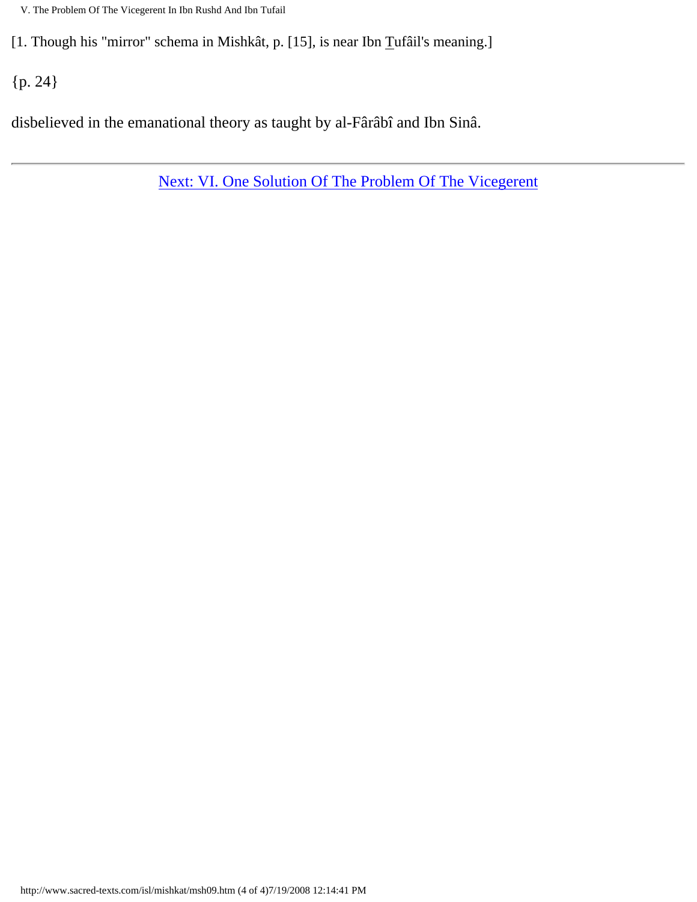[1. Though his "mirror" schema in Mishkât, p. [15], is near Ibn Tufâil's meaning.]

{p. 24}

disbelieved in the emanational theory as taught by al-Fârâbî and Ibn Sinâ.

---

Next: VI. One Solution Of The Problem Of The Vicegerent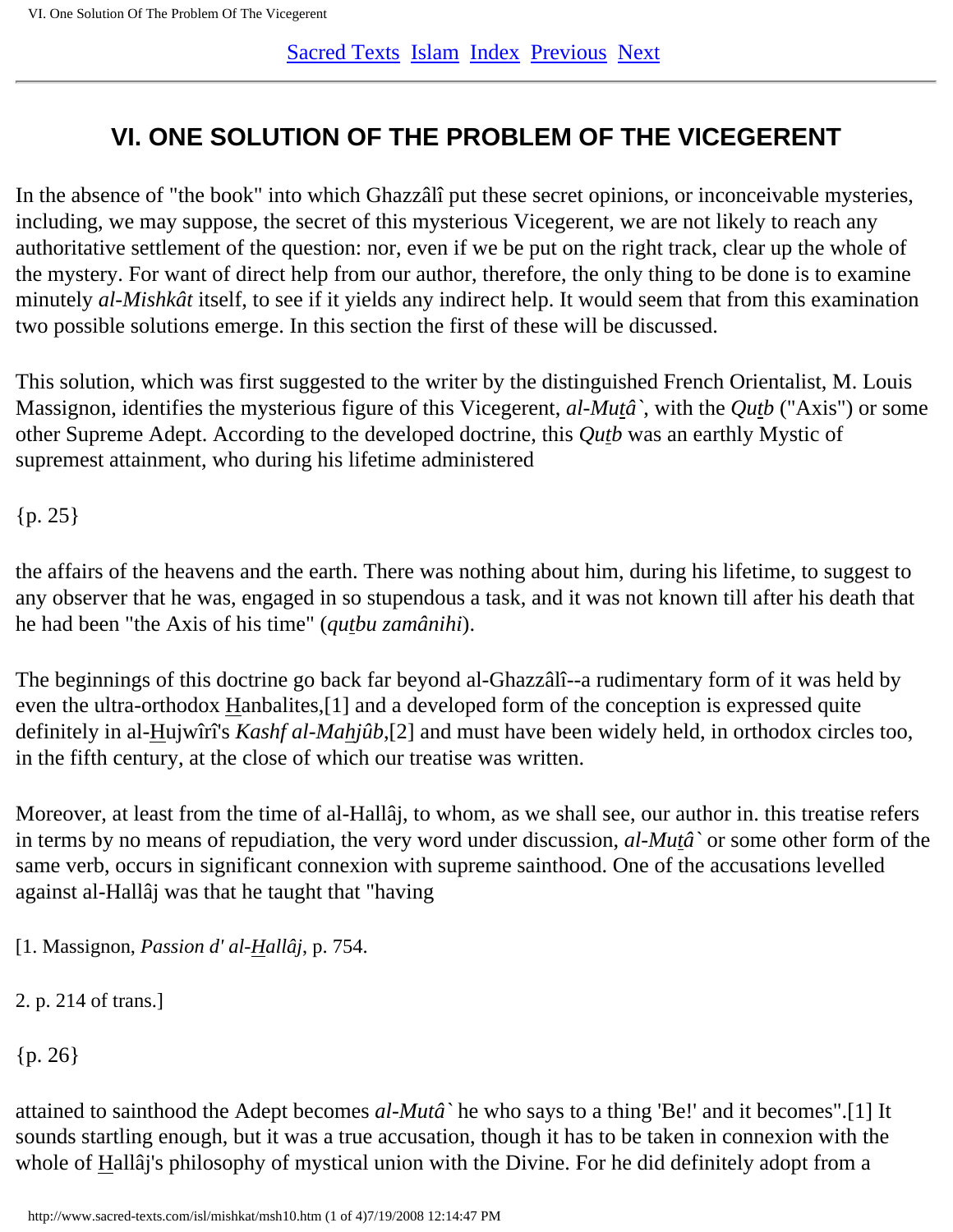# VI. ONE SOLUTION OF THE PROBLEM OF THE VICEGERENT

In the absence of "the book" into which Ghazzâlî put these secret opinions, or inconceivable mysteries, including, we may suppose, the secret of this mysterious Vicegerent, we are not likely to reach any authoritative settlement of the question: nor, even if we be put on the right track, clear up the whole of the mystery. For want of direct help from our author, therefore, the only thing to be done is to examine minutely *al-Mishkât* itself, to see if it yields any indirect help. It would seem that from this examination two possible solutions emerge. In this section the first of these will be discussed.

This solution, which was first suggested to the writer by the distinguished French Orientalist, M. Louis Massignon, identifies the mysterious figure of this Vicegerent, *al-Muṯâ`*, with the *Quṯb* ("Axis") or some other Supreme Adept. According to the developed doctrine, this *Quṯb* was an earthly Mystic of supremest attainment, who during his lifetime administered

{p. 25}

the affairs of the heavens and the earth. There was nothing about him, during his lifetime, to suggest to any observer that he was, engaged in so stupendous a task, and it was not known till after his death that he had been "the Axis of his time" (*quṯbu zamânihi*).

The beginnings of this doctrine go back far beyond al-Ghazzâlî--a rudimentary form of it was held by even the ultra-orthodox H̲anbalites,[1] and a developed form of the conception is expressed quite definitely in al-H̲ujwîrî's *Kashf al-Mahjûb*,[2] and must have been widely held, in orthodox circles too, in the fifth century, at the close of which our treatise was written.

Moreover, at least from the time of al-Hallâj, to whom, as we shall see, our author in. this treatise refers in terms by no means of repudiation, the very word under discussion, *al-Muṯâ`* or some other form of the same verb, occurs in significant connexion with supreme sainthood. One of the accusations levelled against al-Hallâj was that he taught that "having

[1. Massignon, *Passion d' al-H̲allâj*, p. 754.

2. p. 214 of trans.]

{p. 26}

attained to sainthood the Adept becomes *al-Mutâ`* he who says to a thing 'Be!' and it becomes".[1] It sounds startling enough, but it was a true accusation, though it has to be taken in connexion with the whole of H̲allâj's philosophy of mystical union with the Divine. For he did definitely adopt from a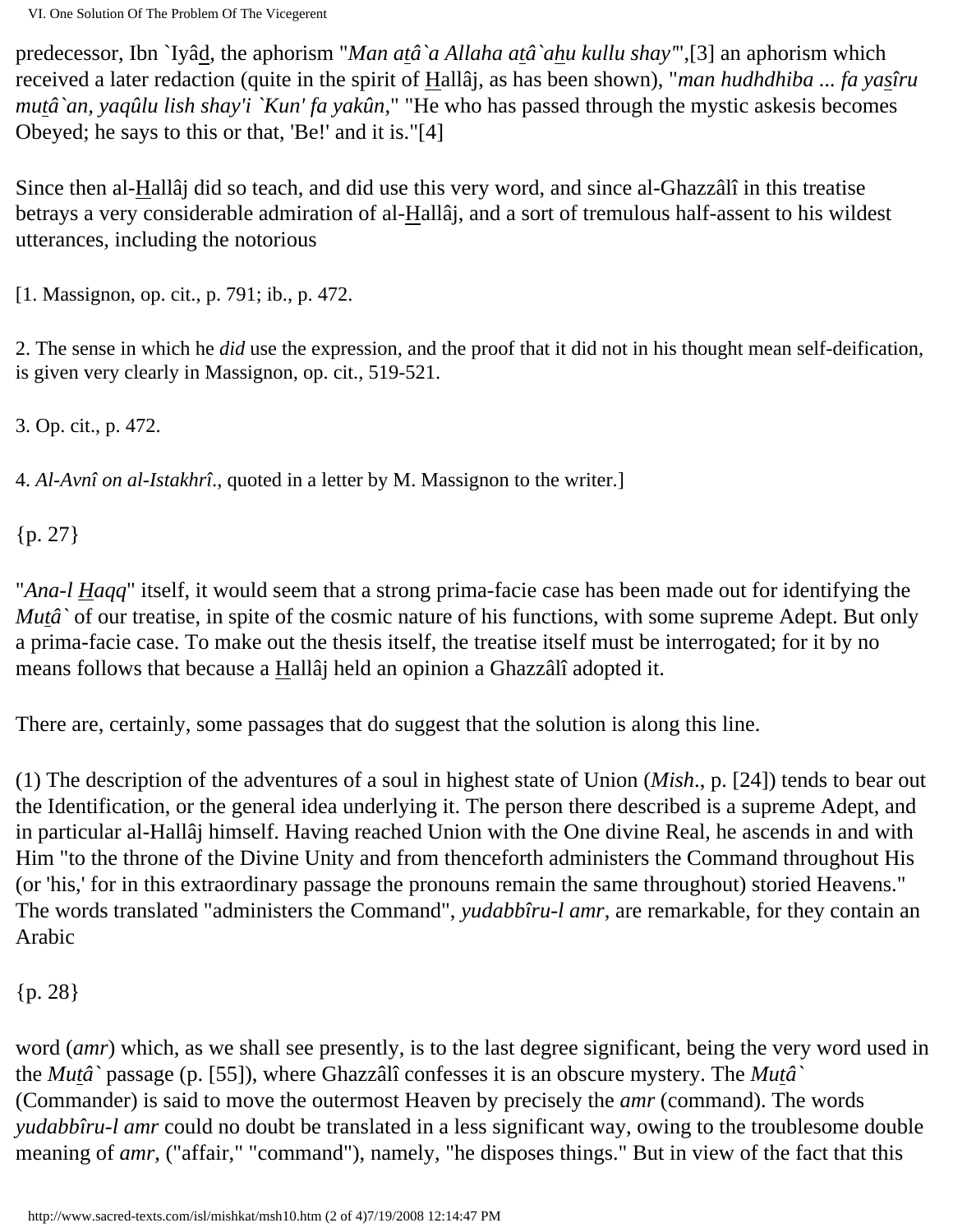predecessor, Ibn `Iyâd, the aphorism "*Man atâ`a Allaha atâ`ahu kullu shay*"',[3] an aphorism which received a later redaction (quite in the spirit of Hallâj, as has been shown), "*man hudhdhiba ... fa yasîru mutâ`an, yaqûlu lish shay'i `Kun' fa yakûn,*" "He who has passed through the mystic askesis becomes Obeyed; he says to this or that, 'Be!' and it is."[4]

Since then al-Hallâj did so teach, and did use this very word, and since al-Ghazzâlî in this treatise betrays a very considerable admiration of al-Hallâj, and a sort of tremulous half-assent to his wildest utterances, including the notorious

[1. Massignon, op. cit., p. 791; ib., p. 472.

2. The sense in which he *did* use the expression, and the proof that it did not in his thought mean self-deification, is given very clearly in Massignon, op. cit., 519-521.

3. Op. cit., p. 472.

4. *Al-Avnî on al-Istakhrî.*, quoted in a letter by M. Massignon to the writer.]

{p. 27}

"*Ana-l Haqq*" itself, it would seem that a strong prima-facie case has been made out for identifying the *Mutâ`* of our treatise, in spite of the cosmic nature of his functions, with some supreme Adept. But only a prima-facie case. To make out the thesis itself, the treatise itself must be interrogated; for it by no means follows that because a Hallâj held an opinion a Ghazzâlî adopted it.

There are, certainly, some passages that do suggest that the solution is along this line.

(1) The description of the adventures of a soul in highest state of Union (*Mish*., p. [24]) tends to bear out the Identification, or the general idea underlying it. The person there described is a supreme Adept, and in particular al-Hallâj himself. Having reached Union with the One divine Real, he ascends in and with Him "to the throne of the Divine Unity and from thenceforth administers the Command throughout His (or 'his,' for in this extraordinary passage the pronouns remain the same throughout) storied Heavens." The words translated "administers the Command", *yudabbîru-l amr*, are remarkable, for they contain an Arabic

{p. 28}

word (*amr*) which, as we shall see presently, is to the last degree significant, being the very word used in the *Mutâ`* passage (p. [55]), where Ghazzâlî confesses it is an obscure mystery. The *Mutâ`* (Commander) is said to move the outermost Heaven by precisely the *amr* (command). The words *yudabbîru-l amr* could no doubt be translated in a less significant way, owing to the troublesome double meaning of *amr*, ("affair," "command"), namely, "he disposes things." But in view of the fact that this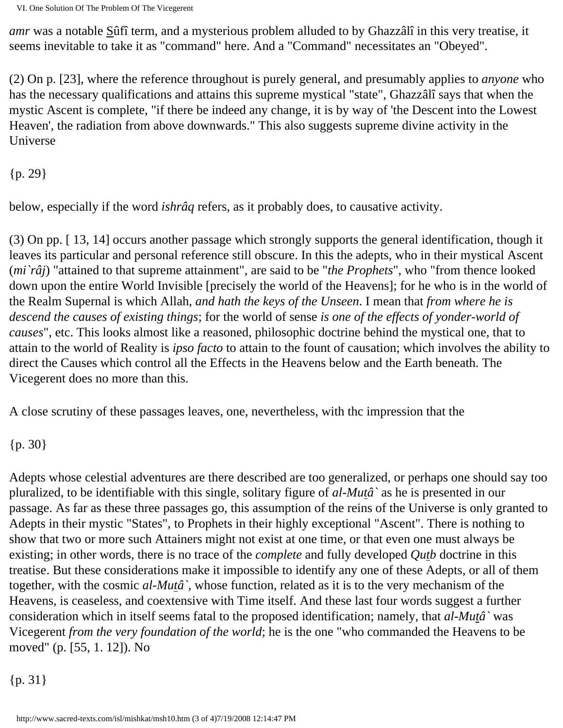*amr* was a notable Sûfî term, and a mysterious problem alluded to by Ghazzâlî in this very treatise, it seems inevitable to take it as "command" here. And a "Command" necessitates an "Obeyed".

(2) On p. [23], where the reference throughout is purely general, and presumably applies to *anyone* who has the necessary qualifications and attains this supreme mystical "state", Ghazzâlî says that when the mystic Ascent is complete, "if there be indeed any change, it is by way of 'the Descent into the Lowest Heaven', the radiation from above downwards." This also suggests supreme divine activity in the Universe

{p. 29}

below, especially if the word *ishrâq* refers, as it probably does, to causative activity.

(3) On pp. [ 13, 14] occurs another passage which strongly supports the general identification, though it leaves its particular and personal reference still obscure. In this the adepts, who in their mystical Ascent (*mi`râj*) "attained to that supreme attainment", are said to be "*the Prophets*", who "from thence looked down upon the entire World Invisible [precisely the world of the Heavens]; for he who is in the world of the Realm Supernal is which Allah, *and hath the keys of the Unseen*. I mean that *from where he is descend the causes of existing things*; for the world of sense *is one of the effects of yonder-world of causes*", etc. This looks almost like a reasoned, philosophic doctrine behind the mystical one, that to attain to the world of Reality is *ipso facto* to attain to the fount of causation; which involves the ability to direct the Causes which control all the Effects in the Heavens below and the Earth beneath. The Vicegerent does no more than this.

A close scrutiny of these passages leaves, one, nevertheless, with thc impression that the

{p. 30}

Adepts whose celestial adventures are there described are too generalized, or perhaps one should say too pluralized, to be identifiable with this single, solitary figure of *al-Mutâ`* as he is presented in our passage. As far as these three passages go, this assumption of the reins of the Universe is only granted to Adepts in their mystic "States", to Prophets in their highly exceptional "Ascent". There is nothing to show that two or more such Attainers might not exist at one time, or that even one must always be existing; in other words, there is no trace of the *complete* and fully developed *Qutb* doctrine in this treatise. But these considerations make it impossible to identify any one of these Adepts, or all of them together, with the cosmic *al-Mutâ`*, whose function, related as it is to the very mechanism of the Heavens, is ceaseless, and coextensive with Time itself. And these last four words suggest a further consideration which in itself seems fatal to the proposed identification; namely, that *al-Mutâ`* was Vicegerent *from the very foundation of the world*; he is the one "who commanded the Heavens to be moved" (p. [55, 1. 12]). No

{p. 31}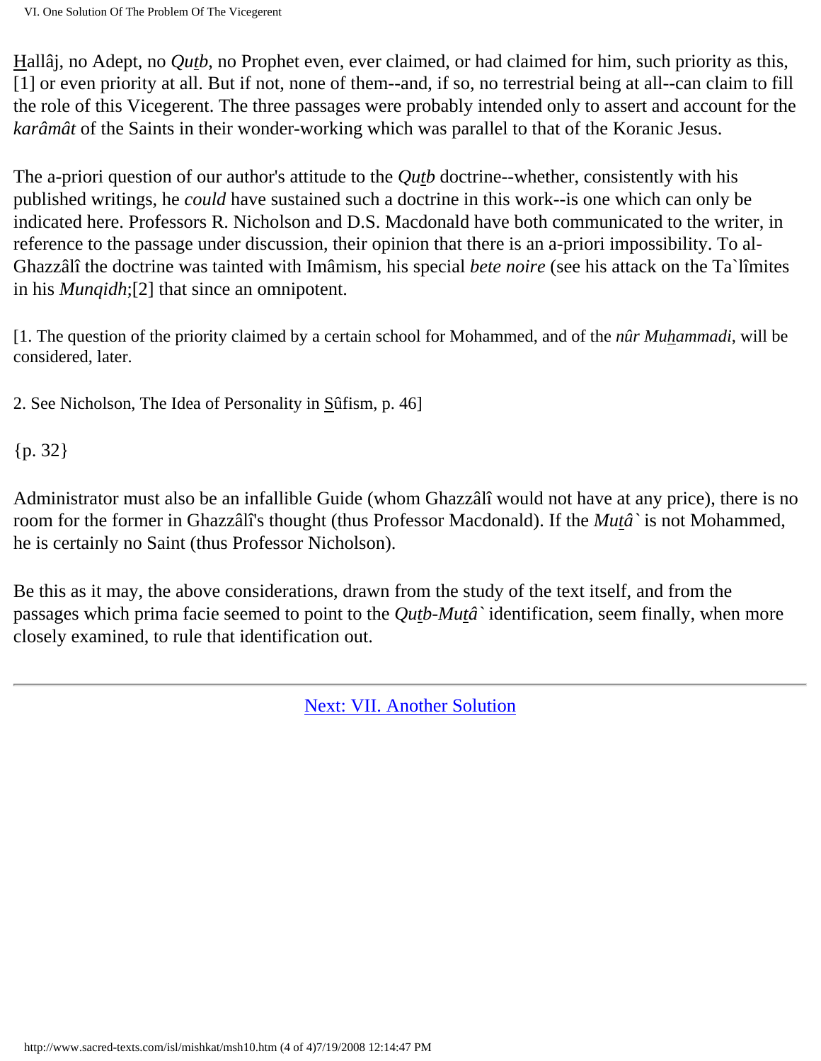Hallâj, no Adept, no *Qutb*, no Prophet even, ever claimed, or had claimed for him, such priority as this, [1] or even priority at all. But if not, none of them--and, if so, no terrestrial being at all--can claim to fill the role of this Vicegerent. The three passages were probably intended only to assert and account for the *karâmât* of the Saints in their wonder-working which was parallel to that of the Koranic Jesus.

The a-priori question of our author's attitude to the *Qutb* doctrine--whether, consistently with his published writings, he *could* have sustained such a doctrine in this work--is one which can only be indicated here. Professors R. Nicholson and D.S. Macdonald have both communicated to the writer, in reference to the passage under discussion, their opinion that there is an a-priori impossibility. To al-Ghazzâlî the doctrine was tainted with Imâmism, his special *bete noire* (see his attack on the Ta`lîmites in his *Munqidh*;[2] that since an omnipotent.

[1. The question of the priority claimed by a certain school for Mohammed, and of the *nûr Muhammadi*, will be considered, later.

2. See Nicholson, The Idea of Personality in Sûfism, p. 46]

{p. 32}

Administrator must also be an infallible Guide (whom Ghazzâlî would not have at any price), there is no room for the former in Ghazzâlî's thought (thus Professor Macdonald). If the *Mutâ`* is not Mohammed, he is certainly no Saint (thus Professor Nicholson).

Be this as it may, the above considerations, drawn from the study of the text itself, and from the passages which prima facie seemed to point to the *Qutb-Mutâ`* identification, seem finally, when more closely examined, to rule that identification out.

---

Next: VII. Another Solution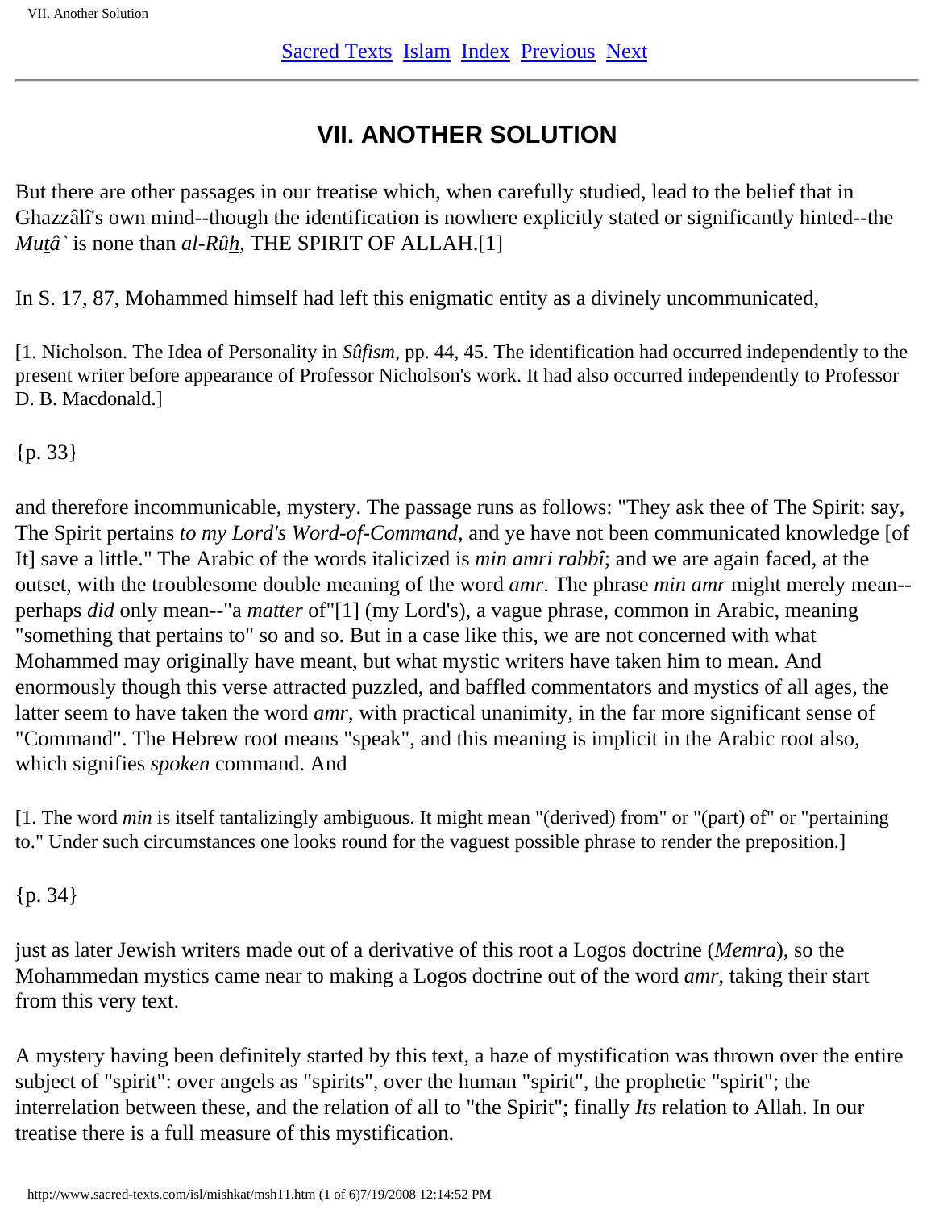# VII. ANOTHER SOLUTION

But there are other passages in our treatise which, when carefully studied, lead to the belief that in Ghazzâlî's own mind--though the identification is nowhere explicitly stated or significantly hinted--the *Muṯâ`* is none than *al-Rûḥ*, THE SPIRIT OF ALLAH.[1]

In S. 17, 87, Mohammed himself had left this enigmatic entity as a divinely uncommunicated,

[1. Nicholson. The Idea of Personality in *Ṣûfism*, pp. 44, 45. The identification had occurred independently to the present writer before appearance of Professor Nicholson's work. It had also occurred independently to Professor D. B. Macdonald.]

{p. 33}

and therefore incommunicable, mystery. The passage runs as follows: "They ask thee of The Spirit: say, The Spirit pertains *to my Lord's Word-of-Command*, and ye have not been communicated knowledge [of It] save a little." The Arabic of the words italicized is *min amri rabbî*; and we are again faced, at the outset, with the troublesome double meaning of the word *amr*. The phrase *min amr* might merely mean--perhaps *did* only mean--"a *matter* of"[1] (my Lord's), a vague phrase, common in Arabic, meaning "something that pertains to" so and so. But in a case like this, we are not concerned with what Mohammed may originally have meant, but what mystic writers have taken him to mean. And enormously though this verse attracted puzzled, and baffled commentators and mystics of all ages, the latter seem to have taken the word *amr*, with practical unanimity, in the far more significant sense of "Command". The Hebrew root means "speak", and this meaning is implicit in the Arabic root also, which signifies *spoken* command. And

[1. The word *min* is itself tantalizingly ambiguous. It might mean "(derived) from" or "(part) of" or "pertaining to." Under such circumstances one looks round for the vaguest possible phrase to render the preposition.]

{p. 34}

just as later Jewish writers made out of a derivative of this root a Logos doctrine (*Memra*), so the Mohammedan mystics came near to making a Logos doctrine out of the word *amr*, taking their start from this very text.

A mystery having been definitely started by this text, a haze of mystification was thrown over the entire subject of "spirit": over angels as "spirits", over the human "spirit", the prophetic "spirit"; the interrelation between these, and the relation of all to "the Spirit"; finally *Its* relation to Allah. In our treatise there is a full measure of this mystification.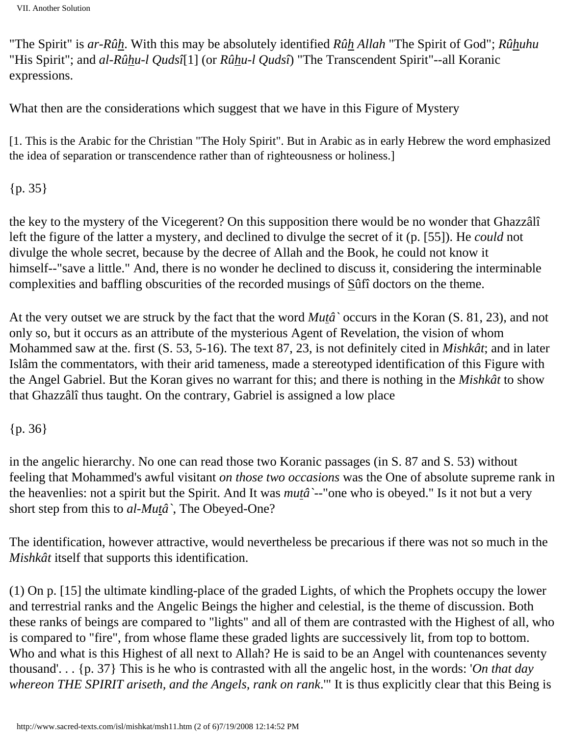"The Spirit" is *ar-Rûh*. With this may be absolutely identified *Rûh Allah* "The Spirit of God"; *Rûhuhu* "His Spirit"; and *al-Rûhu-l Qudsî*[1] (or *Rûhu-l Qudsî*) "The Transcendent Spirit"--all Koranic expressions.

What then are the considerations which suggest that we have in this Figure of Mystery

[1. This is the Arabic for the Christian "The Holy Spirit". But in Arabic as in early Hebrew the word emphasized the idea of separation or transcendence rather than of righteousness or holiness.]

{p. 35}

the key to the mystery of the Vicegerent? On this supposition there would be no wonder that Ghazzâlî left the figure of the latter a mystery, and declined to divulge the secret of it (p. [55]). He *could* not divulge the whole secret, because by the decree of Allah and the Book, he could not know it himself--"save a little." And, there is no wonder he declined to discuss it, considering the interminable complexities and baffling obscurities of the recorded musings of Sûfî doctors on the theme.

At the very outset we are struck by the fact that the word *Mutâ`* occurs in the Koran (S. 81, 23), and not only so, but it occurs as an attribute of the mysterious Agent of Revelation, the vision of whom Mohammed saw at the. first (S. 53, 5-16). The text 87, 23, is not definitely cited in *Mishkât*; and in later Islâm the commentators, with their arid tameness, made a stereotyped identification of this Figure with the Angel Gabriel. But the Koran gives no warrant for this; and there is nothing in the *Mishkât* to show that Ghazzâlî thus taught. On the contrary, Gabriel is assigned a low place

{p. 36}

in the angelic hierarchy. No one can read those two Koranic passages (in S. 87 and S. 53) without feeling that Mohammed's awful visitant *on those two occasions* was the One of absolute supreme rank in the heavenlies: not a spirit but the Spirit. And It was *mutâ`*--"one who is obeyed." Is it not but a very short step from this to *al-Mutâ`*, The Obeyed-One?

The identification, however attractive, would nevertheless be precarious if there was not so much in the *Mishkât* itself that supports this identification.

(1) On p. [15] the ultimate kindling-place of the graded Lights, of which the Prophets occupy the lower and terrestrial ranks and the Angelic Beings the higher and celestial, is the theme of discussion. Both these ranks of beings are compared to "lights" and all of them are contrasted with the Highest of all, who is compared to "fire", from whose flame these graded lights are successively lit, from top to bottom. Who and what is this Highest of all next to Allah? He is said to be an Angel with countenances seventy thousand'. . . {p. 37} This is he who is contrasted with all the angelic host, in the words: '*On that day whereon THE SPIRIT ariseth, and the Angels, rank on rank*.'" It is thus explicitly clear that this Being is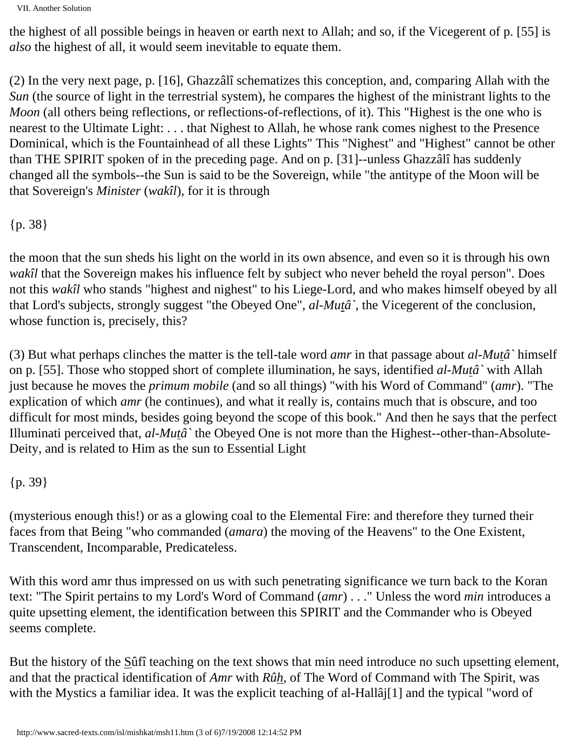the highest of all possible beings in heaven or earth next to Allah; and so, if the Vicegerent of p. [55] is *also* the highest of all, it would seem inevitable to equate them.

(2) In the very next page, p. [16], Ghazzâlî schematizes this conception, and, comparing Allah with the *Sun* (the source of light in the terrestrial system), he compares the highest of the ministrant lights to the *Moon* (all others being reflections, or reflections-of-reflections, of it). This "Highest is the one who is nearest to the Ultimate Light: . . . that Nighest to Allah, he whose rank comes nighest to the Presence Dominical, which is the Fountainhead of all these Lights" This "Nighest" and "Highest" cannot be other than THE SPIRIT spoken of in the preceding page. And on p. [31]--unless Ghazzâlî has suddenly changed all the symbols--the Sun is said to be the Sovereign, while "the antitype of the Moon will be that Sovereign's *Minister* (*wakîl*), for it is through

{p. 38}

the moon that the sun sheds his light on the world in its own absence, and even so it is through his own *wakîl* that the Sovereign makes his influence felt by subject who never beheld the royal person". Does not this *wakîl* who stands "highest and nighest" to his Liege-Lord, and who makes himself obeyed by all that Lord's subjects, strongly suggest "the Obeyed One", *al-Muṯâ`*, the Vicegerent of the conclusion, whose function is, precisely, this?

(3) But what perhaps clinches the matter is the tell-tale word *amr* in that passage about *al-Muṯâ`* himself on p. [55]. Those who stopped short of complete illumination, he says, identified *al-Muṯâ`* with Allah just because he moves the *primum mobile* (and so all things) "with his Word of Command" (*amr*). "The explication of which *amr* (he continues), and what it really is, contains much that is obscure, and too difficult for most minds, besides going beyond the scope of this book." And then he says that the perfect Illuminati perceived that, *al-Muṯâ`* the Obeyed One is not more than the Highest--other-than-Absolute-Deity, and is related to Him as the sun to Essential Light

{p. 39}

(mysterious enough this!) or as a glowing coal to the Elemental Fire: and therefore they turned their faces from that Being "who commanded (*amara*) the moving of the Heavens" to the One Existent, Transcendent, Incomparable, Predicateless.

With this word amr thus impressed on us with such penetrating significance we turn back to the Koran text: "The Spirit pertains to my Lord's Word of Command (*amr*) . . ." Unless the word *min* introduces a quite upsetting element, the identification between this SPIRIT and the Commander who is Obeyed seems complete.

But the history of the S̲ûfî teaching on the text shows that min need introduce no such upsetting element, and that the practical identification of *Amr* with *Rûh̲*, of The Word of Command with The Spirit, was with the Mystics a familiar idea. It was the explicit teaching of al-Hallâj[1] and the typical "word of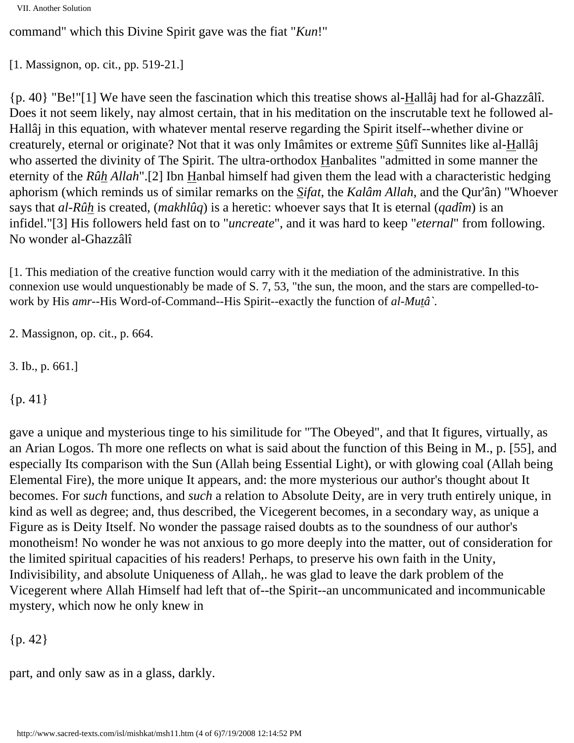command" which this Divine Spirit gave was the fiat "*Kun*!"

[1. Massignon, op. cit., pp. 519-21.]

{p. 40} "Be!"[1] We have seen the fascination which this treatise shows al-Hallâj had for al-Ghazzâlî. Does it not seem likely, nay almost certain, that in his meditation on the inscrutable text he followed al-Hallâj in this equation, with whatever mental reserve regarding the Spirit itself--whether divine or creaturely, eternal or originate? Not that it was only Imâmites or extreme Sûfî Sunnites like al-Hallâj who asserted the divinity of The Spirit. The ultra-orthodox Hanbalites "admitted in some manner the eternity of the *Rûh Allah*".[2] Ibn Hanbal himself had given them the lead with a characteristic hedging aphorism (which reminds us of similar remarks on the *Sifat*, the *Kalâm Allah*, and the Qur'ân) "Whoever says that *al-Rûh* is created, (*makhlûq*) is a heretic: whoever says that It is eternal (*qadîm*) is an infidel."[3] His followers held fast on to "*uncreate*", and it was hard to keep "*eternal*" from following. No wonder al-Ghazzâlî

[1. This mediation of the creative function would carry with it the mediation of the administrative. In this connexion use would unquestionably be made of S. 7, 53, "the sun, the moon, and the stars are compelled-to-work by His *amr*--His Word-of-Command--His Spirit--exactly the function of *al-Mutâ`*.

2. Massignon, op. cit., p. 664.

3. Ib., p. 661.]

{p. 41}

gave a unique and mysterious tinge to his similitude for "The Obeyed", and that It figures, virtually, as an Arian Logos. Th more one reflects on what is said about the function of this Being in M., p. [55], and especially Its comparison with the Sun (Allah being Essential Light), or with glowing coal (Allah being Elemental Fire), the more unique It appears, and: the more mysterious our author's thought about It becomes. For *such* functions, and *such* a relation to Absolute Deity, are in very truth entirely unique, in kind as well as degree; and, thus described, the Vicegerent becomes, in a secondary way, as unique a Figure as is Deity Itself. No wonder the passage raised doubts as to the soundness of our author's monotheism! No wonder he was not anxious to go more deeply into the matter, out of consideration for the limited spiritual capacities of his readers! Perhaps, to preserve his own faith in the Unity, Indivisibility, and absolute Uniqueness of Allah,. he was glad to leave the dark problem of the Vicegerent where Allah Himself had left that of--the Spirit--an uncommunicated and incommunicable mystery, which now he only knew in

{p. 42}

part, and only saw as in a glass, darkly.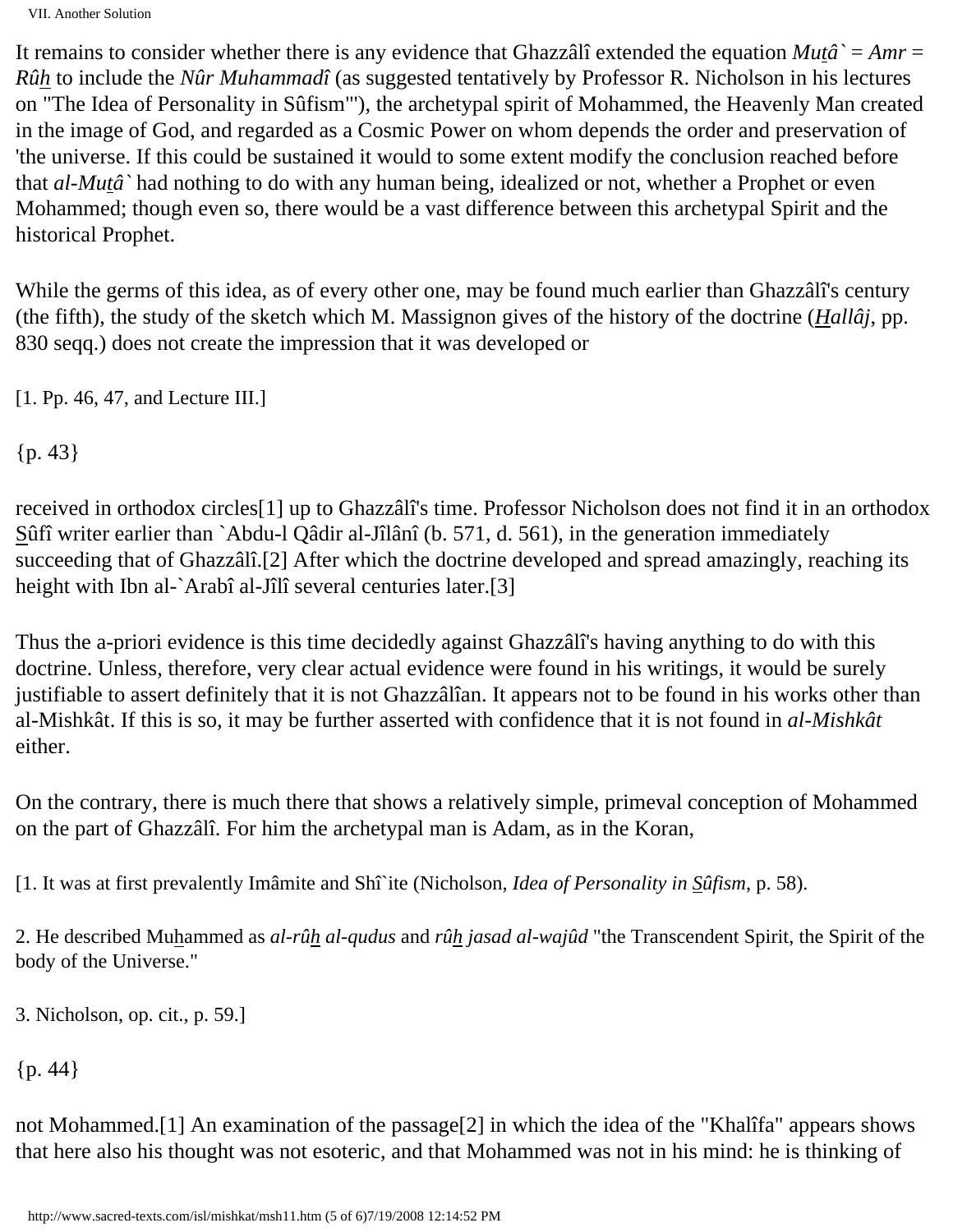It remains to consider whether there is any evidence that Ghazzâlî extended the equation *Mu<u>t</u>â`* = *Amr* = *Rû<u>h</u>* to include the *Nûr Muhammadî* (as suggested tentatively by Professor R. Nicholson in his lectures on "The Idea of Personality in Sûfism"'), the archetypal spirit of Mohammed, the Heavenly Man created in the image of God, and regarded as a Cosmic Power on whom depends the order and preservation of 'the universe. If this could be sustained it would to some extent modify the conclusion reached before that *al-Mu<u>t</u>â`* had nothing to do with any human being, idealized or not, whether a Prophet or even Mohammed; though even so, there would be a vast difference between this archetypal Spirit and the historical Prophet.

While the germs of this idea, as of every other one, may be found much earlier than Ghazzâlî's century (the fifth), the study of the sketch which M. Massignon gives of the history of the doctrine (*<u>H</u>allâj*, pp. 830 seqq.) does not create the impression that it was developed or

[1. Pp. 46, 47, and Lecture III.]

{p. 43}

received in orthodox circles[1] up to Ghazzâlî's time. Professor Nicholson does not find it in an orthodox <u>S</u>ûfî writer earlier than `Abdu-l Qâdir al-Jîlânî (b. 571, d. 561), in the generation immediately succeeding that of Ghazzâlî.[2] After which the doctrine developed and spread amazingly, reaching its height with Ibn al-`Arabî al-Jîlî several centuries later.[3]

Thus the a-priori evidence is this time decidedly against Ghazzâlî's having anything to do with this doctrine. Unless, therefore, very clear actual evidence were found in his writings, it would be surely justifiable to assert definitely that it is not Ghazzâlîan. It appears not to be found in his works other than al-Mishkât. If this is so, it may be further asserted with confidence that it is not found in *al-Mishkât* either.

On the contrary, there is much there that shows a relatively simple, primeval conception of Mohammed on the part of Ghazzâlî. For him the archetypal man is Adam, as in the Koran,

[1. It was at first prevalently Imâmite and Shî`ite (Nicholson, *Idea of Personality in <u>S</u>ûfism*, p. 58).

2. He described Mu<u>h</u>ammed as *al-rû<u>h</u> al-qudus* and *rû<u>h</u> jasad al-wajûd* "the Transcendent Spirit, the Spirit of the body of the Universe."

3. Nicholson, op. cit., p. 59.]

{p. 44}

not Mohammed.[1] An examination of the passage[2] in which the idea of the "Khalîfa" appears shows that here also his thought was not esoteric, and that Mohammed was not in his mind: he is thinking of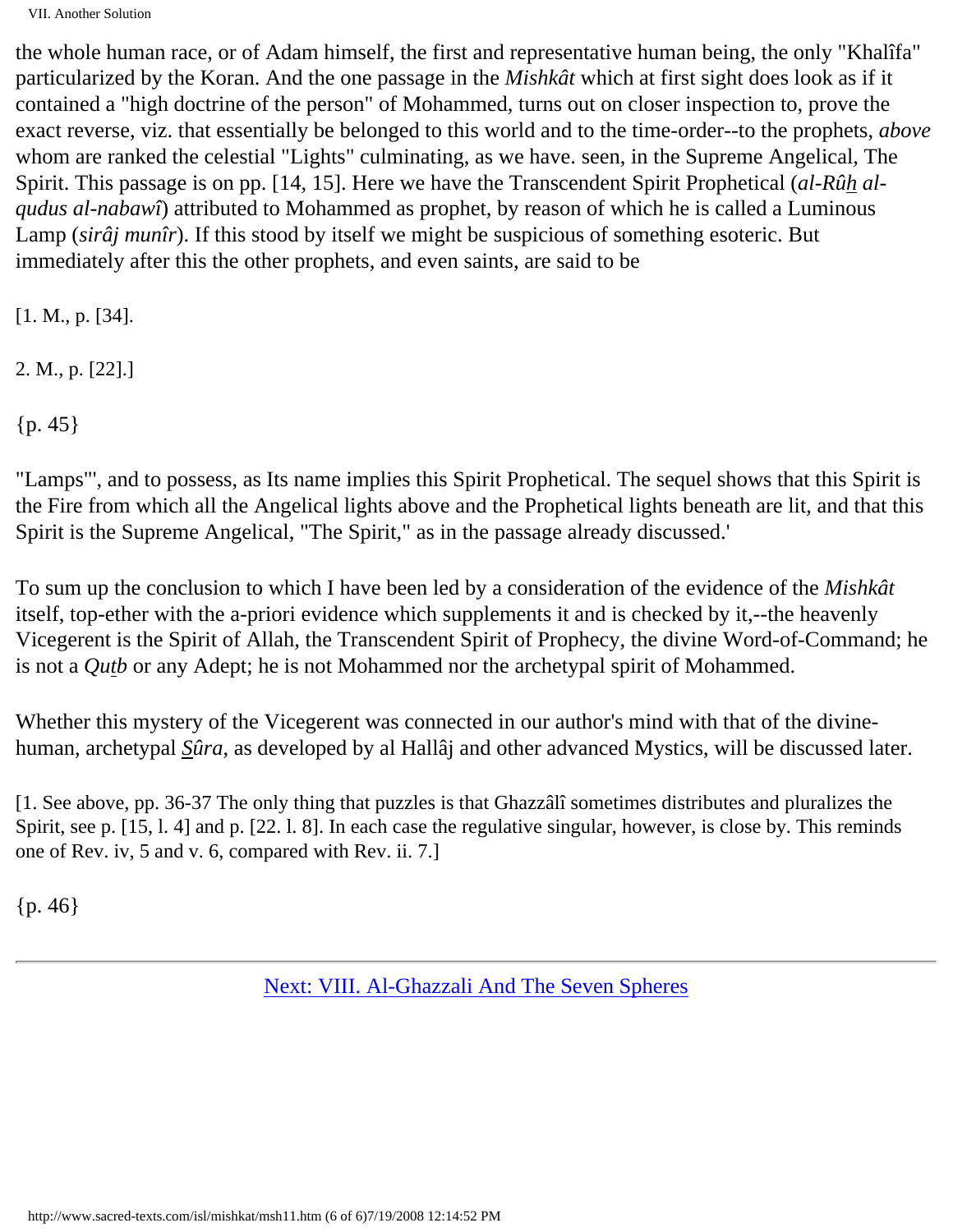the whole human race, or of Adam himself, the first and representative human being, the only "Khalîfa" particularized by the Koran. And the one passage in the *Mishkât* which at first sight does look as if it contained a "high doctrine of the person" of Mohammed, turns out on closer inspection to, prove the exact reverse, viz. that essentially be belonged to this world and to the time-order--to the prophets, *above* whom are ranked the celestial "Lights" culminating, as we have. seen, in the Supreme Angelical, The Spirit. This passage is on pp. [14, 15]. Here we have the Transcendent Spirit Prophetical (*al-Rûh̲ al-qudus al-nabawî*) attributed to Mohammed as prophet, by reason of which he is called a Luminous Lamp (*sirâj munîr*). If this stood by itself we might be suspicious of something esoteric. But immediately after this the other prophets, and even saints, are said to be

[1. M., p. [34].

2. M., p. [22].]

{p. 45}

"Lamps"', and to possess, as Its name implies this Spirit Prophetical. The sequel shows that this Spirit is the Fire from which all the Angelical lights above and the Prophetical lights beneath are lit, and that this Spirit is the Supreme Angelical, "The Spirit," as in the passage already discussed.'

To sum up the conclusion to which I have been led by a consideration of the evidence of the *Mishkât* itself, top-ether with the a-priori evidence which supplements it and is checked by it,--the heavenly Vicegerent is the Spirit of Allah, the Transcendent Spirit of Prophecy, the divine Word-of-Command; he is not a *Qut̲b* or any Adept; he is not Mohammed nor the archetypal spirit of Mohammed.

Whether this mystery of the Vicegerent was connected in our author's mind with that of the divine-human, archetypal *S̲ûra*, as developed by al Hallâj and other advanced Mystics, will be discussed later.

[1. See above, pp. 36-37 The only thing that puzzles is that Ghazzâlî sometimes distributes and pluralizes the Spirit, see p. [15, l. 4] and p. [22. l. 8]. In each case the regulative singular, however, is close by. This reminds one of Rev. iv, 5 and v. 6, compared with Rev. ii. 7.]

{p. 46}

Next: VIII. Al-Ghazzali And The Seven Spheres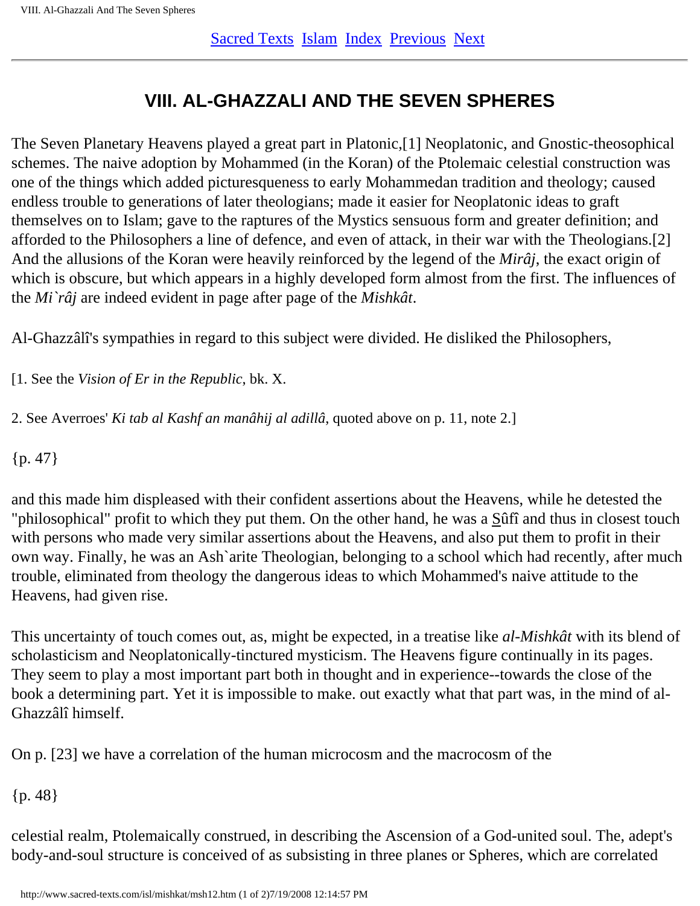# VIII. AL-GHAZZALI AND THE SEVEN SPHERES

The Seven Planetary Heavens played a great part in Platonic,[1] Neoplatonic, and Gnostic-theosophical schemes. The naive adoption by Mohammed (in the Koran) of the Ptolemaic celestial construction was one of the things which added picturesqueness to early Mohammedan tradition and theology; caused endless trouble to generations of later theologians; made it easier for Neoplatonic ideas to graft themselves on to Islam; gave to the raptures of the Mystics sensuous form and greater definition; and afforded to the Philosophers a line of defence, and even of attack, in their war with the Theologians.[2] And the allusions of the Koran were heavily reinforced by the legend of the *Mirâj*, the exact origin of which is obscure, but which appears in a highly developed form almost from the first. The influences of the *Mi`râj* are indeed evident in page after page of the *Mishkât*.

Al-Ghazzâlî's sympathies in regard to this subject were divided. He disliked the Philosophers,

[1. See the *Vision of Er in the Republic*, bk. X.

2. See Averroes' *Ki tab al Kashf an manâhij al adillâ*, quoted above on p. 11, note 2.]

{p. 47}

and this made him displeased with their confident assertions about the Heavens, while he detested the "philosophical" profit to which they put them. On the other hand, he was a Sûfî and thus in closest touch with persons who made very similar assertions about the Heavens, and also put them to profit in their own way. Finally, he was an Ash`arite Theologian, belonging to a school which had recently, after much trouble, eliminated from theology the dangerous ideas to which Mohammed's naive attitude to the Heavens, had given rise.

This uncertainty of touch comes out, as, might be expected, in a treatise like *al-Mishkât* with its blend of scholasticism and Neoplatonically-tinctured mysticism. The Heavens figure continually in its pages. They seem to play a most important part both in thought and in experience--towards the close of the book a determining part. Yet it is impossible to make. out exactly what that part was, in the mind of al-Ghazzâlî himself.

On p. [23] we have a correlation of the human microcosm and the macrocosm of the

{p. 48}

celestial realm, Ptolemaically construed, in describing the Ascension of a God-united soul. The, adept's body-and-soul structure is conceived of as subsisting in three planes or Spheres, which are correlated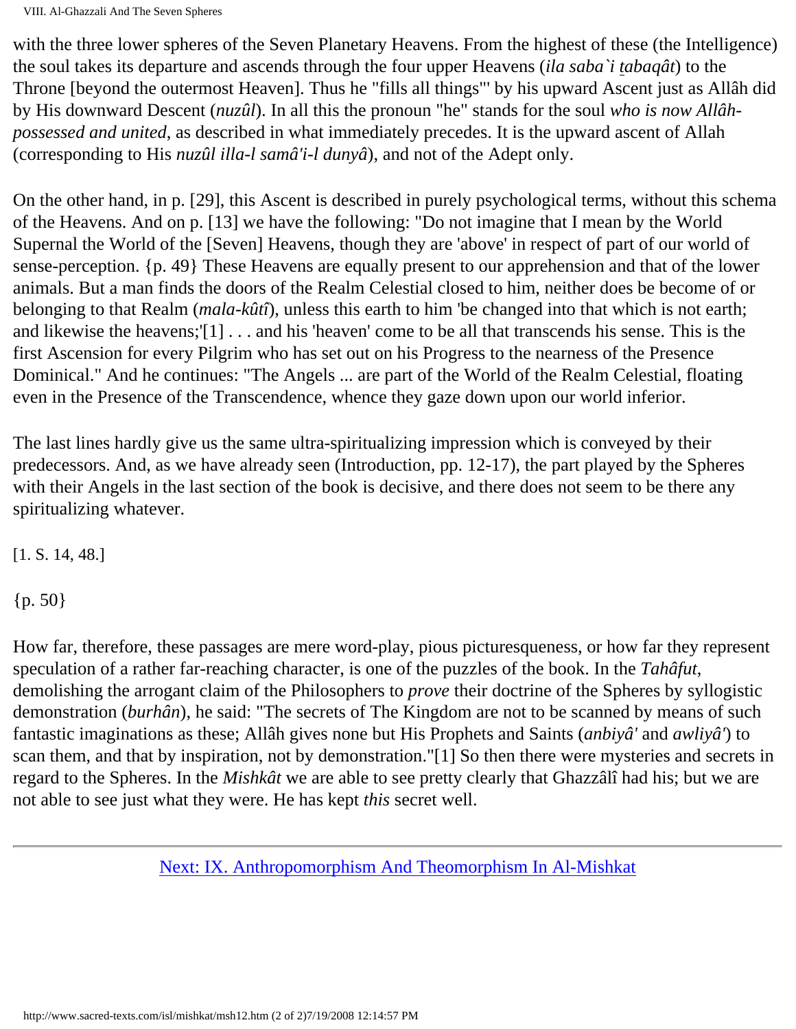with the three lower spheres of the Seven Planetary Heavens. From the highest of these (the Intelligence) the soul takes its departure and ascends through the four upper Heavens (*ila saba`i ṯabaqât*) to the Throne [beyond the outermost Heaven]. Thus he "fills all things"' by his upward Ascent just as Allâh did by His downward Descent (*nuzûl*). In all this the pronoun "he" stands for the soul *who is now Allâh-possessed and united*, as described in what immediately precedes. It is the upward ascent of Allah (corresponding to His *nuzûl illa-l samâ'i-l dunyâ*), and not of the Adept only.

On the other hand, in p. [29], this Ascent is described in purely psychological terms, without this schema of the Heavens. And on p. [13] we have the following: "Do not imagine that I mean by the World Supernal the World of the [Seven] Heavens, though they are 'above' in respect of part of our world of sense-perception. {p. 49} These Heavens are equally present to our apprehension and that of the lower animals. But a man finds the doors of the Realm Celestial closed to him, neither does be become of or belonging to that Realm (*mala-kûtî*), unless this earth to him 'be changed into that which is not earth; and likewise the heavens;'[1] . . . and his 'heaven' come to be all that transcends his sense. This is the first Ascension for every Pilgrim who has set out on his Progress to the nearness of the Presence Dominical." And he continues: "The Angels ... are part of the World of the Realm Celestial, floating even in the Presence of the Transcendence, whence they gaze down upon our world inferior.

The last lines hardly give us the same ultra-spiritualizing impression which is conveyed by their predecessors. And, as we have already seen (Introduction, pp. 12-17), the part played by the Spheres with their Angels in the last section of the book is decisive, and there does not seem to be there any spiritualizing whatever.

[1. S. 14, 48.]

{p. 50}

How far, therefore, these passages are mere word-play, pious picturesqueness, or how far they represent speculation of a rather far-reaching character, is one of the puzzles of the book. In the *Tahâfut*, demolishing the arrogant claim of the Philosophers to *prove* their doctrine of the Spheres by syllogistic demonstration (*burhân*), he said: "The secrets of The Kingdom are not to be scanned by means of such fantastic imaginations as these; Allâh gives none but His Prophets and Saints (*anbiyâ'* and *awliyâ'*) to scan them, and that by inspiration, not by demonstration."[1] So then there were mysteries and secrets in regard to the Spheres. In the *Mishkât* we are able to see pretty clearly that Ghazzâlî had his; but we are not able to see just what they were. He has kept *this* secret well.

---

Next: IX. Anthropomorphism And Theomorphism In Al-Mishkat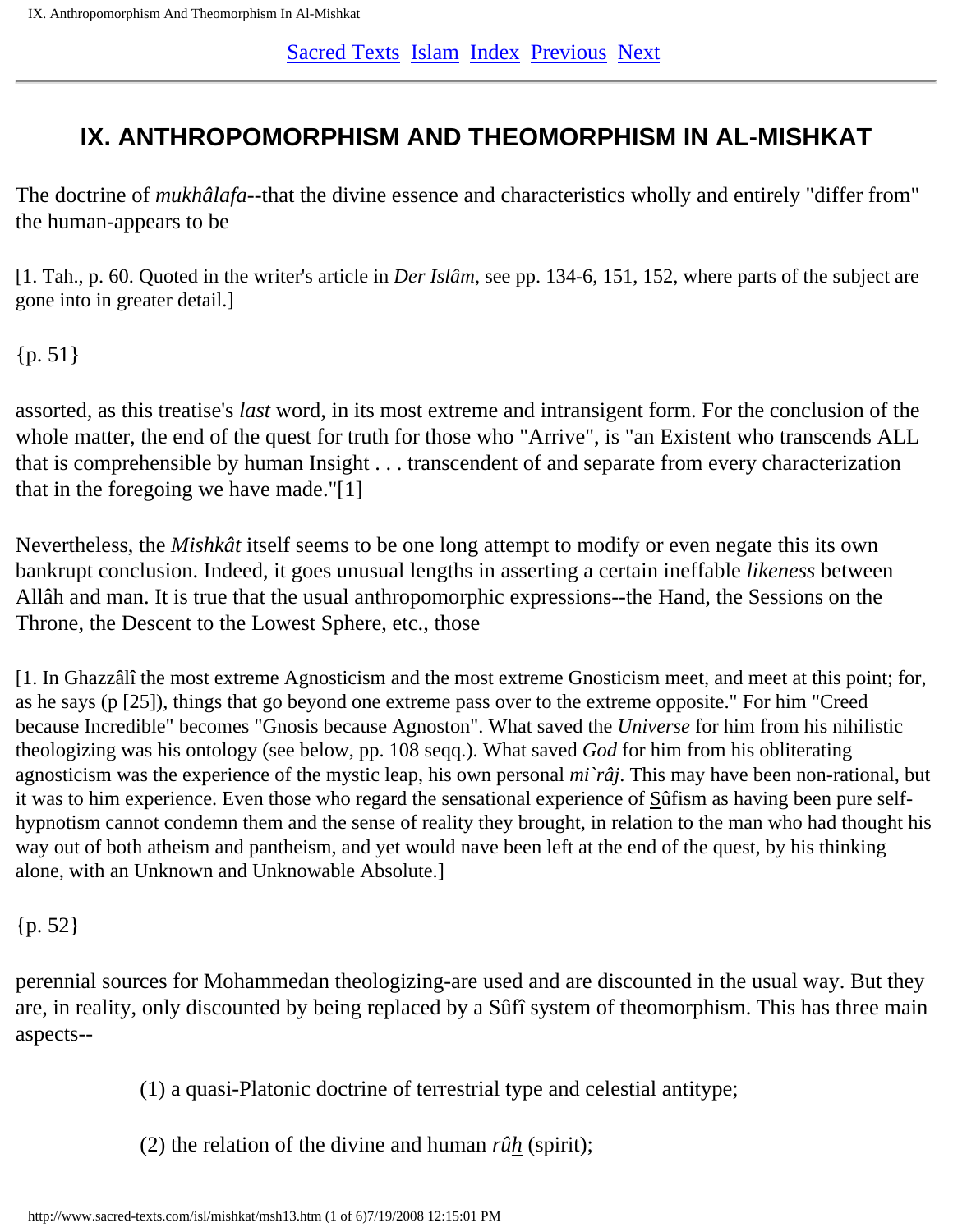# IX. ANTHROPOMORPHISM AND THEOMORPHISM IN AL-MISHKAT

The doctrine of *mukhâlafa*--that the divine essence and characteristics wholly and entirely "differ from" the human-appears to be

[1. Tah., p. 60. Quoted in the writer's article in *Der Islâm*, see pp. 134-6, 151, 152, where parts of the subject are gone into in greater detail.]

{p. 51}

assorted, as this treatise's *last* word, in its most extreme and intransigent form. For the conclusion of the whole matter, the end of the quest for truth for those who "Arrive", is "an Existent who transcends ALL that is comprehensible by human Insight . . . transcendent of and separate from every characterization that in the foregoing we have made."[1]

Nevertheless, the *Mishkât* itself seems to be one long attempt to modify or even negate this its own bankrupt conclusion. Indeed, it goes unusual lengths in asserting a certain ineffable *likeness* between Allâh and man. It is true that the usual anthropomorphic expressions--the Hand, the Sessions on the Throne, the Descent to the Lowest Sphere, etc., those

[1. In Ghazzâlî the most extreme Agnosticism and the most extreme Gnosticism meet, and meet at this point; for, as he says (p [25]), things that go beyond one extreme pass over to the extreme opposite." For him "Creed because Incredible" becomes "Gnosis because Agnoston". What saved the *Universe* for him from his nihilistic theologizing was his ontology (see below, pp. 108 seqq.). What saved *God* for him from his obliterating agnosticism was the experience of the mystic leap, his own personal *mi`râj*. This may have been non-rational, but it was to him experience. Even those who regard the sensational experience of S̲ûfism as having been pure self-hypnotism cannot condemn them and the sense of reality they brought, in relation to the man who had thought his way out of both atheism and pantheism, and yet would nave been left at the end of the quest, by his thinking alone, with an Unknown and Unknowable Absolute.]

{p. 52}

perennial sources for Mohammedan theologizing-are used and are discounted in the usual way. But they are, in reality, only discounted by being replaced by a S̲ûfî system of theomorphism. This has three main aspects--

(1) a quasi-Platonic doctrine of terrestrial type and celestial antitype;

(2) the relation of the divine and human *rûh̲* (spirit);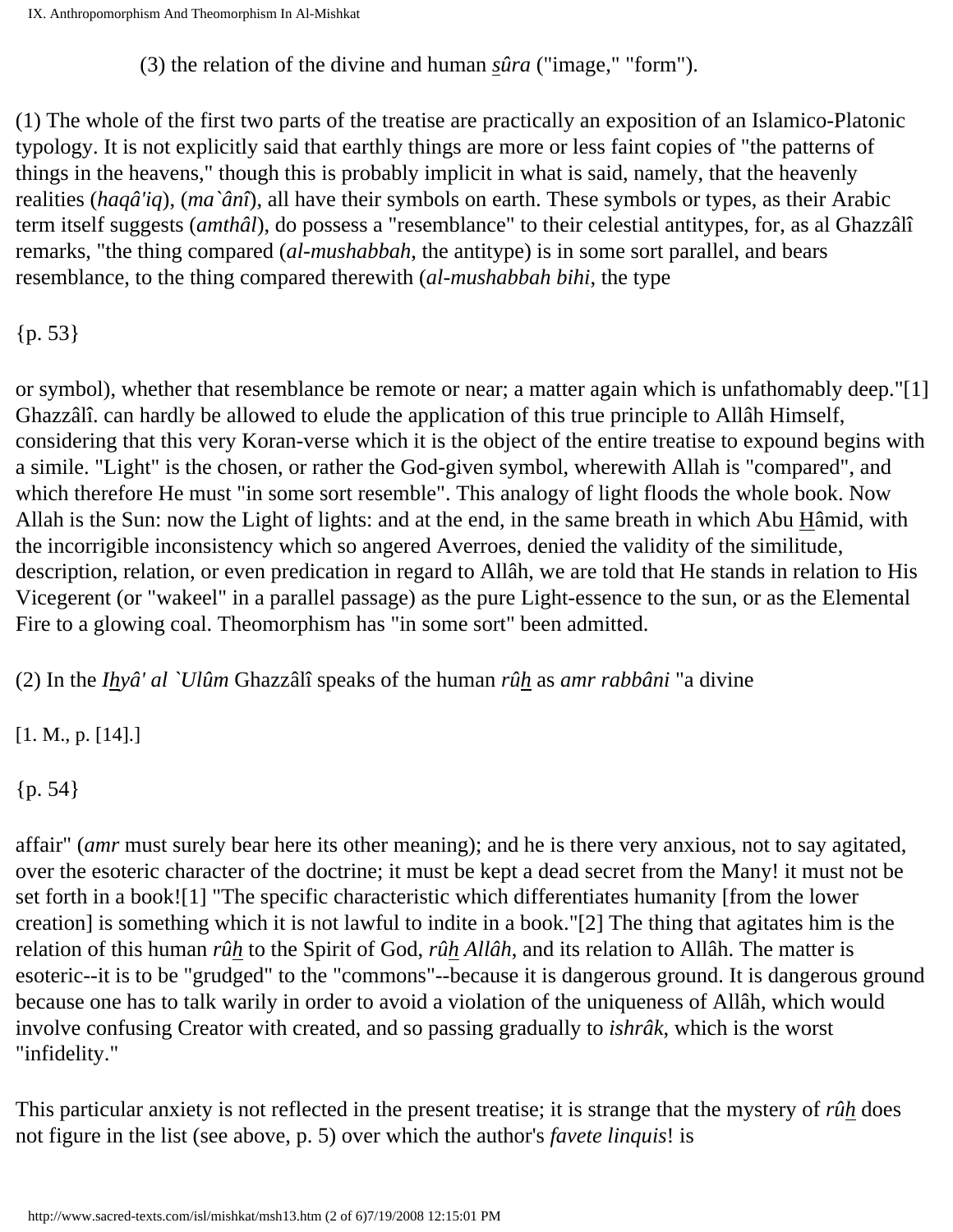(3) the relation of the divine and human *s̲ûra* ("image," "form").

(1) The whole of the first two parts of the treatise are practically an exposition of an Islamico-Platonic typology. It is not explicitly said that earthly things are more or less faint copies of "the patterns of things in the heavens," though this is probably implicit in what is said, namely, that the heavenly realities (*haqâ'iq*), (*ma`ânî*), all have their symbols on earth. These symbols or types, as their Arabic term itself suggests (*amthâl*), do possess a "resemblance" to their celestial antitypes, for, as al Ghazzâlî remarks, "the thing compared (*al-mushabbah*, the antitype) is in some sort parallel, and bears resemblance, to the thing compared therewith (*al-mushabbah bihi*, the type

{p. 53}

or symbol), whether that resemblance be remote or near; a matter again which is unfathomably deep."[1] Ghazzâlî. can hardly be allowed to elude the application of this true principle to Allâh Himself, considering that this very Koran-verse which it is the object of the entire treatise to expound begins with a simile. "Light" is the chosen, or rather the God-given symbol, wherewith Allah is "compared", and which therefore He must "in some sort resemble". This analogy of light floods the whole book. Now Allah is the Sun: now the Light of lights: and at the end, in the same breath in which Abu H̲âmid, with the incorrigible inconsistency which so angered Averroes, denied the validity of the similitude, description, relation, or even predication in regard to Allâh, we are told that He stands in relation to His Vicegerent (or "wakeel" in a parallel passage) as the pure Light-essence to the sun, or as the Elemental Fire to a glowing coal. Theomorphism has "in some sort" been admitted.

(2) In the *Ih̲yâ' al `Ulûm* Ghazzâlî speaks of the human *rûh̲* as *amr rabbâni* "a divine

[1. M., p. [14].]

{p. 54}

affair" (*amr* must surely bear here its other meaning); and he is there very anxious, not to say agitated, over the esoteric character of the doctrine; it must be kept a dead secret from the Many! it must not be set forth in a book![1] "The specific characteristic which differentiates humanity [from the lower creation] is something which it is not lawful to indite in a book."[2] The thing that agitates him is the relation of this human *rûh̲* to the Spirit of God, *rûh̲ Allâh*, and its relation to Allâh. The matter is esoteric--it is to be "grudged" to the "commons"--because it is dangerous ground. It is dangerous ground because one has to talk warily in order to avoid a violation of the uniqueness of Allâh, which would involve confusing Creator with created, and so passing gradually to *ishrâk*, which is the worst "infidelity."

This particular anxiety is not reflected in the present treatise; it is strange that the mystery of *rûh̲* does not figure in the list (see above, p. 5) over which the author's *favete linquis*! is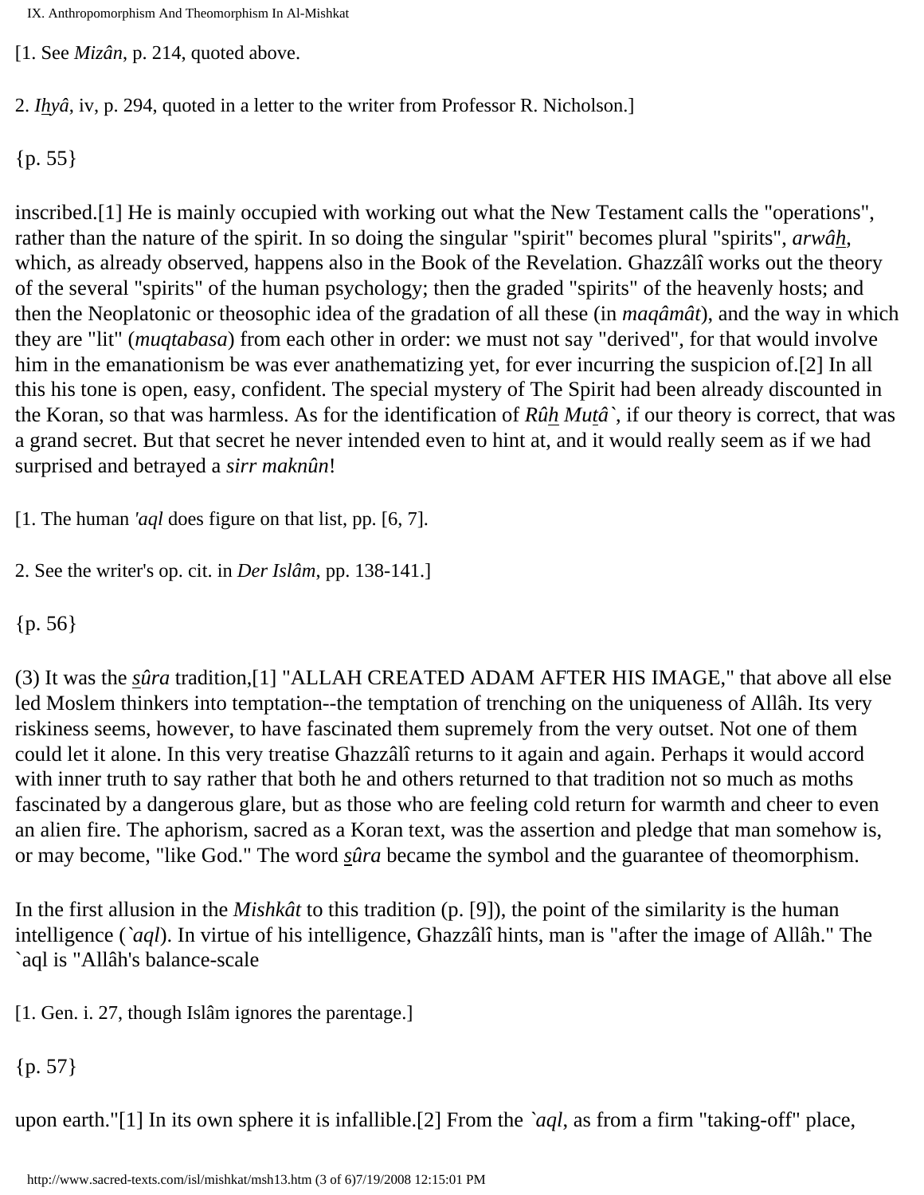[1. See *Mizân*, p. 214, quoted above.

2. *Ihyâ*, iv, p. 294, quoted in a letter to the writer from Professor R. Nicholson.]

{p. 55}

inscribed.[1] He is mainly occupied with working out what the New Testament calls the "operations", rather than the nature of the spirit. In so doing the singular "spirit" becomes plural "spirits", *arwâh*, which, as already observed, happens also in the Book of the Revelation. Ghazzâlî works out the theory of the several "spirits" of the human psychology; then the graded "spirits" of the heavenly hosts; and then the Neoplatonic or theosophic idea of the gradation of all these (in *maqâmât*), and the way in which they are "lit" (*muqtabasa*) from each other in order: we must not say "derived", for that would involve him in the emanationism be was ever anathematizing yet, for ever incurring the suspicion of.[2] In all this his tone is open, easy, confident. The special mystery of The Spirit had been already discounted in the Koran, so that was harmless. As for the identification of *Rûh Mutâ`*, if our theory is correct, that was a grand secret. But that secret he never intended even to hint at, and it would really seem as if we had surprised and betrayed a *sirr maknûn*!

[1. The human *'aql* does figure on that list, pp. [6, 7].

2. See the writer's op. cit. in *Der Islâm*, pp. 138-141.]

{p. 56}

(3) It was the *sûra* tradition,[1] "ALLAH CREATED ADAM AFTER HIS IMAGE," that above all else led Moslem thinkers into temptation--the temptation of trenching on the uniqueness of Allâh. Its very riskiness seems, however, to have fascinated them supremely from the very outset. Not one of them could let it alone. In this very treatise Ghazzâlî returns to it again and again. Perhaps it would accord with inner truth to say rather that both he and others returned to that tradition not so much as moths fascinated by a dangerous glare, but as those who are feeling cold return for warmth and cheer to even an alien fire. The aphorism, sacred as a Koran text, was the assertion and pledge that man somehow is, or may become, "like God." The word *sûra* became the symbol and the guarantee of theomorphism.

In the first allusion in the *Mishkât* to this tradition (p. [9]), the point of the similarity is the human intelligence (*`aql*). In virtue of his intelligence, Ghazzâlî hints, man is "after the image of Allâh." The `aql is "Allâh's balance-scale

[1. Gen. i. 27, though Islâm ignores the parentage.]

{p. 57}

upon earth."[1] In its own sphere it is infallible.[2] From the *`aql*, as from a firm "taking-off" place,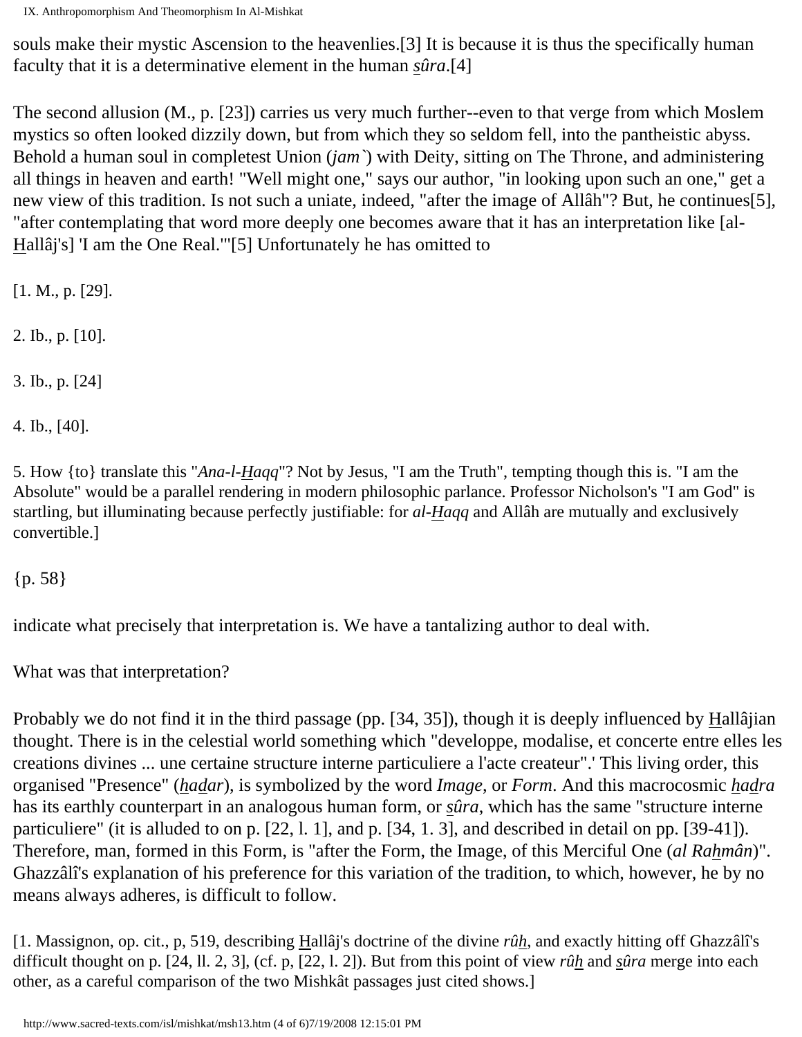souls make their mystic Ascension to the heavenlies.[3] It is because it is thus the specifically human faculty that it is a determinative element in the human *s̱ûra*.[4]

The second allusion (M., p. [23]) carries us very much further--even to that verge from which Moslem mystics so often looked dizzily down, but from which they so seldom fell, into the pantheistic abyss. Behold a human soul in completest Union (*jam`*) with Deity, sitting on The Throne, and administering all things in heaven and earth! "Well might one," says our author, "in looking upon such an one," get a new view of this tradition. Is not such a uniate, indeed, "after the image of Allâh"? But, he continues[5], "after contemplating that word more deeply one becomes aware that it has an interpretation like [al-H̱allâj's] 'I am the One Real.'"[5] Unfortunately he has omitted to

[1. M., p. [29].

2. Ib., p. [10].

3. Ib., p. [24]

4. Ib., [40].

5. How {to} translate this "*Ana-l-H̱aqq*"? Not by Jesus, "I am the Truth", tempting though this is. "I am the Absolute" would be a parallel rendering in modern philosophic parlance. Professor Nicholson's "I am God" is startling, but illuminating because perfectly justifiable: for *al-H̱aqq* and Allâh are mutually and exclusively convertible.]

{p. 58}

indicate what precisely that interpretation is. We have a tantalizing author to deal with.

What was that interpretation?

Probably we do not find it in the third passage (pp. [34, 35]), though it is deeply influenced by H̱allâjian thought. There is in the celestial world something which "developpe, modalise, et concerte entre elles les creations divines ... une certaine structure interne particuliere a l'acte createur".' This living order, this organised "Presence" (*ẖaḏar*), is symbolized by the word *Image*, or *Form*. And this macrocosmic *ẖaḏra* has its earthly counterpart in an analogous human form, or *s̱ûra*, which has the same "structure interne particuliere" (it is alluded to on p. [22, l. 1], and p. [34, 1. 3], and described in detail on pp. [39-41]). Therefore, man, formed in this Form, is "after the Form, the Image, of this Merciful One (*al Raẖmân*)". Ghazzâlî's explanation of his preference for this variation of the tradition, to which, however, he by no means always adheres, is difficult to follow.

[1. Massignon, op. cit., p, 519, describing H̱allâj's doctrine of the divine *rûẖ*, and exactly hitting off Ghazzâlî's difficult thought on p. [24, ll. 2, 3], (cf. p, [22, l. 2]). But from this point of view *rûẖ* and *s̱ûra* merge into each other, as a careful comparison of the two Mishkât passages just cited shows.]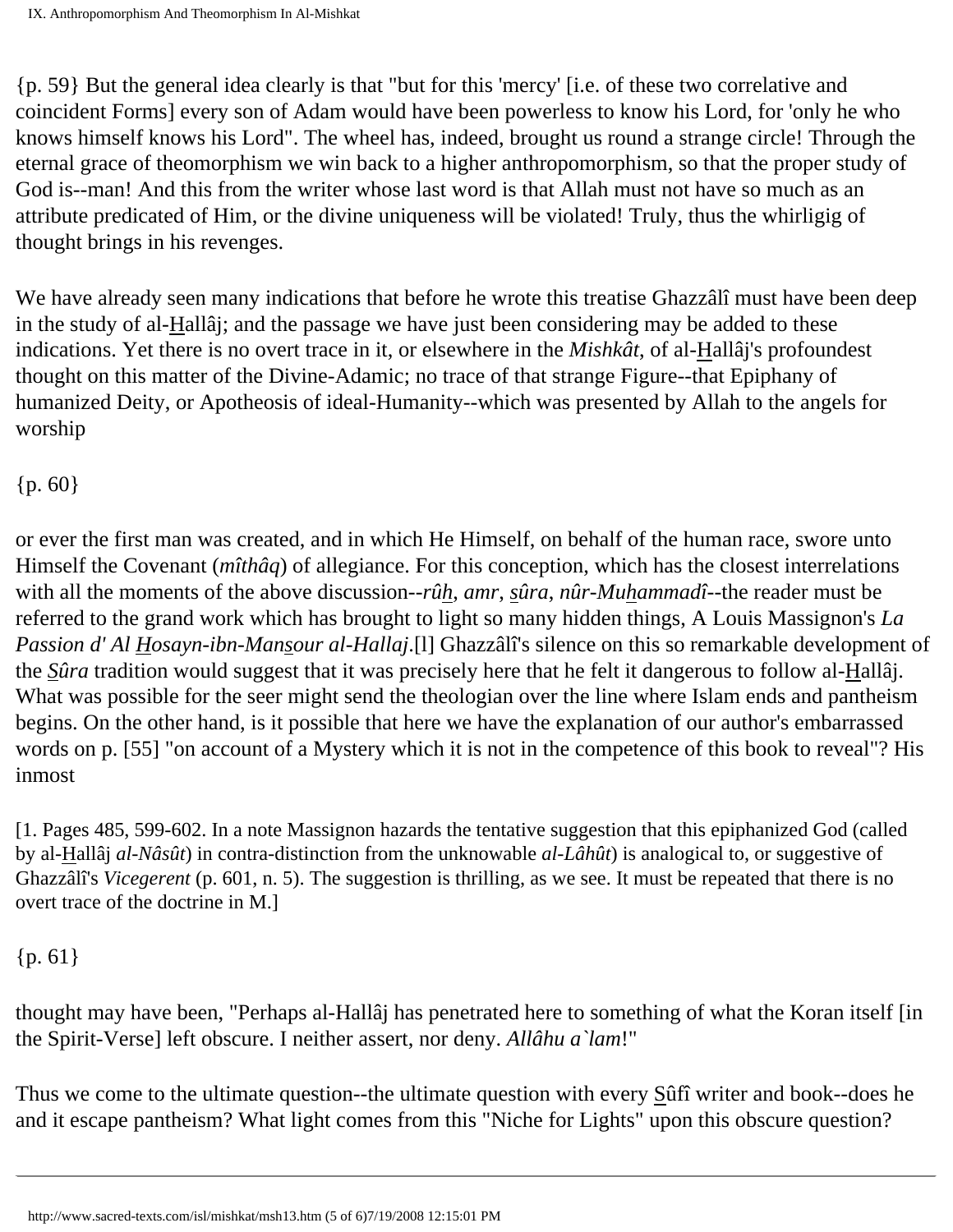{p. 59} But the general idea clearly is that "but for this 'mercy' [i.e. of these two correlative and coincident Forms] every son of Adam would have been powerless to know his Lord, for 'only he who knows himself knows his Lord". The wheel has, indeed, brought us round a strange circle! Through the eternal grace of theomorphism we win back to a higher anthropomorphism, so that the proper study of God is--man! And this from the writer whose last word is that Allah must not have so much as an attribute predicated of Him, or the divine uniqueness will be violated! Truly, thus the whirligig of thought brings in his revenges.

We have already seen many indications that before he wrote this treatise Ghazzâlî must have been deep in the study of al-Hallâj; and the passage we have just been considering may be added to these indications. Yet there is no overt trace in it, or elsewhere in the *Mishkât*, of al-Hallâj's profoundest thought on this matter of the Divine-Adamic; no trace of that strange Figure--that Epiphany of humanized Deity, or Apotheosis of ideal-Humanity--which was presented by Allah to the angels for worship

{p. 60}

or ever the first man was created, and in which He Himself, on behalf of the human race, swore unto Himself the Covenant (*mîthâq*) of allegiance. For this conception, which has the closest interrelations with all the moments of the above discussion--*rûh, amr, sûra, nûr-Muhammadî*--the reader must be referred to the grand work which has brought to light so many hidden things, A Louis Massignon's *La Passion d' Al Hosayn-ibn-Mansour al-Hallaj*.[l] Ghazzâlî's silence on this so remarkable development of the *Sûra* tradition would suggest that it was precisely here that he felt it dangerous to follow al-Hallâj. What was possible for the seer might send the theologian over the line where Islam ends and pantheism begins. On the other hand, is it possible that here we have the explanation of our author's embarrassed words on p. [55] "on account of a Mystery which it is not in the competence of this book to reveal"? His inmost

[1. Pages 485, 599-602. In a note Massignon hazards the tentative suggestion that this epiphanized God (called by al-Hallâj *al-Nâsût*) in contra-distinction from the unknowable *al-Lâhût*) is analogical to, or suggestive of Ghazzâlî's *Vicegerent* (p. 601, n. 5). The suggestion is thrilling, as we see. It must be repeated that there is no overt trace of the doctrine in M.]

{p. 61}

thought may have been, "Perhaps al-Hallâj has penetrated here to something of what the Koran itself [in the Spirit-Verse] left obscure. I neither assert, nor deny. *Allâhu a`lam*!"

Thus we come to the ultimate question--the ultimate question with every Sûfî writer and book--does he and it escape pantheism? What light comes from this "Niche for Lights" upon this obscure question?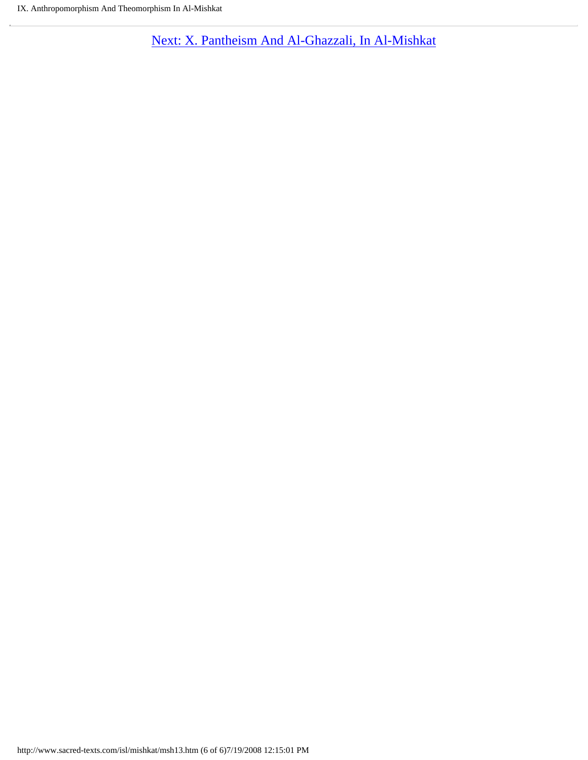[Next: X. Pantheism And Al-Ghazzali, In Al-Mishkat]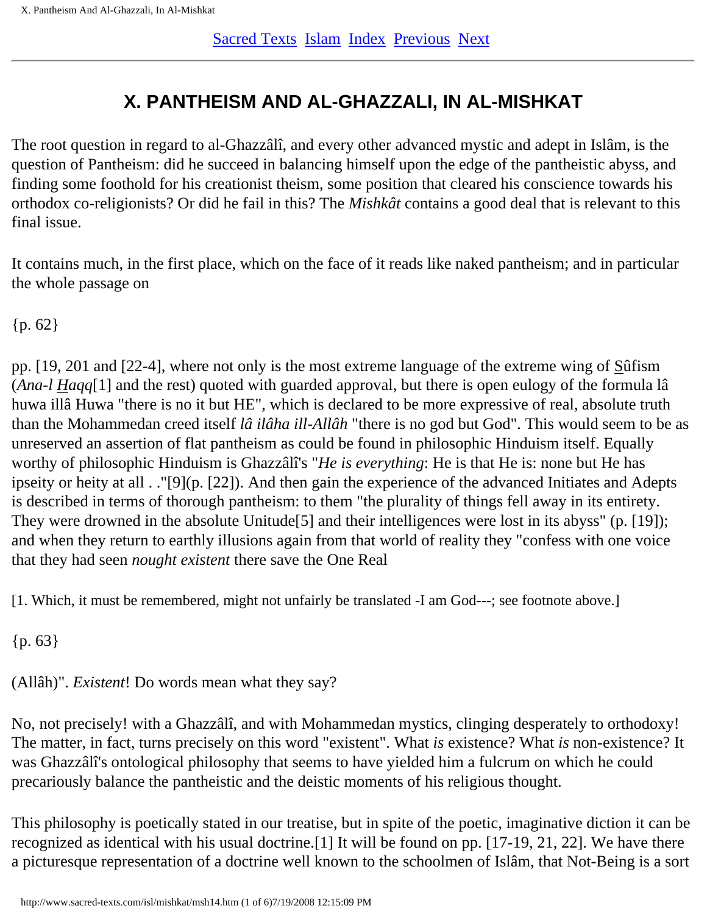# X. PANTHEISM AND AL-GHAZZALI, IN AL-MISHKAT

The root question in regard to al-Ghazzâlî, and every other advanced mystic and adept in Islâm, is the question of Pantheism: did he succeed in balancing himself upon the edge of the pantheistic abyss, and finding some foothold for his creationist theism, some position that cleared his conscience towards his orthodox co-religionists? Or did he fail in this? The *Mishkât* contains a good deal that is relevant to this final issue.

It contains much, in the first place, which on the face of it reads like naked pantheism; and in particular the whole passage on

{p. 62}

pp. [19, 201 and [22-4], where not only is the most extreme language of the extreme wing of S̲ûfism (*Ana-l H̲aqq*[1] and the rest) quoted with guarded approval, but there is open eulogy of the formula lâ huwa illâ Huwa "there is no it but HE", which is declared to be more expressive of real, absolute truth than the Mohammedan creed itself *lâ ilâha ill-Allâh* "there is no god but God". This would seem to be as unreserved an assertion of flat pantheism as could be found in philosophic Hinduism itself. Equally worthy of philosophic Hinduism is Ghazzâlî's "*He is everything*: He is that He is: none but He has ipseity or heity at all . ."[9](p. [22]). And then gain the experience of the advanced Initiates and Adepts is described in terms of thorough pantheism: to them "the plurality of things fell away in its entirety. They were drowned in the absolute Unitude[5] and their intelligences were lost in its abyss" (p. [19]); and when they return to earthly illusions again from that world of reality they "confess with one voice that they had seen *nought existent* there save the One Real

[1. Which, it must be remembered, might not unfairly be translated -I am God---; see footnote above.]

{p. 63}

(Allâh)". *Existent*! Do words mean what they say?

No, not precisely! with a Ghazzâlî, and with Mohammedan mystics, clinging desperately to orthodoxy! The matter, in fact, turns precisely on this word "existent". What *is* existence? What *is* non-existence? It was Ghazzâlî's ontological philosophy that seems to have yielded him a fulcrum on which he could precariously balance the pantheistic and the deistic moments of his religious thought.

This philosophy is poetically stated in our treatise, but in spite of the poetic, imaginative diction it can be recognized as identical with his usual doctrine.[1] It will be found on pp. [17-19, 21, 22]. We have there a picturesque representation of a doctrine well known to the schoolmen of Islâm, that Not-Being is a sort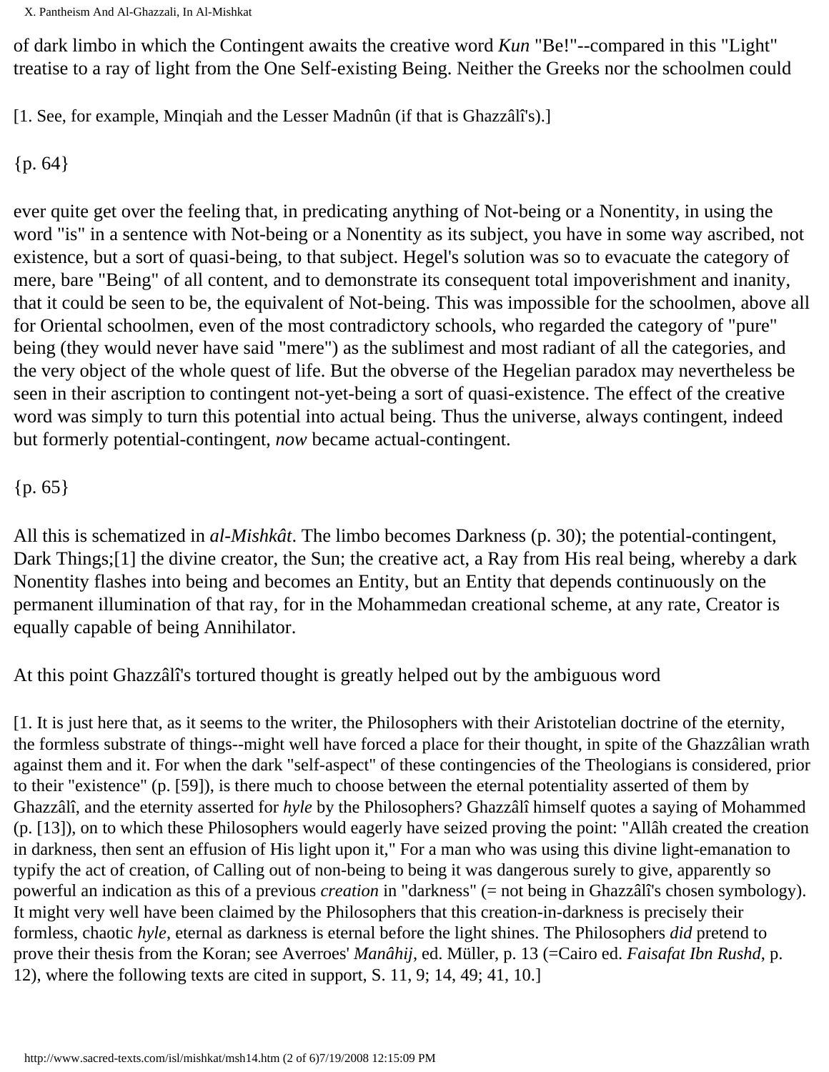of dark limbo in which the Contingent awaits the creative word *Kun* "Be!"--compared in this "Light" treatise to a ray of light from the One Self-existing Being. Neither the Greeks nor the schoolmen could

[1. See, for example, Minqiah and the Lesser Madnûn (if that is Ghazzâlî's).]

{p. 64}

ever quite get over the feeling that, in predicating anything of Not-being or a Nonentity, in using the word "is" in a sentence with Not-being or a Nonentity as its subject, you have in some way ascribed, not existence, but a sort of quasi-being, to that subject. Hegel's solution was so to evacuate the category of mere, bare "Being" of all content, and to demonstrate its consequent total impoverishment and inanity, that it could be seen to be, the equivalent of Not-being. This was impossible for the schoolmen, above all for Oriental schoolmen, even of the most contradictory schools, who regarded the category of "pure" being (they would never have said "mere") as the sublimest and most radiant of all the categories, and the very object of the whole quest of life. But the obverse of the Hegelian paradox may nevertheless be seen in their ascription to contingent not-yet-being a sort of quasi-existence. The effect of the creative word was simply to turn this potential into actual being. Thus the universe, always contingent, indeed but formerly potential-contingent, *now* became actual-contingent.

{p. 65}

All this is schematized in *al-Mishkât*. The limbo becomes Darkness (p. 30); the potential-contingent, Dark Things;[1] the divine creator, the Sun; the creative act, a Ray from His real being, whereby a dark Nonentity flashes into being and becomes an Entity, but an Entity that depends continuously on the permanent illumination of that ray, for in the Mohammedan creational scheme, at any rate, Creator is equally capable of being Annihilator.

At this point Ghazzâlî's tortured thought is greatly helped out by the ambiguous word

[1. It is just here that, as it seems to the writer, the Philosophers with their Aristotelian doctrine of the eternity, the formless substrate of things--might well have forced a place for their thought, in spite of the Ghazzâlian wrath against them and it. For when the dark "self-aspect" of these contingencies of the Theologians is considered, prior to their "existence" (p. [59]), is there much to choose between the eternal potentiality asserted of them by Ghazzâlî, and the eternity asserted for *hyle* by the Philosophers? Ghazzâlî himself quotes a saying of Mohammed (p. [13]), on to which these Philosophers would eagerly have seized proving the point: "Allâh created the creation in darkness, then sent an effusion of His light upon it," For a man who was using this divine light-emanation to typify the act of creation, of Calling out of non-being to being it was dangerous surely to give, apparently so powerful an indication as this of a previous *creation* in "darkness" (= not being in Ghazzâlî's chosen symbology). It might very well have been claimed by the Philosophers that this creation-in-darkness is precisely their formless, chaotic *hyle*, eternal as darkness is eternal before the light shines. The Philosophers *did* pretend to prove their thesis from the Koran; see Averroes' *Manâhij*, ed. Müller, p. 13 (=Cairo ed. *Faisafat Ibn Rushd*, p. 12), where the following texts are cited in support, S. 11, 9; 14, 49; 41, 10.]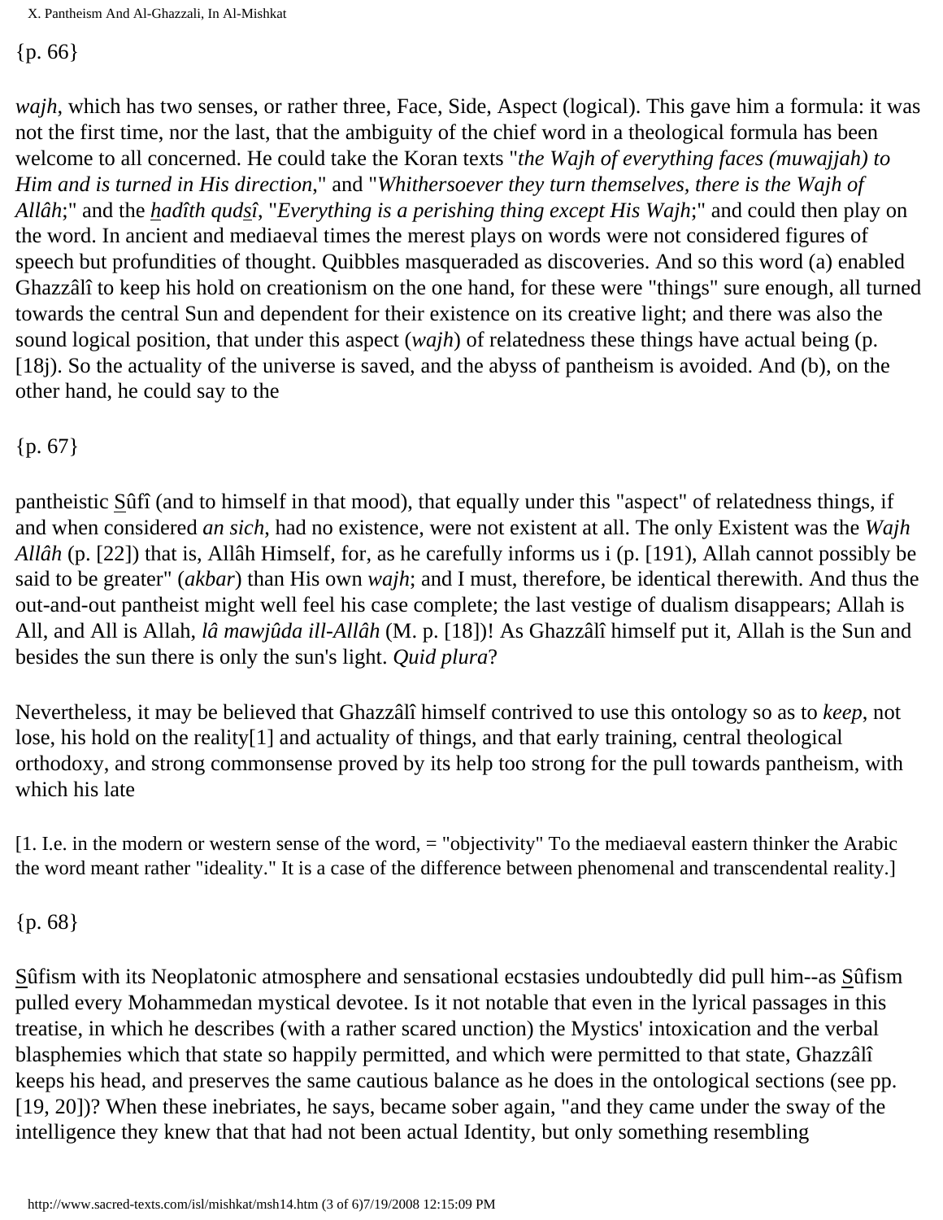{p. 66}

*wajh*, which has two senses, or rather three, Face, Side, Aspect (logical). This gave him a formula: it was not the first time, nor the last, that the ambiguity of the chief word in a theological formula has been welcome to all concerned. He could take the Koran texts "*the Wajh of everything faces (muwajjah) to Him and is turned in His direction,*" and "*Whithersoever they turn themselves, there is the Wajh of Allâh*;" and the *h̲adîth quds̲î*, "*Everything is a perishing thing except His Wajh*;" and could then play on the word. In ancient and mediaeval times the merest plays on words were not considered figures of speech but profundities of thought. Quibbles masqueraded as discoveries. And so this word (a) enabled Ghazzâlî to keep his hold on creationism on the one hand, for these were "things" sure enough, all turned towards the central Sun and dependent for their existence on its creative light; and there was also the sound logical position, that under this aspect (*wajh*) of relatedness these things have actual being (p. [18j). So the actuality of the universe is saved, and the abyss of pantheism is avoided. And (b), on the other hand, he could say to the

{p. 67}

pantheistic S̲ûfî (and to himself in that mood), that equally under this "aspect" of relatedness things, if and when considered *an sich*, had no existence, were not existent at all. The only Existent was the *Wajh Allâh* (p. [22]) that is, Allâh Himself, for, as he carefully informs us i (p. [191), Allah cannot possibly be said to be greater" (*akbar*) than His own *wajh*; and I must, therefore, be identical therewith. And thus the out-and-out pantheist might well feel his case complete; the last vestige of dualism disappears; Allah is All, and All is Allah, *lâ mawjûda ill-Allâh* (M. p. [18])! As Ghazzâlî himself put it, Allah is the Sun and besides the sun there is only the sun's light. *Quid plura*?

Nevertheless, it may be believed that Ghazzâlî himself contrived to use this ontology so as to *keep*, not lose, his hold on the reality[1] and actuality of things, and that early training, central theological orthodoxy, and strong commonsense proved by its help too strong for the pull towards pantheism, with which his late

[1. I.e. in the modern or western sense of the word, = "objectivity" To the mediaeval eastern thinker the Arabic the word meant rather "ideality." It is a case of the difference between phenomenal and transcendental reality.]

{p. 68}

S̲ûfism with its Neoplatonic atmosphere and sensational ecstasies undoubtedly did pull him--as S̲ûfism pulled every Mohammedan mystical devotee. Is it not notable that even in the lyrical passages in this treatise, in which he describes (with a rather scared unction) the Mystics' intoxication and the verbal blasphemies which that state so happily permitted, and which were permitted to that state, Ghazzâlî keeps his head, and preserves the same cautious balance as he does in the ontological sections (see pp. [19, 20])? When these inebriates, he says, became sober again, "and they came under the sway of the intelligence they knew that that had not been actual Identity, but only something resembling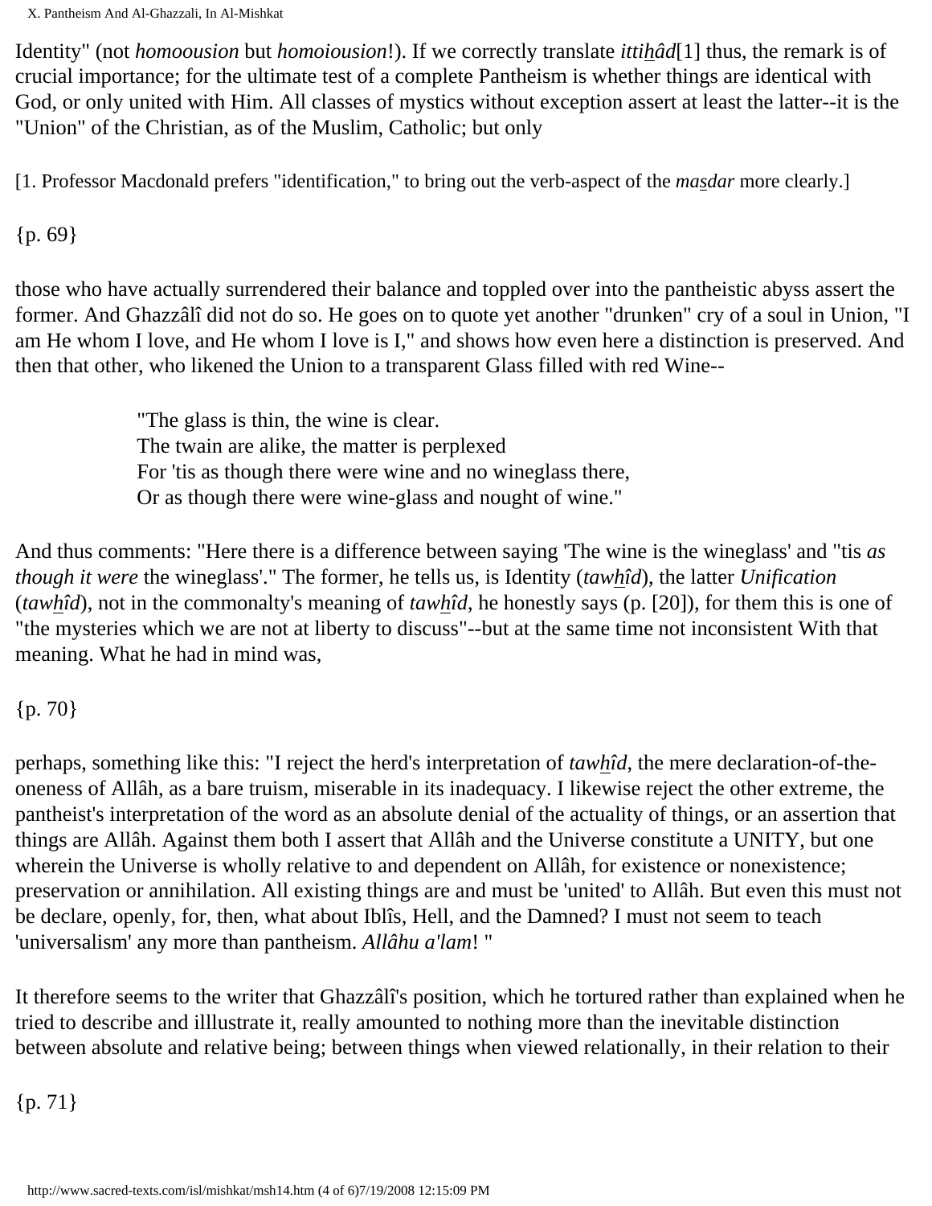Identity" (not *homoousion* but *homoiousion*!). If we correctly translate *ittiḥâd*[1] thus, the remark is of crucial importance; for the ultimate test of a complete Pantheism is whether things are identical with God, or only united with Him. All classes of mystics without exception assert at least the latter--it is the "Union" of the Christian, as of the Muslim, Catholic; but only

[1. Professor Macdonald prefers "identification," to bring out the verb-aspect of the *maṣdar* more clearly.]

{p. 69}

those who have actually surrendered their balance and toppled over into the pantheistic abyss assert the former. And Ghazzâlî did not do so. He goes on to quote yet another "drunken" cry of a soul in Union, "I am He whom I love, and He whom I love is I," and shows how even here a distinction is preserved. And then that other, who likened the Union to a transparent Glass filled with red Wine--

> "The glass is thin, the wine is clear.
> The twain are alike, the matter is perplexed
> For 'tis as though there were wine and no wineglass there,
> Or as though there were wine-glass and nought of wine."

And thus comments: "Here there is a difference between saying 'The wine is the wineglass' and ''tis *as though it were* the wineglass'." The former, he tells us, is Identity (*tawḥîd*), the latter *Unification* (*tawḥîd*), not in the commonalty's meaning of *tawḥîd*, he honestly says (p. [20]), for them this is one of "the mysteries which we are not at liberty to discuss"--but at the same time not inconsistent With that meaning. What he had in mind was,

{p. 70}

perhaps, something like this: "I reject the herd's interpretation of *tawḥîd*, the mere declaration-of-the-oneness of Allâh, as a bare truism, miserable in its inadequacy. I likewise reject the other extreme, the pantheist's interpretation of the word as an absolute denial of the actuality of things, or an assertion that things are Allâh. Against them both I assert that Allâh and the Universe constitute a UNITY, but one wherein the Universe is wholly relative to and dependent on Allâh, for existence or nonexistence; preservation or annihilation. All existing things are and must be 'united' to Allâh. But even this must not be declare, openly, for, then, what about Iblîs, Hell, and the Damned? I must not seem to teach 'universalism' any more than pantheism. *Allâhu a'lam*! "

It therefore seems to the writer that Ghazzâlî's position, which he tortured rather than explained when he tried to describe and illlustrate it, really amounted to nothing more than the inevitable distinction between absolute and relative being; between things when viewed relationally, in their relation to their

{p. 71}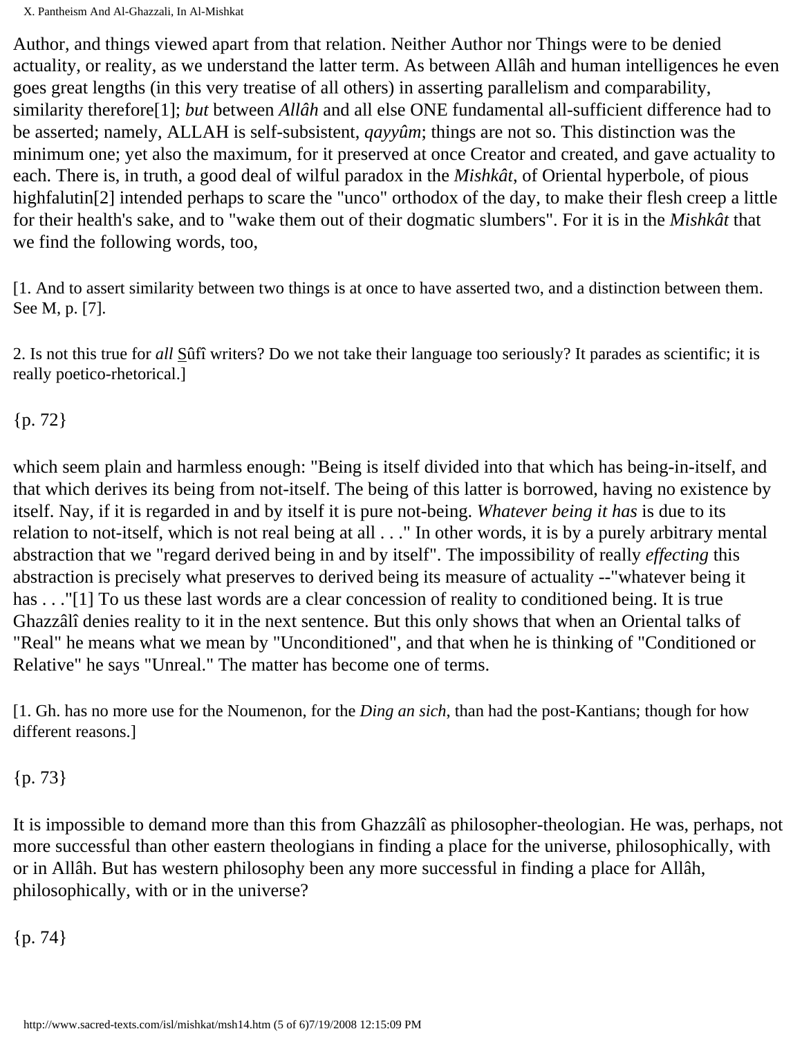Author, and things viewed apart from that relation. Neither Author nor Things were to be denied actuality, or reality, as we understand the latter term. As between Allâh and human intelligences he even goes great lengths (in this very treatise of all others) in asserting parallelism and comparability, similarity therefore[1]; *but* between *Allâh* and all else ONE fundamental all-sufficient difference had to be asserted; namely, ALLAH is self-subsistent, *qayyûm*; things are not so. This distinction was the minimum one; yet also the maximum, for it preserved at once Creator and created, and gave actuality to each. There is, in truth, a good deal of wilful paradox in the *Mishkât*, of Oriental hyperbole, of pious highfalutin[2] intended perhaps to scare the "unco" orthodox of the day, to make their flesh creep a little for their health's sake, and to "wake them out of their dogmatic slumbers". For it is in the *Mishkât* that we find the following words, too,

[1. And to assert similarity between two things is at once to have asserted two, and a distinction between them. See M, p. [7].

2. Is not this true for *all* S̲ûfî writers? Do we not take their language too seriously? It parades as scientific; it is really poetico-rhetorical.]

{p. 72}

which seem plain and harmless enough: "Being is itself divided into that which has being-in-itself, and that which derives its being from not-itself. The being of this latter is borrowed, having no existence by itself. Nay, if it is regarded in and by itself it is pure not-being. *Whatever being it has* is due to its relation to not-itself, which is not real being at all . . ." In other words, it is by a purely arbitrary mental abstraction that we "regard derived being in and by itself". The impossibility of really *effecting* this abstraction is precisely what preserves to derived being its measure of actuality --"whatever being it has . . ."[1] To us these last words are a clear concession of reality to conditioned being. It is true Ghazzâlî denies reality to it in the next sentence. But this only shows that when an Oriental talks of "Real" he means what we mean by "Unconditioned", and that when he is thinking of "Conditioned or Relative" he says "Unreal." The matter has become one of terms.

[1. Gh. has no more use for the Noumenon, for the *Ding an sich*, than had the post-Kantians; though for how different reasons.]

{p. 73}

It is impossible to demand more than this from Ghazzâlî as philosopher-theologian. He was, perhaps, not more successful than other eastern theologians in finding a place for the universe, philosophically, with or in Allâh. But has western philosophy been any more successful in finding a place for Allâh, philosophically, with or in the universe?

{p. 74}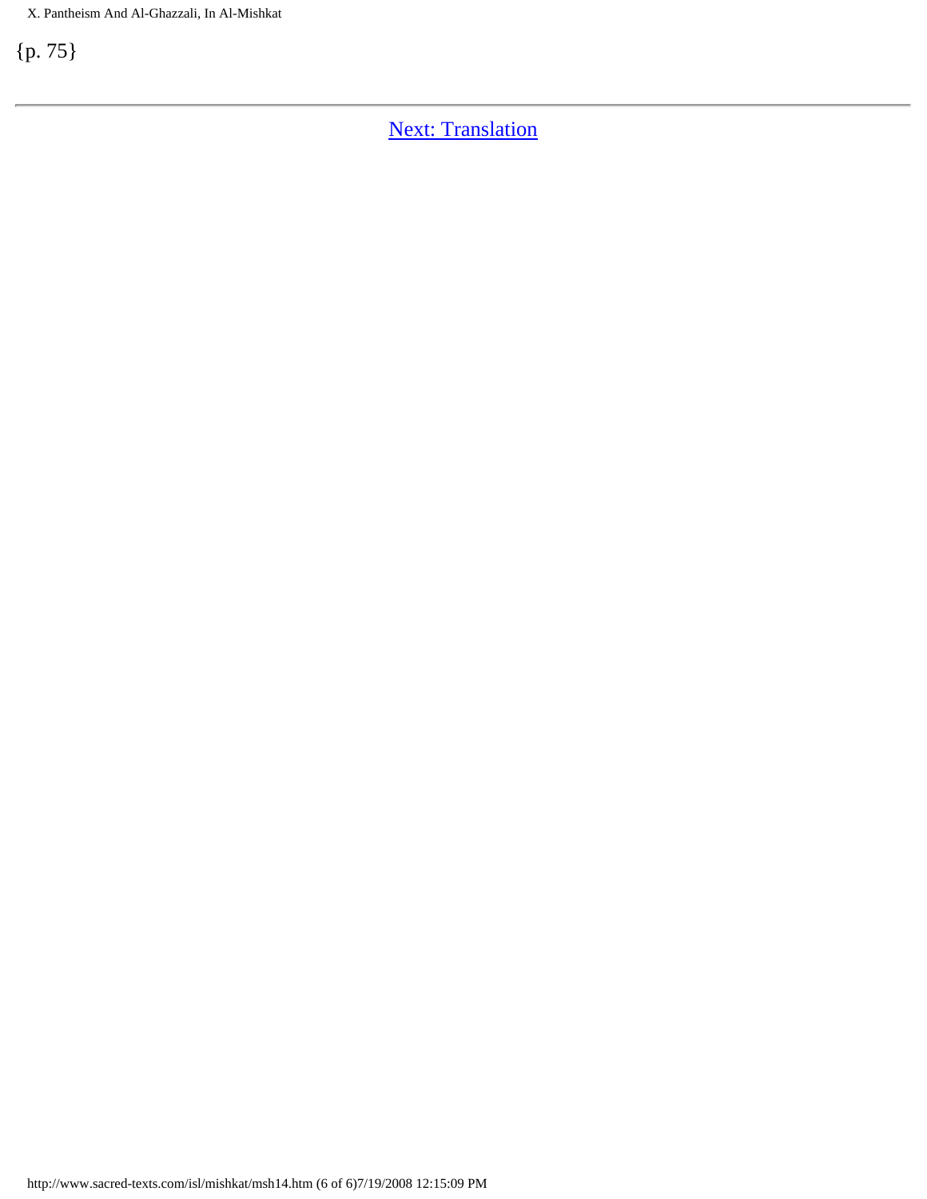{p. 75}

---

[Next: Translation](http://www.sacred-texts.com/isl/mishkat/msh15.htm)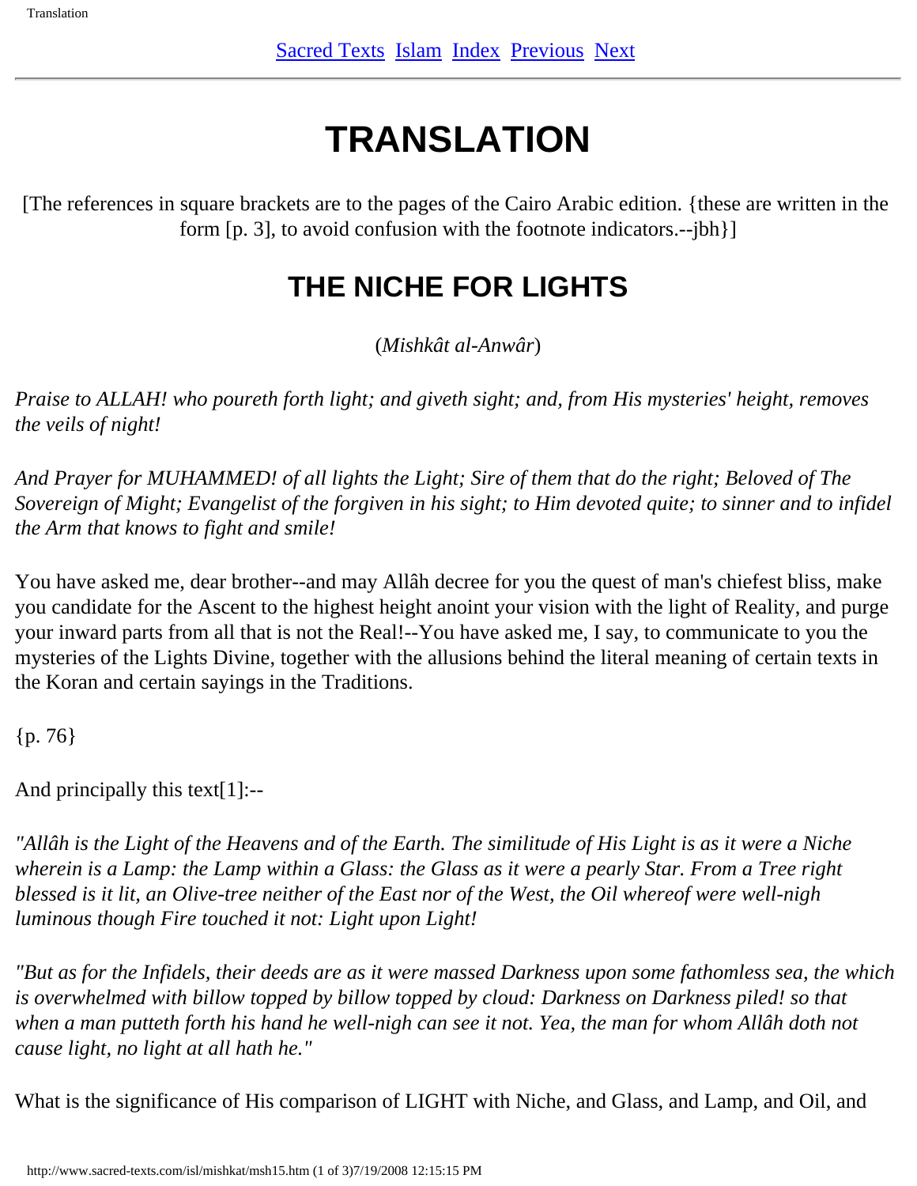# TRANSLATION

[The references in square brackets are to the pages of the Cairo Arabic edition. {these are written in the form [p. 3], to avoid confusion with the footnote indicators.--jbh}]

## THE NICHE FOR LIGHTS

(*Mishkât al-Anwâr*)

*Praise to ALLAH! who poureth forth light; and giveth sight; and, from His mysteries' height, removes the veils of night!*

*And Prayer for MUHAMMED! of all lights the Light; Sire of them that do the right; Beloved of The Sovereign of Might; Evangelist of the forgiven in his sight; to Him devoted quite; to sinner and to infidel the Arm that knows to fight and smile!*

You have asked me, dear brother--and may Allâh decree for you the quest of man's chiefest bliss, make you candidate for the Ascent to the highest height anoint your vision with the light of Reality, and purge your inward parts from all that is not the Real!--You have asked me, I say, to communicate to you the mysteries of the Lights Divine, together with the allusions behind the literal meaning of certain texts in the Koran and certain sayings in the Traditions.

{p. 76}

And principally this text[1]:--

*"Allâh is the Light of the Heavens and of the Earth. The similitude of His Light is as it were a Niche wherein is a Lamp: the Lamp within a Glass: the Glass as it were a pearly Star. From a Tree right blessed is it lit, an Olive-tree neither of the East nor of the West, the Oil whereof were well-nigh luminous though Fire touched it not: Light upon Light!*

*"But as for the Infidels, their deeds are as it were massed Darkness upon some fathomless sea, the which is overwhelmed with billow topped by billow topped by cloud: Darkness on Darkness piled! so that when a man putteth forth his hand he well-nigh can see it not. Yea, the man for whom Allâh doth not cause light, no light at all hath he."*

What is the significance of His comparison of LIGHT with Niche, and Glass, and Lamp, and Oil, and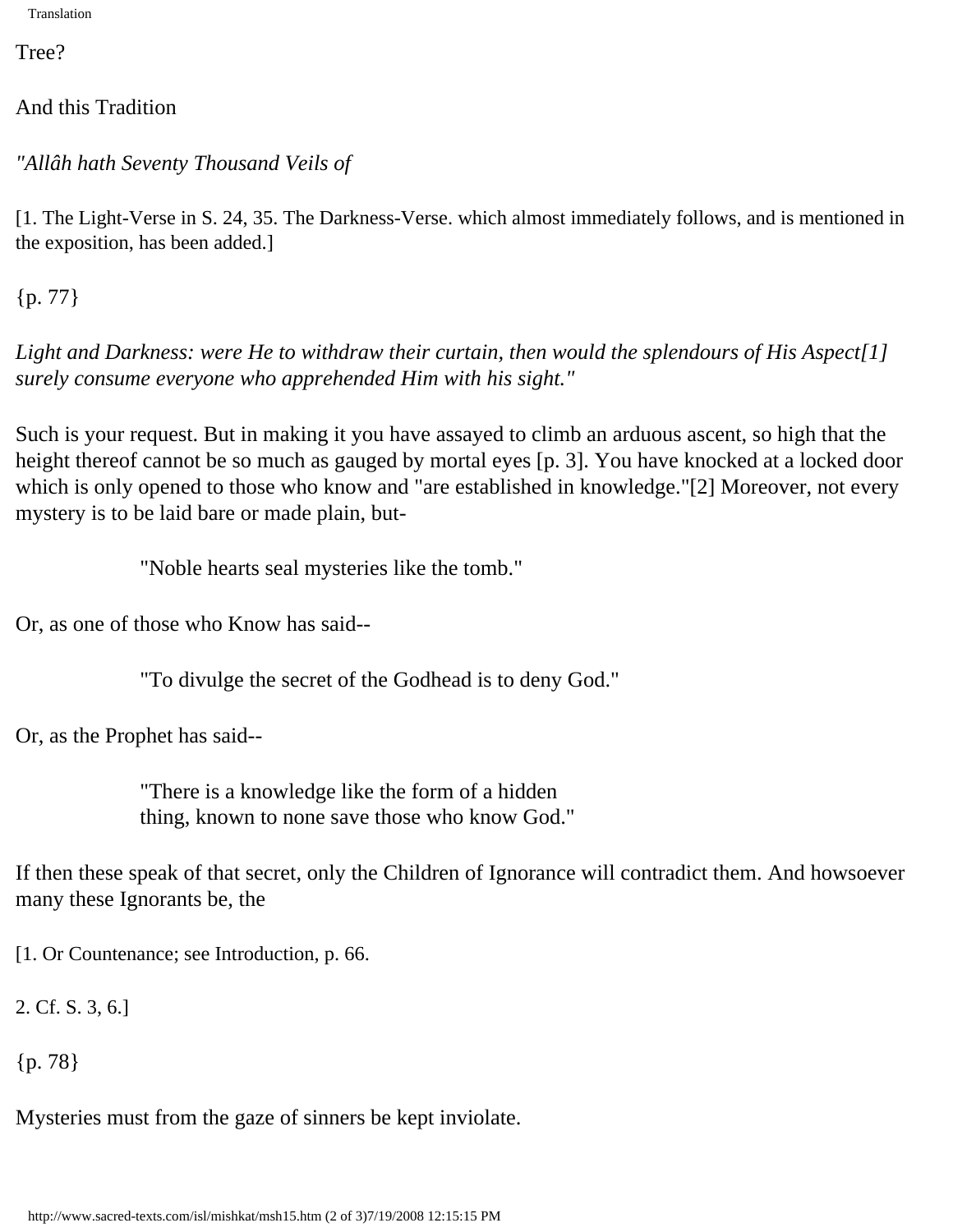Tree?

And this Tradition

*"Allâh hath Seventy Thousand Veils of*

[1. The Light-Verse in S. 24, 35. The Darkness-Verse. which almost immediately follows, and is mentioned in the exposition, has been added.]

{p. 77}

*Light and Darkness: were He to withdraw their curtain, then would the splendours of His Aspect[1] surely consume everyone who apprehended Him with his sight."*

Such is your request. But in making it you have assayed to climb an arduous ascent, so high that the height thereof cannot be so much as gauged by mortal eyes [p. 3]. You have knocked at a locked door which is only opened to those who know and "are established in knowledge."[2] Moreover, not every mystery is to be laid bare or made plain, but-

> "Noble hearts seal mysteries like the tomb."

Or, as one of those who Know has said--

> "To divulge the secret of the Godhead is to deny God."

Or, as the Prophet has said--

> "There is a knowledge like the form of a hidden
> thing, known to none save those who know God."

If then these speak of that secret, only the Children of Ignorance will contradict them. And howsoever many these Ignorants be, the

[1. Or Countenance; see Introduction, p. 66.

2. Cf. S. 3, 6.]

{p. 78}

Mysteries must from the gaze of sinners be kept inviolate.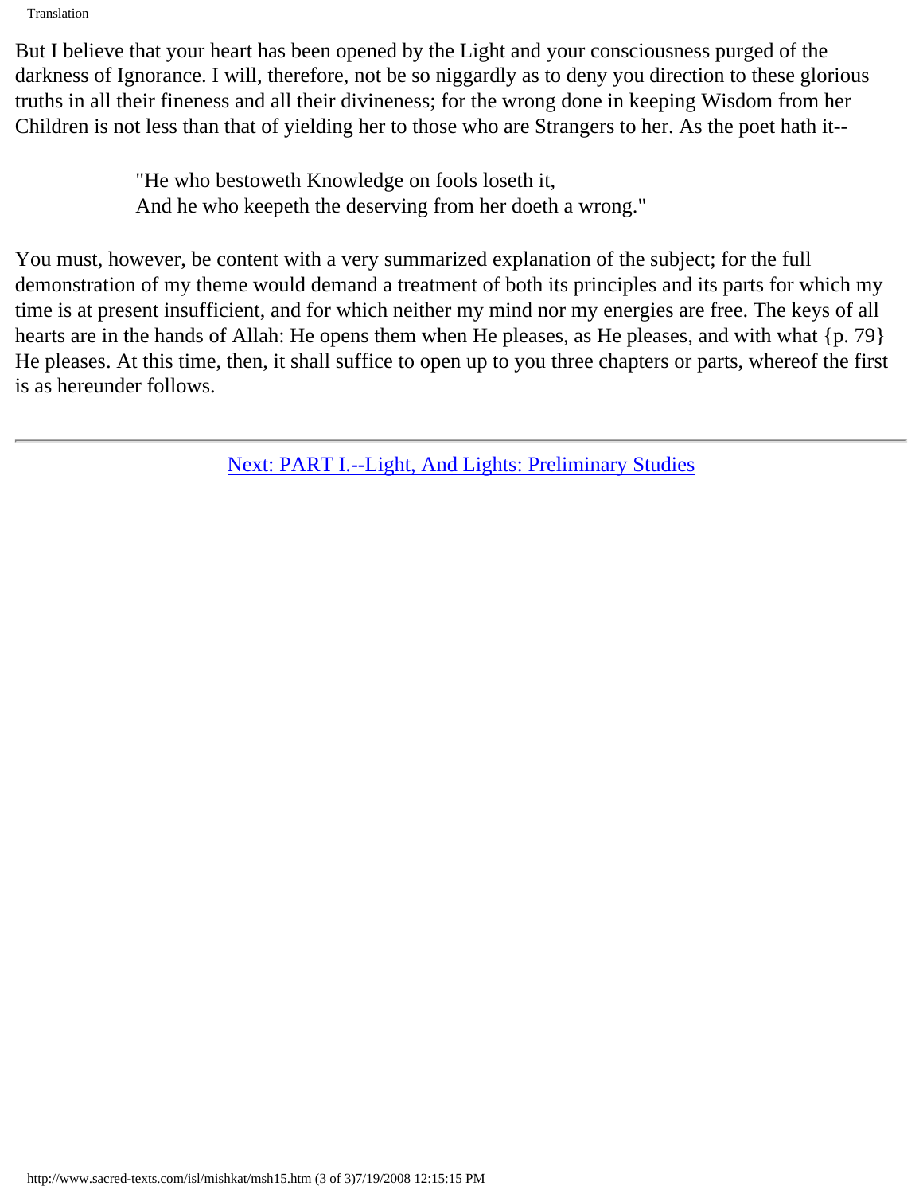But I believe that your heart has been opened by the Light and your consciousness purged of the darkness of Ignorance. I will, therefore, not be so niggardly as to deny you direction to these glorious truths in all their fineness and all their divineness; for the wrong done in keeping Wisdom from her Children is not less than that of yielding her to those who are Strangers to her. As the poet hath it--

> "He who bestoweth Knowledge on fools loseth it,
> And he who keepeth the deserving from her doeth a wrong."

You must, however, be content with a very summarized explanation of the subject; for the full demonstration of my theme would demand a treatment of both its principles and its parts for which my time is at present insufficient, and for which neither my mind nor my energies are free. The keys of all hearts are in the hands of Allah: He opens them when He pleases, as He pleases, and with what {p. 79} He pleases. At this time, then, it shall suffice to open up to you three chapters or parts, whereof the first is as hereunder follows.

---

Next: PART I.--Light, And Lights: Preliminary Studies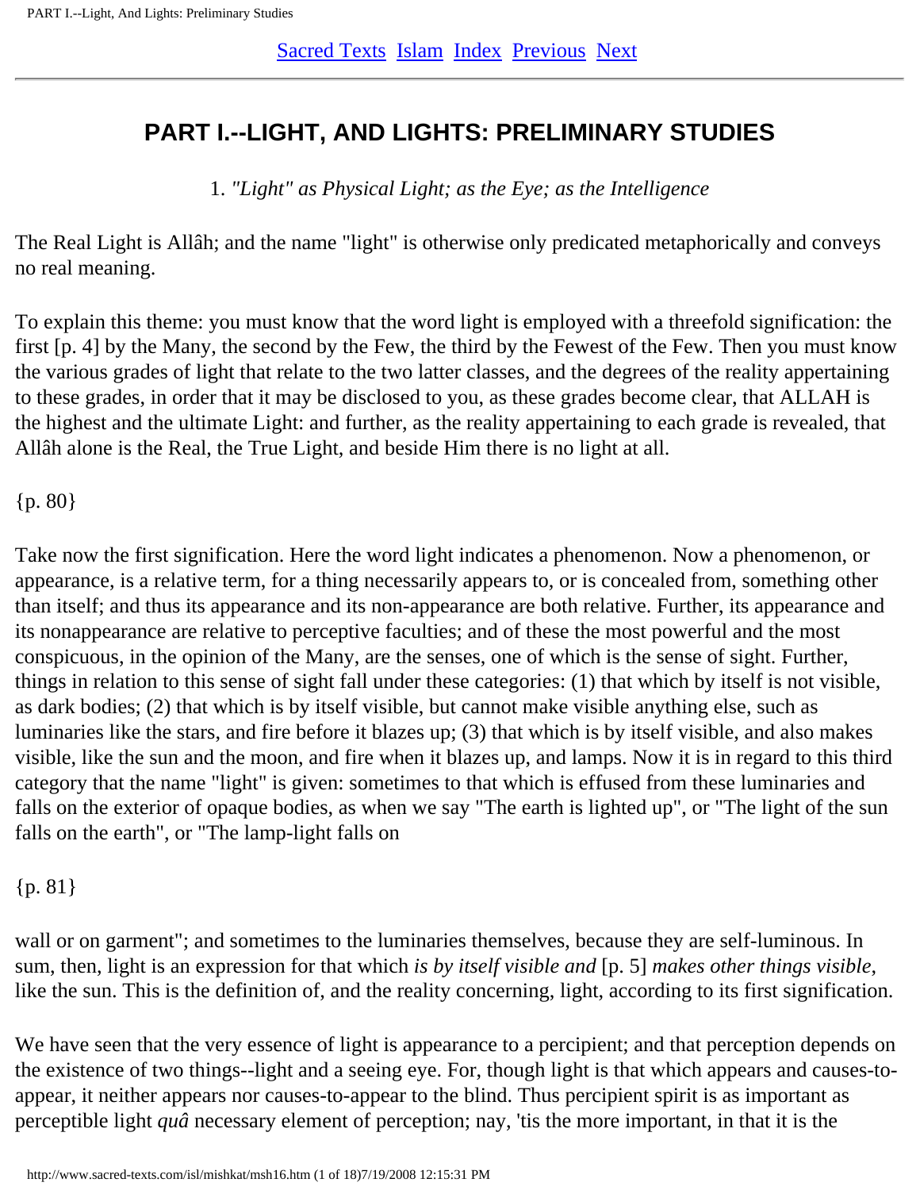[Sacred Texts](#) [Islam](#) [Index](#) [Previous](#) [Next](#)

---

# PART I.--LIGHT, AND LIGHTS: PRELIMINARY STUDIES

1. *"Light" as Physical Light; as the Eye; as the Intelligence*

The Real Light is Allâh; and the name "light" is otherwise only predicated metaphorically and conveys no real meaning.

To explain this theme: you must know that the word light is employed with a threefold signification: the first [p. 4] by the Many, the second by the Few, the third by the Fewest of the Few. Then you must know the various grades of light that relate to the two latter classes, and the degrees of the reality appertaining to these grades, in order that it may be disclosed to you, as these grades become clear, that ALLAH is the highest and the ultimate Light: and further, as the reality appertaining to each grade is revealed, that Allâh alone is the Real, the True Light, and beside Him there is no light at all.

{p. 80}

Take now the first signification. Here the word light indicates a phenomenon. Now a phenomenon, or appearance, is a relative term, for a thing necessarily appears to, or is concealed from, something other than itself; and thus its appearance and its non-appearance are both relative. Further, its appearance and its nonappearance are relative to perceptive faculties; and of these the most powerful and the most conspicuous, in the opinion of the Many, are the senses, one of which is the sense of sight. Further, things in relation to this sense of sight fall under these categories: (1) that which by itself is not visible, as dark bodies; (2) that which is by itself visible, but cannot make visible anything else, such as luminaries like the stars, and fire before it blazes up; (3) that which is by itself visible, and also makes visible, like the sun and the moon, and fire when it blazes up, and lamps. Now it is in regard to this third category that the name "light" is given: sometimes to that which is effused from these luminaries and falls on the exterior of opaque bodies, as when we say "The earth is lighted up", or "The light of the sun falls on the earth", or "The lamp-light falls on

{p. 81}

wall or on garment"; and sometimes to the luminaries themselves, because they are self-luminous. In sum, then, light is an expression for that which *is by itself visible and* [p. 5] *makes other things visible*, like the sun. This is the definition of, and the reality concerning, light, according to its first signification.

We have seen that the very essence of light is appearance to a percipient; and that perception depends on the existence of two things--light and a seeing eye. For, though light is that which appears and causes-to-appear, it neither appears nor causes-to-appear to the blind. Thus percipient spirit is as important as perceptible light *quâ* necessary element of perception; nay, 'tis the more important, in that it is the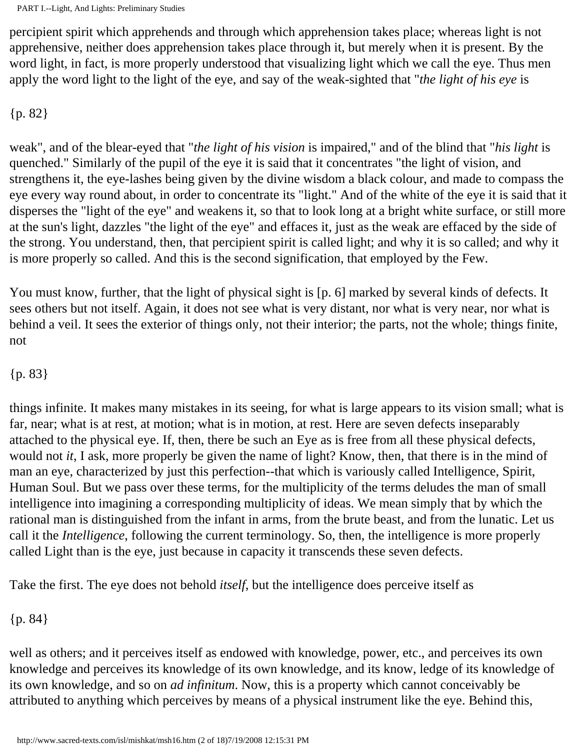percipient spirit which apprehends and through which apprehension takes place; whereas light is not apprehensive, neither does apprehension takes place through it, but merely when it is present. By the word light, in fact, is more properly understood that visualizing light which we call the eye. Thus men apply the word light to the light of the eye, and say of the weak-sighted that "*the light of his eye* is

{p. 82}

weak", and of the blear-eyed that "*the light of his vision* is impaired," and of the blind that "*his light* is quenched." Similarly of the pupil of the eye it is said that it concentrates "the light of vision, and strengthens it, the eye-lashes being given by the divine wisdom a black colour, and made to compass the eye every way round about, in order to concentrate its "light." And of the white of the eye it is said that it disperses the "light of the eye" and weakens it, so that to look long at a bright white surface, or still more at the sun's light, dazzles "the light of the eye" and effaces it, just as the weak are effaced by the side of the strong. You understand, then, that percipient spirit is called light; and why it is so called; and why it is more properly so called. And this is the second signification, that employed by the Few.

You must know, further, that the light of physical sight is [p. 6] marked by several kinds of defects. It sees others but not itself. Again, it does not see what is very distant, nor what is very near, nor what is behind a veil. It sees the exterior of things only, not their interior; the parts, not the whole; things finite, not

{p. 83}

things infinite. It makes many mistakes in its seeing, for what is large appears to its vision small; what is far, near; what is at rest, at motion; what is in motion, at rest. Here are seven defects inseparably attached to the physical eye. If, then, there be such an Eye as is free from all these physical defects, would not *it*, I ask, more properly be given the name of light? Know, then, that there is in the mind of man an eye, characterized by just this perfection--that which is variously called Intelligence, Spirit, Human Soul. But we pass over these terms, for the multiplicity of the terms deludes the man of small intelligence into imagining a corresponding multiplicity of ideas. We mean simply that by which the rational man is distinguished from the infant in arms, from the brute beast, and from the lunatic. Let us call it the *Intelligence*, following the current terminology. So, then, the intelligence is more properly called Light than is the eye, just because in capacity it transcends these seven defects.

Take the first. The eye does not behold *itself*, but the intelligence does perceive itself as

{p. 84}

well as others; and it perceives itself as endowed with knowledge, power, etc., and perceives its own knowledge and perceives its knowledge of its own knowledge, and its know, ledge of its knowledge of its own knowledge, and so on *ad infinitum*. Now, this is a property which cannot conceivably be attributed to anything which perceives by means of a physical instrument like the eye. Behind this,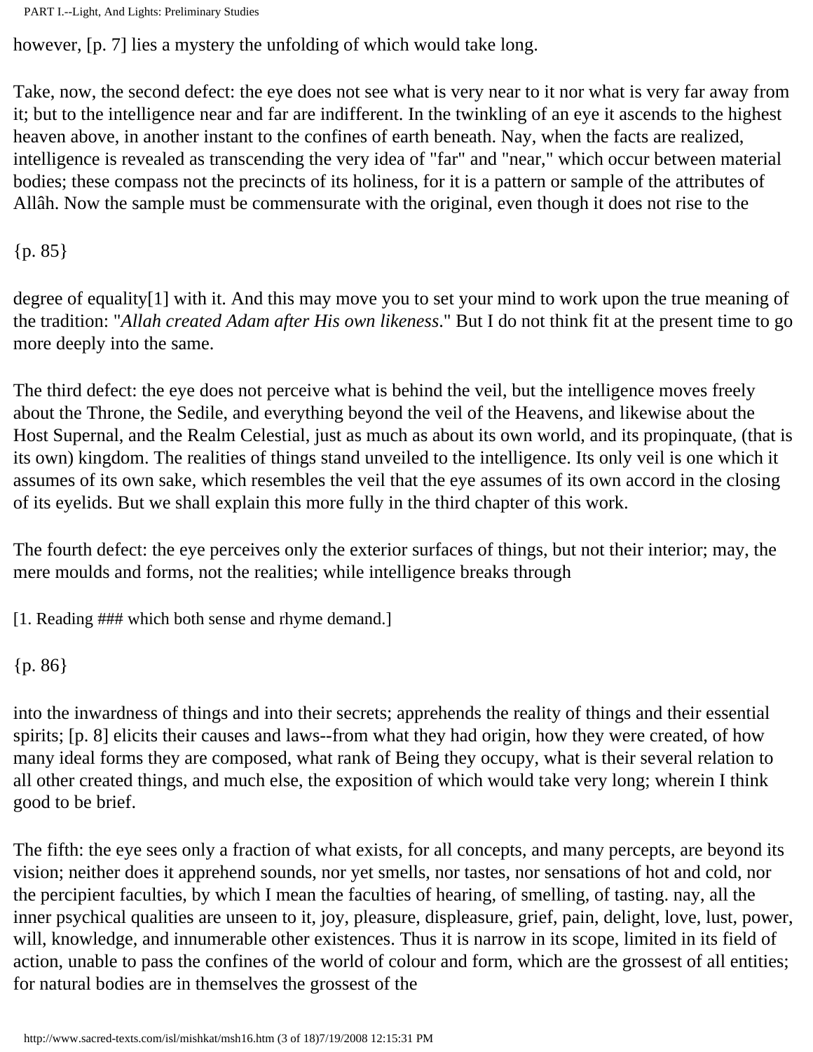however, [p. 7] lies a mystery the unfolding of which would take long.

Take, now, the second defect: the eye does not see what is very near to it nor what is very far away from it; but to the intelligence near and far are indifferent. In the twinkling of an eye it ascends to the highest heaven above, in another instant to the confines of earth beneath. Nay, when the facts are realized, intelligence is revealed as transcending the very idea of "far" and "near," which occur between material bodies; these compass not the precincts of its holiness, for it is a pattern or sample of the attributes of Allâh. Now the sample must be commensurate with the original, even though it does not rise to the

{p. 85}

degree of equality[1] with it. And this may move you to set your mind to work upon the true meaning of the tradition: "*Allah created Adam after His own likeness*." But I do not think fit at the present time to go more deeply into the same.

The third defect: the eye does not perceive what is behind the veil, but the intelligence moves freely about the Throne, the Sedile, and everything beyond the veil of the Heavens, and likewise about the Host Supernal, and the Realm Celestial, just as much as about its own world, and its propinquate, (that is its own) kingdom. The realities of things stand unveiled to the intelligence. Its only veil is one which it assumes of its own sake, which resembles the veil that the eye assumes of its own accord in the closing of its eyelids. But we shall explain this more fully in the third chapter of this work.

The fourth defect: the eye perceives only the exterior surfaces of things, but not their interior; may, the mere moulds and forms, not the realities; while intelligence breaks through

[1. Reading ### which both sense and rhyme demand.]

{p. 86}

into the inwardness of things and into their secrets; apprehends the reality of things and their essential spirits; [p. 8] elicits their causes and laws--from what they had origin, how they were created, of how many ideal forms they are composed, what rank of Being they occupy, what is their several relation to all other created things, and much else, the exposition of which would take very long; wherein I think good to be brief.

The fifth: the eye sees only a fraction of what exists, for all concepts, and many percepts, are beyond its vision; neither does it apprehend sounds, nor yet smells, nor tastes, nor sensations of hot and cold, nor the percipient faculties, by which I mean the faculties of hearing, of smelling, of tasting. nay, all the inner psychical qualities are unseen to it, joy, pleasure, displeasure, grief, pain, delight, love, lust, power, will, knowledge, and innumerable other existences. Thus it is narrow in its scope, limited in its field of action, unable to pass the confines of the world of colour and form, which are the grossest of all entities; for natural bodies are in themselves the grossest of the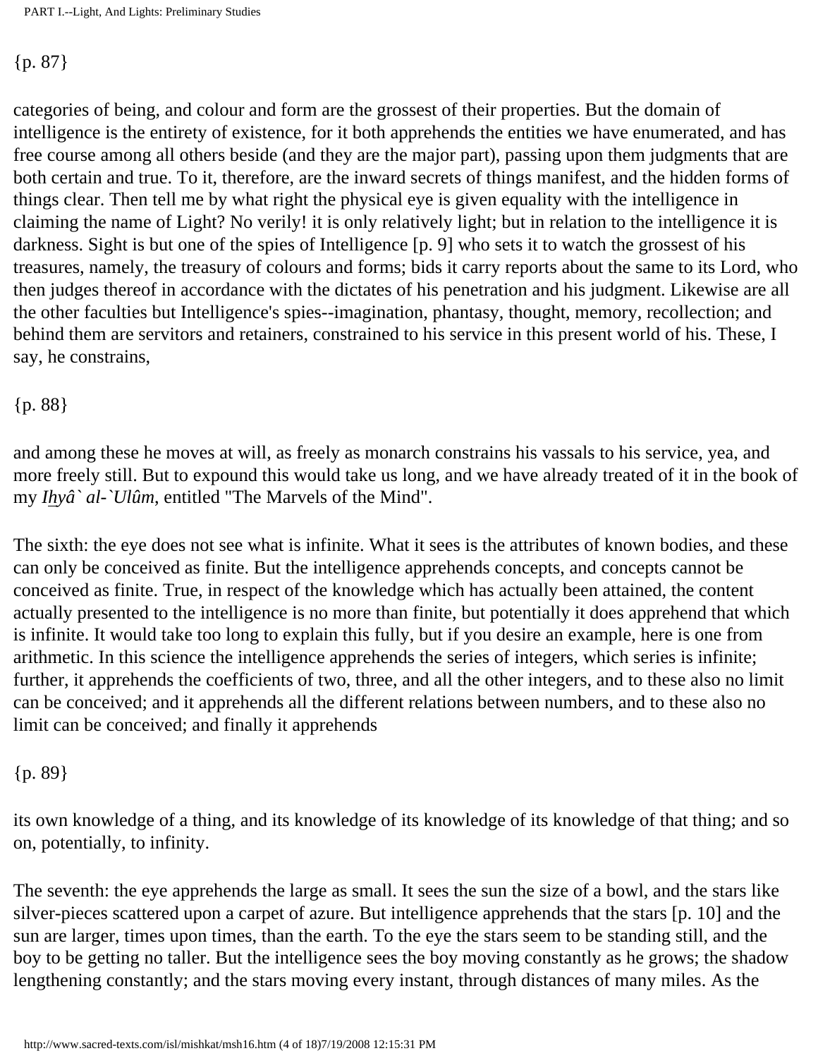{p. 87}

categories of being, and colour and form are the grossest of their properties. But the domain of intelligence is the entirety of existence, for it both apprehends the entities we have enumerated, and has free course among all others beside (and they are the major part), passing upon them judgments that are both certain and true. To it, therefore, are the inward secrets of things manifest, and the hidden forms of things clear. Then tell me by what right the physical eye is given equality with the intelligence in claiming the name of Light? No verily! it is only relatively light; but in relation to the intelligence it is darkness. Sight is but one of the spies of Intelligence [p. 9] who sets it to watch the grossest of his treasures, namely, the treasury of colours and forms; bids it carry reports about the same to its Lord, who then judges thereof in accordance with the dictates of his penetration and his judgment. Likewise are all the other faculties but Intelligence's spies--imagination, phantasy, thought, memory, recollection; and behind them are servitors and retainers, constrained to his service in this present world of his. These, I say, he constrains,

{p. 88}

and among these he moves at will, as freely as monarch constrains his vassals to his service, yea, and more freely still. But to expound this would take us long, and we have already treated of it in the book of my *Ihyâ` al-`Ulûm*, entitled "The Marvels of the Mind".

The sixth: the eye does not see what is infinite. What it sees is the attributes of known bodies, and these can only be conceived as finite. But the intelligence apprehends concepts, and concepts cannot be conceived as finite. True, in respect of the knowledge which has actually been attained, the content actually presented to the intelligence is no more than finite, but potentially it does apprehend that which is infinite. It would take too long to explain this fully, but if you desire an example, here is one from arithmetic. In this science the intelligence apprehends the series of integers, which series is infinite; further, it apprehends the coefficients of two, three, and all the other integers, and to these also no limit can be conceived; and it apprehends all the different relations between numbers, and to these also no limit can be conceived; and finally it apprehends

{p. 89}

its own knowledge of a thing, and its knowledge of its knowledge of its knowledge of that thing; and so on, potentially, to infinity.

The seventh: the eye apprehends the large as small. It sees the sun the size of a bowl, and the stars like silver-pieces scattered upon a carpet of azure. But intelligence apprehends that the stars [p. 10] and the sun are larger, times upon times, than the earth. To the eye the stars seem to be standing still, and the boy to be getting no taller. But the intelligence sees the boy moving constantly as he grows; the shadow lengthening constantly; and the stars moving every instant, through distances of many miles. As the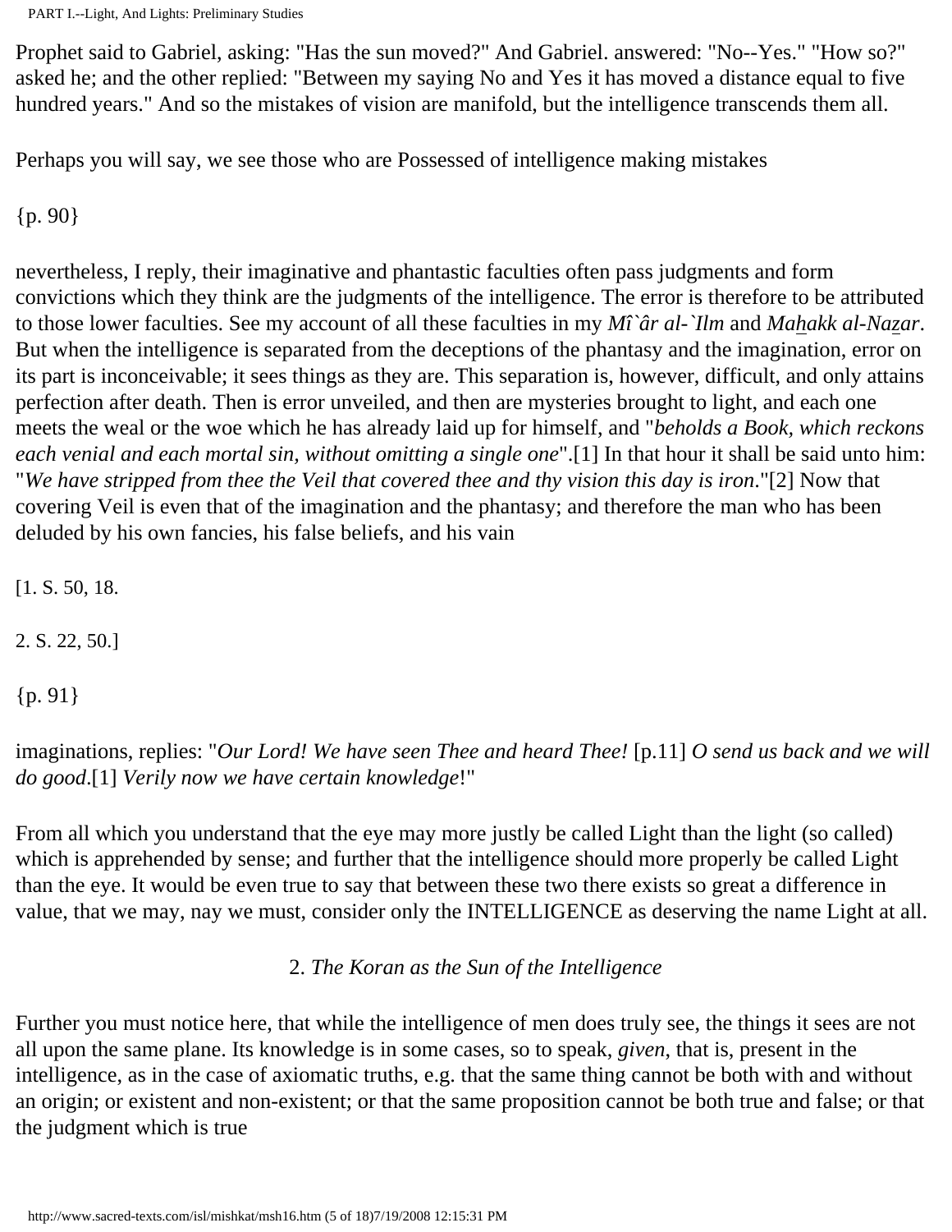Prophet said to Gabriel, asking: "Has the sun moved?" And Gabriel. answered: "No--Yes." "How so?" asked he; and the other replied: "Between my saying No and Yes it has moved a distance equal to five hundred years." And so the mistakes of vision are manifold, but the intelligence transcends them all.

Perhaps you will say, we see those who are Possessed of intelligence making mistakes

{p. 90}

nevertheless, I reply, their imaginative and phantastic faculties often pass judgments and form convictions which they think are the judgments of the intelligence. The error is therefore to be attributed to those lower faculties. See my account of all these faculties in my *Mî`âr al-`Ilm* and *Maḫakk al-Naẕar*. But when the intelligence is separated from the deceptions of the phantasy and the imagination, error on its part is inconceivable; it sees things as they are. This separation is, however, difficult, and only attains perfection after death. Then is error unveiled, and then are mysteries brought to light, and each one meets the weal or the woe which he has already laid up for himself, and "*beholds a Book, which reckons each venial and each mortal sin, without omitting a single one*".[1] In that hour it shall be said unto him: "*We have stripped from thee the Veil that covered thee and thy vision this day is iron*."[2] Now that covering Veil is even that of the imagination and the phantasy; and therefore the man who has been deluded by his own fancies, his false beliefs, and his vain

[1. S. 50, 18.

2. S. 22, 50.]

{p. 91}

imaginations, replies: "*Our Lord! We have seen Thee and heard Thee!* [p.11] *O send us back and we will do good*.[1] *Verily now we have certain knowledge*!"

From all which you understand that the eye may more justly be called Light than the light (so called) which is apprehended by sense; and further that the intelligence should more properly be called Light than the eye. It would be even true to say that between these two there exists so great a difference in value, that we may, nay we must, consider only the INTELLIGENCE as deserving the name Light at all.

## 2. *The Koran as the Sun of the Intelligence*

Further you must notice here, that while the intelligence of men does truly see, the things it sees are not all upon the same plane. Its knowledge is in some cases, so to speak, *given*, that is, present in the intelligence, as in the case of axiomatic truths, e.g. that the same thing cannot be both with and without an origin; or existent and non-existent; or that the same proposition cannot be both true and false; or that the judgment which is true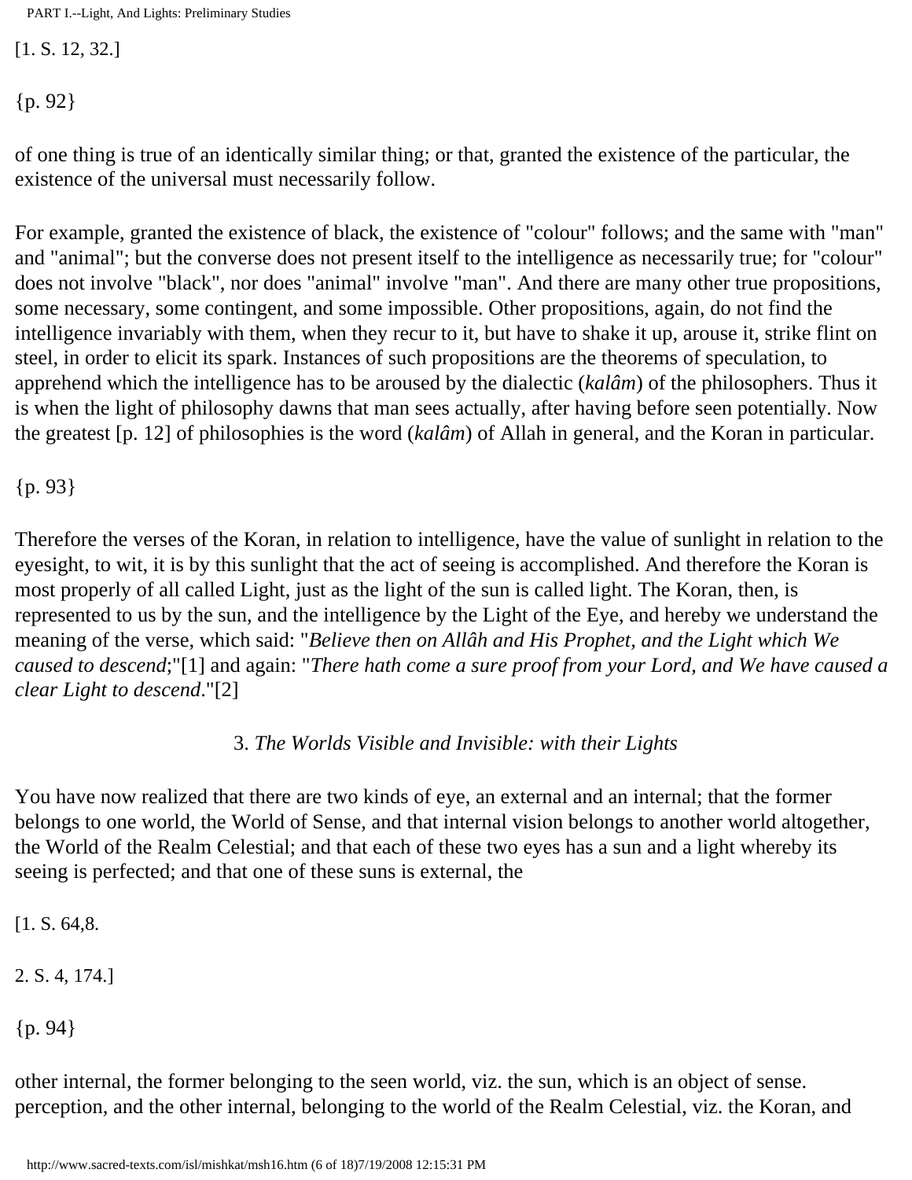[1. S. 12, 32.]

{p. 92}

of one thing is true of an identically similar thing; or that, granted the existence of the particular, the existence of the universal must necessarily follow.

For example, granted the existence of black, the existence of "colour" follows; and the same with "man" and "animal"; but the converse does not present itself to the intelligence as necessarily true; for "colour" does not involve "black", nor does "animal" involve "man". And there are many other true propositions, some necessary, some contingent, and some impossible. Other propositions, again, do not find the intelligence invariably with them, when they recur to it, but have to shake it up, arouse it, strike flint on steel, in order to elicit its spark. Instances of such propositions are the theorems of speculation, to apprehend which the intelligence has to be aroused by the dialectic (*kalâm*) of the philosophers. Thus it is when the light of philosophy dawns that man sees actually, after having before seen potentially. Now the greatest [p. 12] of philosophies is the word (*kalâm*) of Allah in general, and the Koran in particular.

{p. 93}

Therefore the verses of the Koran, in relation to intelligence, have the value of sunlight in relation to the eyesight, to wit, it is by this sunlight that the act of seeing is accomplished. And therefore the Koran is most properly of all called Light, just as the light of the sun is called light. The Koran, then, is represented to us by the sun, and the intelligence by the Light of the Eye, and hereby we understand the meaning of the verse, which said: "*Believe then on Allâh and His Prophet, and the Light which We caused to descend*;"[1] and again: "*There hath come a sure proof from your Lord, and We have caused a clear Light to descend*."[2]

### 3. *The Worlds Visible and Invisible: with their Lights*

You have now realized that there are two kinds of eye, an external and an internal; that the former belongs to one world, the World of Sense, and that internal vision belongs to another world altogether, the World of the Realm Celestial; and that each of these two eyes has a sun and a light whereby its seeing is perfected; and that one of these suns is external, the

[1. S. 64,8.

2. S. 4, 174.]

{p. 94}

other internal, the former belonging to the seen world, viz. the sun, which is an object of sense. perception, and the other internal, belonging to the world of the Realm Celestial, viz. the Koran, and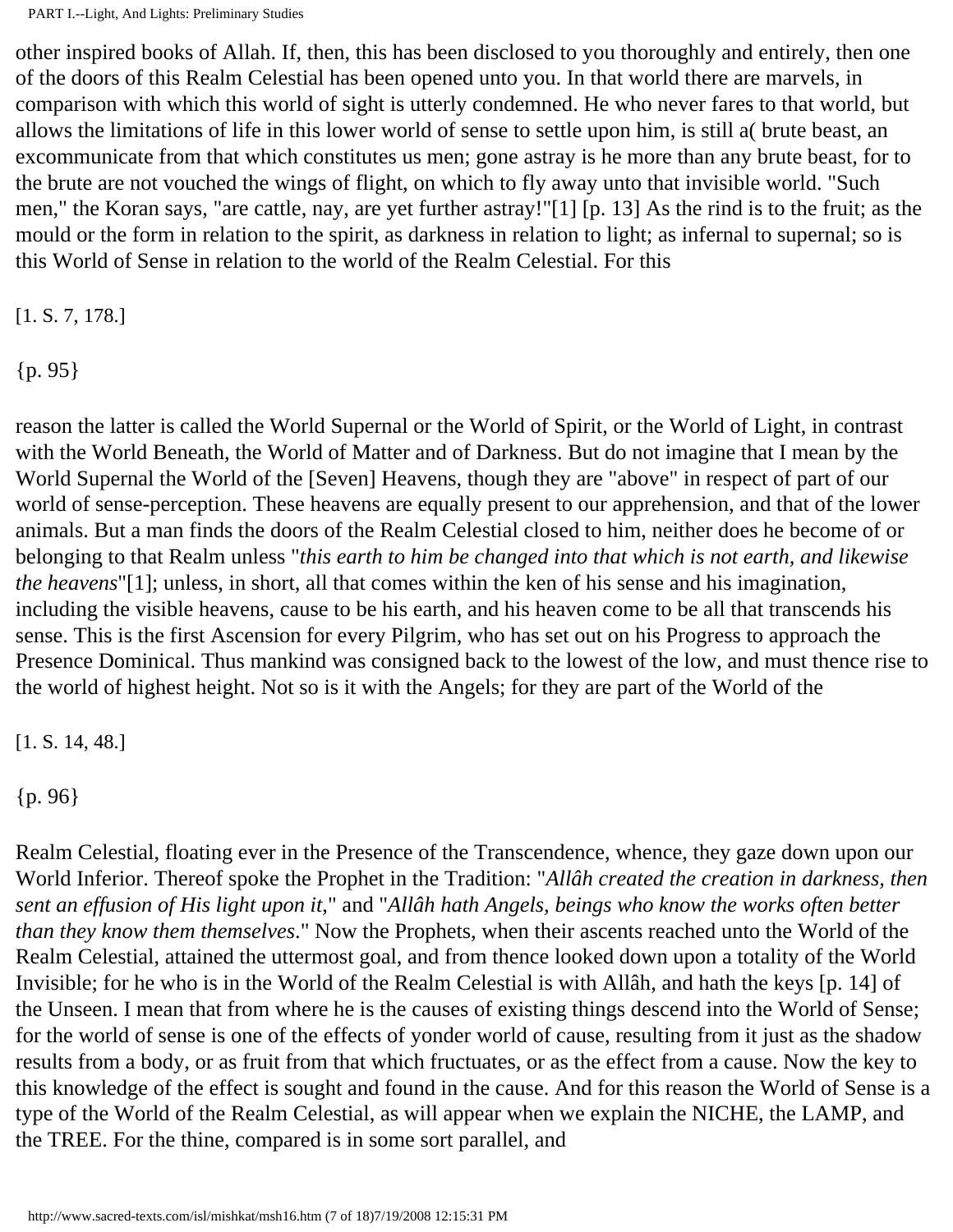other inspired books of Allah. If, then, this has been disclosed to you thoroughly and entirely, then one of the doors of this Realm Celestial has been opened unto you. In that world there are marvels, in comparison with which this world of sight is utterly condemned. He who never fares to that world, but allows the limitations of life in this lower world of sense to settle upon him, is still a( brute beast, an excommunicate from that which constitutes us men; gone astray is he more than any brute beast, for to the brute are not vouched the wings of flight, on which to fly away unto that invisible world. "Such men," the Koran says, "are cattle, nay, are yet further astray!"[1] [p. 13] As the rind is to the fruit; as the mould or the form in relation to the spirit, as darkness in relation to light; as infernal to supernal; so is this World of Sense in relation to the world of the Realm Celestial. For this

[1. S. 7, 178.]

{p. 95}

reason the latter is called the World Supernal or the World of Spirit, or the World of Light, in contrast with the World Beneath, the World of Matter and of Darkness. But do not imagine that I mean by the World Supernal the World of the [Seven] Heavens, though they are "above" in respect of part of our world of sense-perception. These heavens are equally present to our apprehension, and that of the lower animals. But a man finds the doors of the Realm Celestial closed to him, neither does he become of or belonging to that Realm unless "*this earth to him be changed into that which is not earth, and likewise the heavens*"[1]; unless, in short, all that comes within the ken of his sense and his imagination, including the visible heavens, cause to be his earth, and his heaven come to be all that transcends his sense. This is the first Ascension for every Pilgrim, who has set out on his Progress to approach the Presence Dominical. Thus mankind was consigned back to the lowest of the low, and must thence rise to the world of highest height. Not so is it with the Angels; for they are part of the World of the

[1. S. 14, 48.]

{p. 96}

Realm Celestial, floating ever in the Presence of the Transcendence, whence, they gaze down upon our World Inferior. Thereof spoke the Prophet in the Tradition: "*Allâh created the creation in darkness, then sent an effusion of His light upon it*," and "*Allâh hath Angels, beings who know the works often better than they know them themselves*." Now the Prophets, when their ascents reached unto the World of the Realm Celestial, attained the uttermost goal, and from thence looked down upon a totality of the World Invisible; for he who is in the World of the Realm Celestial is with Allâh, and hath the keys [p. 14] of the Unseen. I mean that from where he is the causes of existing things descend into the World of Sense; for the world of sense is one of the effects of yonder world of cause, resulting from it just as the shadow results from a body, or as fruit from that which fructuates, or as the effect from a cause. Now the key to this knowledge of the effect is sought and found in the cause. And for this reason the World of Sense is a type of the World of the Realm Celestial, as will appear when we explain the NICHE, the LAMP, and the TREE. For the thine, compared is in some sort parallel, and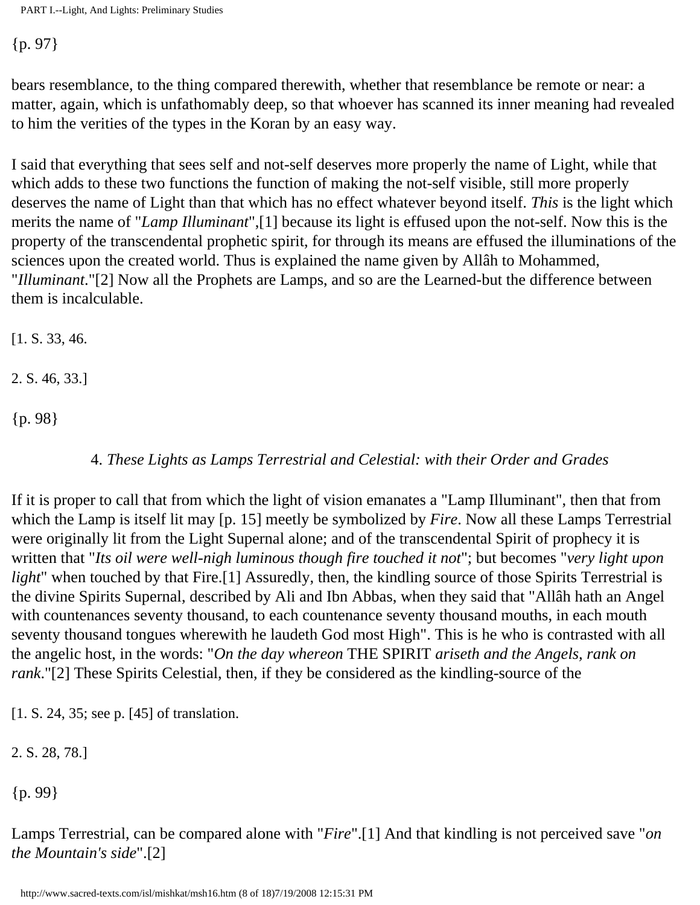{p. 97}

bears resemblance, to the thing compared therewith, whether that resemblance be remote or near: a matter, again, which is unfathomably deep, so that whoever has scanned its inner meaning had revealed to him the verities of the types in the Koran by an easy way.

I said that everything that sees self and not-self deserves more properly the name of Light, while that which adds to these two functions the function of making the not-self visible, still more properly deserves the name of Light than that which has no effect whatever beyond itself. *This* is the light which merits the name of "*Lamp Illuminant*",[1] because its light is effused upon the not-self. Now this is the property of the transcendental prophetic spirit, for through its means are effused the illuminations of the sciences upon the created world. Thus is explained the name given by Allâh to Mohammed, "*Illuminant*."[2] Now all the Prophets are Lamps, and so are the Learned-but the difference between them is incalculable.

[1. S. 33, 46.

2. S. 46, 33.]

{p. 98}

### 4. *These Lights as Lamps Terrestrial and Celestial: with their Order and Grades*

If it is proper to call that from which the light of vision emanates a "Lamp Illuminant", then that from which the Lamp is itself lit may [p. 15] meetly be symbolized by *Fire*. Now all these Lamps Terrestrial were originally lit from the Light Supernal alone; and of the transcendental Spirit of prophecy it is written that "*Its oil were well-nigh luminous though fire touched it not*"; but becomes "*very light upon light*" when touched by that Fire.[1] Assuredly, then, the kindling source of those Spirits Terrestrial is the divine Spirits Supernal, described by Ali and Ibn Abbas, when they said that "Allâh hath an Angel with countenances seventy thousand, to each countenance seventy thousand mouths, in each mouth seventy thousand tongues wherewith he laudeth God most High". This is he who is contrasted with all the angelic host, in the words: "*On the day whereon* THE SPIRIT *ariseth and the Angels, rank on rank*."[2] These Spirits Celestial, then, if they be considered as the kindling-source of the

[1. S. 24, 35; see p. [45] of translation.

2. S. 28, 78.]

{p. 99}

Lamps Terrestrial, can be compared alone with "*Fire*".[1] And that kindling is not perceived save "*on the Mountain's side*".[2]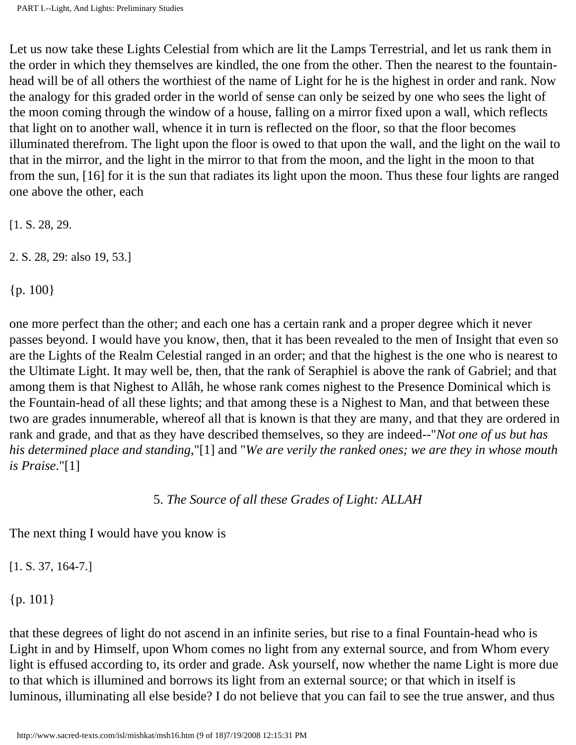Let us now take these Lights Celestial from which are lit the Lamps Terrestrial, and let us rank them in the order in which they themselves are kindled, the one from the other. Then the nearest to the fountain-head will be of all others the worthiest of the name of Light for he is the highest in order and rank. Now the analogy for this graded order in the world of sense can only be seized by one who sees the light of the moon coming through the window of a house, falling on a mirror fixed upon a wall, which reflects that light on to another wall, whence it in turn is reflected on the floor, so that the floor becomes illuminated therefrom. The light upon the floor is owed to that upon the wall, and the light on the wail to that in the mirror, and the light in the mirror to that from the moon, and the light in the moon to that from the sun, [16] for it is the sun that radiates its light upon the moon. Thus these four lights are ranged one above the other, each

[1. S. 28, 29.

2. S. 28, 29: also 19, 53.]

{p. 100}

one more perfect than the other; and each one has a certain rank and a proper degree which it never passes beyond. I would have you know, then, that it has been revealed to the men of Insight that even so are the Lights of the Realm Celestial ranged in an order; and that the highest is the one who is nearest to the Ultimate Light. It may well be, then, that the rank of Seraphiel is above the rank of Gabriel; and that among them is that Nighest to Allâh, he whose rank comes nighest to the Presence Dominical which is the Fountain-head of all these lights; and that among these is a Nighest to Man, and that between these two are grades innumerable, whereof all that is known is that they are many, and that they are ordered in rank and grade, and that as they have described themselves, so they are indeed--"*Not one of us but has his determined place and standing*,"[1] and "*We are verily the ranked ones; we are they in whose mouth is Praise*."[1]

### 5. *The Source of all these Grades of Light: ALLAH*

The next thing I would have you know is

[1. S. 37, 164-7.]

{p. 101}

that these degrees of light do not ascend in an infinite series, but rise to a final Fountain-head who is Light in and by Himself, upon Whom comes no light from any external source, and from Whom every light is effused according to, its order and grade. Ask yourself, now whether the name Light is more due to that which is illumined and borrows its light from an external source; or that which in itself is luminous, illuminating all else beside? I do not believe that you can fail to see the true answer, and thus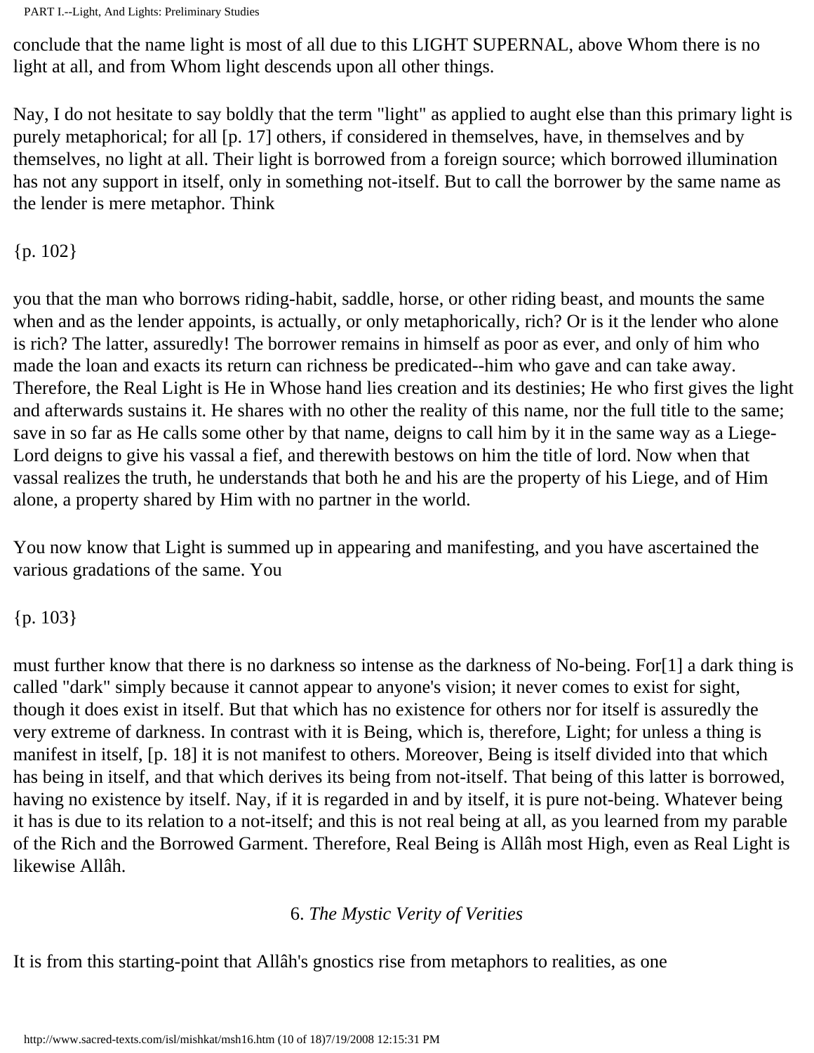conclude that the name light is most of all due to this LIGHT SUPERNAL, above Whom there is no light at all, and from Whom light descends upon all other things.

Nay, I do not hesitate to say boldly that the term "light" as applied to aught else than this primary light is purely metaphorical; for all [p. 17] others, if considered in themselves, have, in themselves and by themselves, no light at all. Their light is borrowed from a foreign source; which borrowed illumination has not any support in itself, only in something not-itself. But to call the borrower by the same name as the lender is mere metaphor. Think

{p. 102}

you that the man who borrows riding-habit, saddle, horse, or other riding beast, and mounts the same when and as the lender appoints, is actually, or only metaphorically, rich? Or is it the lender who alone is rich? The latter, assuredly! The borrower remains in himself as poor as ever, and only of him who made the loan and exacts its return can richness be predicated--him who gave and can take away. Therefore, the Real Light is He in Whose hand lies creation and its destinies; He who first gives the light and afterwards sustains it. He shares with no other the reality of this name, nor the full title to the same; save in so far as He calls some other by that name, deigns to call him by it in the same way as a Liege-Lord deigns to give his vassal a fief, and therewith bestows on him the title of lord. Now when that vassal realizes the truth, he understands that both he and his are the property of his Liege, and of Him alone, a property shared by Him with no partner in the world.

You now know that Light is summed up in appearing and manifesting, and you have ascertained the various gradations of the same. You

{p. 103}

must further know that there is no darkness so intense as the darkness of No-being. For[1] a dark thing is called "dark" simply because it cannot appear to anyone's vision; it never comes to exist for sight, though it does exist in itself. But that which has no existence for others nor for itself is assuredly the very extreme of darkness. In contrast with it is Being, which is, therefore, Light; for unless a thing is manifest in itself, [p. 18] it is not manifest to others. Moreover, Being is itself divided into that which has being in itself, and that which derives its being from not-itself. That being of this latter is borrowed, having no existence by itself. Nay, if it is regarded in and by itself, it is pure not-being. Whatever being it has is due to its relation to a not-itself; and this is not real being at all, as you learned from my parable of the Rich and the Borrowed Garment. Therefore, Real Being is Allâh most High, even as Real Light is likewise Allâh.

### 6. *The Mystic Verity of Verities*

It is from this starting-point that Allâh's gnostics rise from metaphors to realities, as one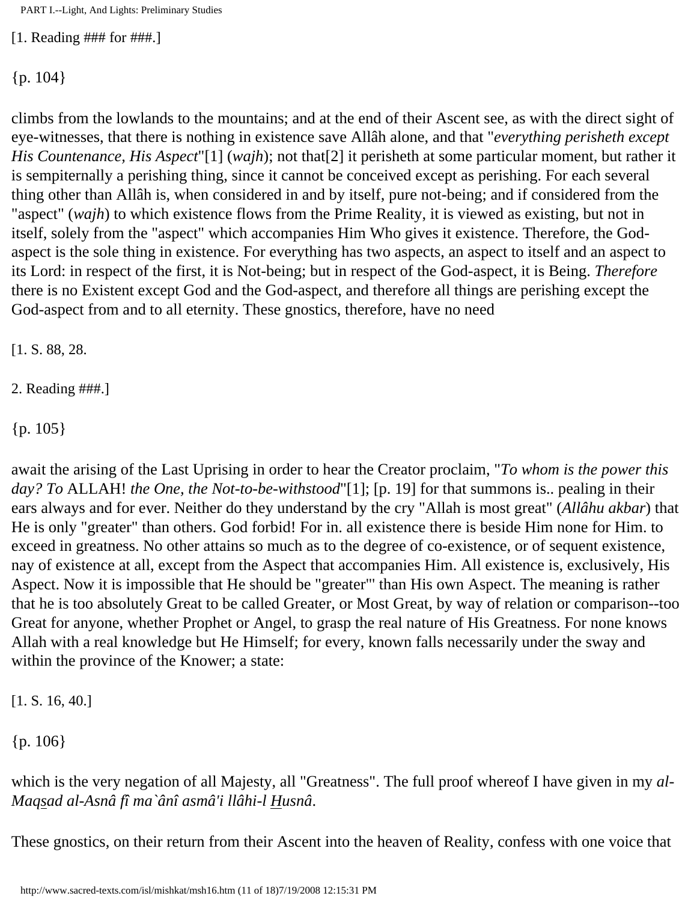[1. Reading ### for ###.]

{p. 104}

climbs from the lowlands to the mountains; and at the end of their Ascent see, as with the direct sight of eye-witnesses, that there is nothing in existence save Allâh alone, and that "*everything perisheth except His Countenance, His Aspect*"[1] (*wajh*); not that[2] it perisheth at some particular moment, but rather it is sempiternally a perishing thing, since it cannot be conceived except as perishing. For each several thing other than Allâh is, when considered in and by itself, pure not-being; and if considered from the "aspect" (*wajh*) to which existence flows from the Prime Reality, it is viewed as existing, but not in itself, solely from the "aspect" which accompanies Him Who gives it existence. Therefore, the God-aspect is the sole thing in existence. For everything has two aspects, an aspect to itself and an aspect to its Lord: in respect of the first, it is Not-being; but in respect of the God-aspect, it is Being. *Therefore* there is no Existent except God and the God-aspect, and therefore all things are perishing except the God-aspect from and to all eternity. These gnostics, therefore, have no need

[1. S. 88, 28.

2. Reading ###.]

{p. 105}

await the arising of the Last Uprising in order to hear the Creator proclaim, "*To whom is the power this day? To* ALLAH! *the One, the Not-to-be-withstood*"[1]; [p. 19] for that summons is.. pealing in their ears always and for ever. Neither do they understand by the cry "Allah is most great" (*Allâhu akbar*) that He is only "greater" than others. God forbid! For in. all existence there is beside Him none for Him. to exceed in greatness. No other attains so much as to the degree of co-existence, or of sequent existence, nay of existence at all, except from the Aspect that accompanies Him. All existence is, exclusively, His Aspect. Now it is impossible that He should be "greater"' than His own Aspect. The meaning is rather that he is too absolutely Great to be called Greater, or Most Great, by way of relation or comparison--too Great for anyone, whether Prophet or Angel, to grasp the real nature of His Greatness. For none knows Allah with a real knowledge but He Himself; for every, known falls necessarily under the sway and within the province of the Knower; a state:

[1. S. 16, 40.]

{p. 106}

which is the very negation of all Majesty, all "Greatness". The full proof whereof I have given in my *al-Maqsad al-Asnâ fî ma`ânî asmâ'i llâhi-l Husnâ*.

These gnostics, on their return from their Ascent into the heaven of Reality, confess with one voice that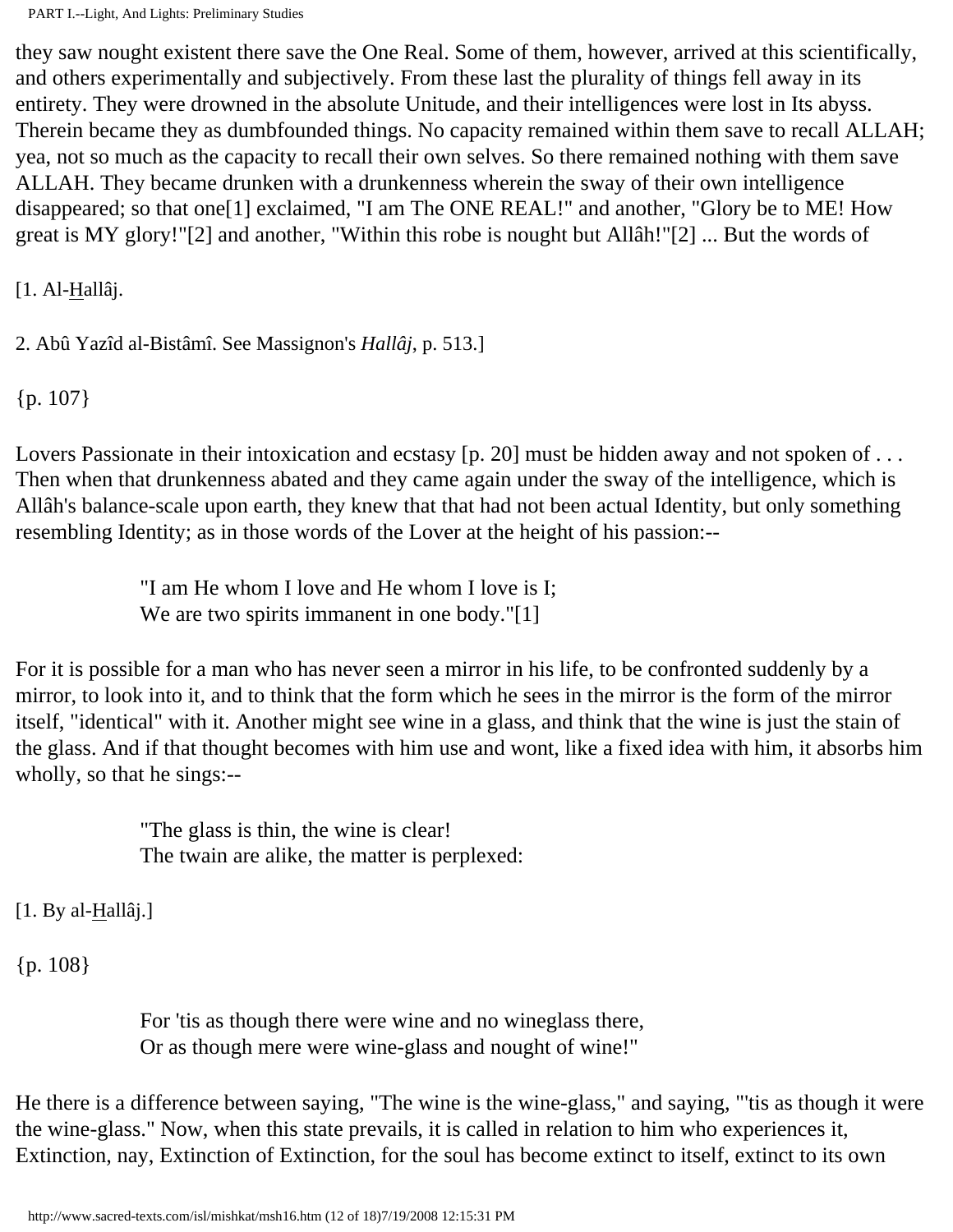they saw nought existent there save the One Real. Some of them, however, arrived at this scientifically, and others experimentally and subjectively. From these last the plurality of things fell away in its entirety. They were drowned in the absolute Unitude, and their intelligences were lost in Its abyss. Therein became they as dumbfounded things. No capacity remained within them save to recall ALLAH; yea, not so much as the capacity to recall their own selves. So there remained nothing with them save ALLAH. They became drunken with a drunkenness wherein the sway of their own intelligence disappeared; so that one[1] exclaimed, "I am The ONE REAL!" and another, "Glory be to ME! How great is MY glory!"[2] and another, "Within this robe is nought but Allâh!"[2] ... But the words of

[1. Al-Hallâj.

2. Abû Yazîd al-Bistâmî. See Massignon's *Hallâj*, p. 513.]

{p. 107}

Lovers Passionate in their intoxication and ecstasy [p. 20] must be hidden away and not spoken of . . . Then when that drunkenness abated and they came again under the sway of the intelligence, which is Allâh's balance-scale upon earth, they knew that that had not been actual Identity, but only something resembling Identity; as in those words of the Lover at the height of his passion:--

> "I am He whom I love and He whom I love is I;
> We are two spirits immanent in one body."[1]

For it is possible for a man who has never seen a mirror in his life, to be confronted suddenly by a mirror, to look into it, and to think that the form which he sees in the mirror is the form of the mirror itself, "identical" with it. Another might see wine in a glass, and think that the wine is just the stain of the glass. And if that thought becomes with him use and wont, like a fixed idea with him, it absorbs him wholly, so that he sings:--

> "The glass is thin, the wine is clear!
> The twain are alike, the matter is perplexed:

[1. By al-Hallâj.]

{p. 108}

> For 'tis as though there were wine and no wineglass there,
> Or as though mere were wine-glass and nought of wine!"

He there is a difference between saying, "The wine is the wine-glass," and saying, "'tis as though it were the wine-glass." Now, when this state prevails, it is called in relation to him who experiences it, Extinction, nay, Extinction of Extinction, for the soul has become extinct to itself, extinct to its own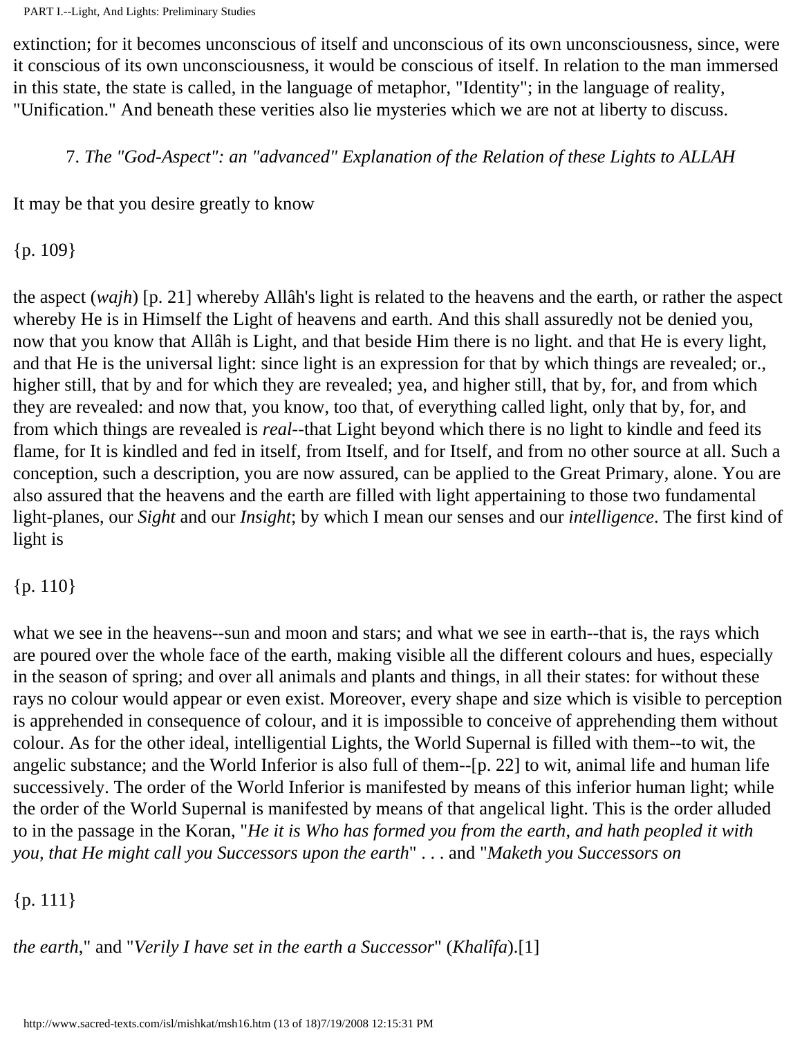extinction; for it becomes unconscious of itself and unconscious of its own unconsciousness, since, were it conscious of its own unconsciousness, it would be conscious of itself. In relation to the man immersed in this state, the state is called, in the language of metaphor, "Identity"; in the language of reality, "Unification." And beneath these verities also lie mysteries which we are not at liberty to discuss.

7. *The "God-Aspect": an "advanced" Explanation of the Relation of these Lights to ALLAH*

It may be that you desire greatly to know

{p. 109}

the aspect (*wajh*) [p. 21] whereby Allâh's light is related to the heavens and the earth, or rather the aspect whereby He is in Himself the Light of heavens and earth. And this shall assuredly not be denied you, now that you know that Allâh is Light, and that beside Him there is no light. and that He is every light, and that He is the universal light: since light is an expression for that by which things are revealed; or., higher still, that by and for which they are revealed; yea, and higher still, that by, for, and from which they are revealed: and now that, you know, too that, of everything called light, only that by, for, and from which things are revealed is *real*--that Light beyond which there is no light to kindle and feed its flame, for It is kindled and fed in itself, from Itself, and for Itself, and from no other source at all. Such a conception, such a description, you are now assured, can be applied to the Great Primary, alone. You are also assured that the heavens and the earth are filled with light appertaining to those two fundamental light-planes, our *Sight* and our *Insight*; by which I mean our senses and our *intelligence*. The first kind of light is

{p. 110}

what we see in the heavens--sun and moon and stars; and what we see in earth--that is, the rays which are poured over the whole face of the earth, making visible all the different colours and hues, especially in the season of spring; and over all animals and plants and things, in all their states: for without these rays no colour would appear or even exist. Moreover, every shape and size which is visible to perception is apprehended in consequence of colour, and it is impossible to conceive of apprehending them without colour. As for the other ideal, intelligential Lights, the World Supernal is filled with them--to wit, the angelic substance; and the World Inferior is also full of them--[p. 22] to wit, animal life and human life successively. The order of the World Inferior is manifested by means of this inferior human light; while the order of the World Supernal is manifested by means of that angelical light. This is the order alluded to in the passage in the Koran, "*He it is Who has formed you from the earth, and hath peopled it with you, that He might call you Successors upon the earth*" . . . and "*Maketh you Successors on*

{p. 111}

*the earth*," and "*Verily I have set in the earth a Successor*" (*Khalîfa*).[1]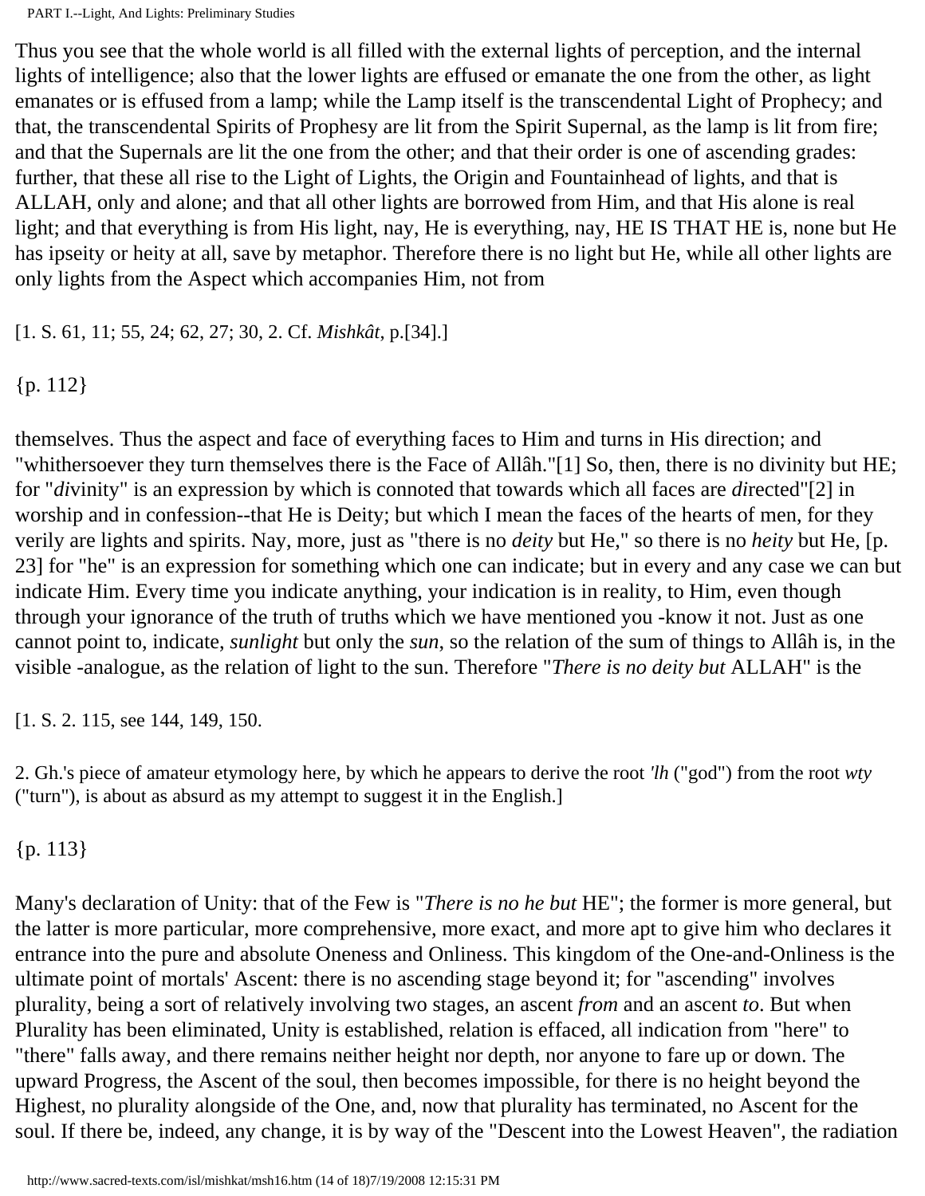Thus you see that the whole world is all filled with the external lights of perception, and the internal lights of intelligence; also that the lower lights are effused or emanate the one from the other, as light emanates or is effused from a lamp; while the Lamp itself is the transcendental Light of Prophecy; and that, the transcendental Spirits of Prophesy are lit from the Spirit Supernal, as the lamp is lit from fire; and that the Supernals are lit the one from the other; and that their order is one of ascending grades: further, that these all rise to the Light of Lights, the Origin and Fountainhead of lights, and that is ALLAH, only and alone; and that all other lights are borrowed from Him, and that His alone is real light; and that everything is from His light, nay, He is everything, nay, HE IS THAT HE is, none but He has ipseity or heity at all, save by metaphor. Therefore there is no light but He, while all other lights are only lights from the Aspect which accompanies Him, not from

[1. S. 61, 11; 55, 24; 62, 27; 30, 2. Cf. *Mishkât*, p.[34].]

{p. 112}

themselves. Thus the aspect and face of everything faces to Him and turns in His direction; and "whithersoever they turn themselves there is the Face of Allâh."[1] So, then, there is no divinity but HE; for "*di*vinity" is an expression by which is connoted that towards which all faces are *di*rected"[2] in worship and in confession--that He is Deity; but which I mean the faces of the hearts of men, for they verily are lights and spirits. Nay, more, just as "there is no *deity* but He," so there is no *heity* but He, [p. 23] for "he" is an expression for something which one can indicate; but in every and any case we can but indicate Him. Every time you indicate anything, your indication is in reality, to Him, even though through your ignorance of the truth of truths which we have mentioned you -know it not. Just as one cannot point to, indicate, *sunlight* but only the *sun*, so the relation of the sum of things to Allâh is, in the visible -analogue, as the relation of light to the sun. Therefore "*There is no deity but* ALLAH" is the

[1. S. 2. 115, see 144, 149, 150.

2. Gh.'s piece of amateur etymology here, by which he appears to derive the root *'lh* ("god") from the root *wty* ("turn"), is about as absurd as my attempt to suggest it in the English.]

{p. 113}

Many's declaration of Unity: that of the Few is "*There is no he but* HE"; the former is more general, but the latter is more particular, more comprehensive, more exact, and more apt to give him who declares it entrance into the pure and absolute Oneness and Onliness. This kingdom of the One-and-Onliness is the ultimate point of mortals' Ascent: there is no ascending stage beyond it; for "ascending" involves plurality, being a sort of relatively involving two stages, an ascent *from* and an ascent *to*. But when Plurality has been eliminated, Unity is established, relation is effaced, all indication from "here" to "there" falls away, and there remains neither height nor depth, nor anyone to fare up or down. The upward Progress, the Ascent of the soul, then becomes impossible, for there is no height beyond the Highest, no plurality alongside of the One, and, now that plurality has terminated, no Ascent for the soul. If there be, indeed, any change, it is by way of the "Descent into the Lowest Heaven", the radiation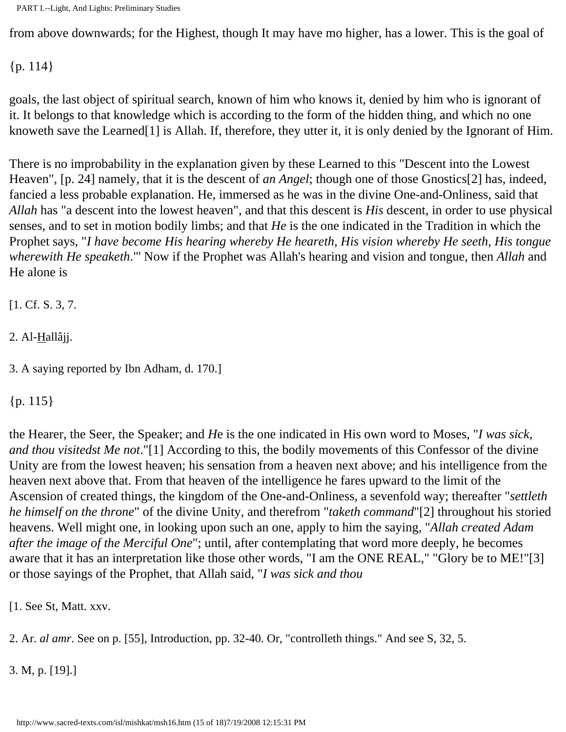from above downwards; for the Highest, though It may have mo higher, has a lower. This is the goal of

{p. 114}

goals, the last object of spiritual search, known of him who knows it, denied by him who is ignorant of it. It belongs to that knowledge which is according to the form of the hidden thing, and which no one knoweth save the Learned[1] is Allah. If, therefore, they utter it, it is only denied by the Ignorant of Him.

There is no improbability in the explanation given by these Learned to this "Descent into the Lowest Heaven", [p. 24] namely, that it is the descent of *an Angel*; though one of those Gnostics[2] has, indeed, fancied a less probable explanation. He, immersed as he was in the divine One-and-Onliness, said that *Allah* has "a descent into the lowest heaven", and that this descent is *His* descent, in order to use physical senses, and to set in motion bodily limbs; and that *He* is the one indicated in the Tradition in which the Prophet says, "*I have become His hearing whereby He heareth, His vision whereby He seeth, His tongue wherewith He speaketh*."' Now if the Prophet was Allah's hearing and vision and tongue, then *Allah* and He alone is

[1. Cf. S. 3, 7.

2. Al-Hallâjj.

3. A saying reported by Ibn Adham, d. 170.]

{p. 115}

the Hearer, the Seer, the Speaker; and *H*e is the one indicated in His own word to Moses, "*I was sick, and thou visitedst Me not*."[1] According to this, the bodily movements of this Confessor of the divine Unity are from the lowest heaven; his sensation from a heaven next above; and his intelligence from the heaven next above that. From that heaven of the intelligence he fares upward to the limit of the Ascension of created things, the kingdom of the One-and-Onliness, a sevenfold way; thereafter "*settleth he himself on the throne*" of the divine Unity, and therefrom "*taketh command*"[2] throughout his storied heavens. Well might one, in looking upon such an one, apply to him the saying, "*Allah created Adam after the image of the Merciful One*"; until, after contemplating that word more deeply, he becomes aware that it has an interpretation like those other words, "I am the ONE REAL," "Glory be to ME!"[3] or those sayings of the Prophet, that Allah said, "*I was sick and thou*

[1. See St, Matt. xxv.

2. Ar. *al amr*. See on p. [55], Introduction, pp. 32-40. Or, "controlleth things." And see S, 32, 5.

3. M, p. [19].]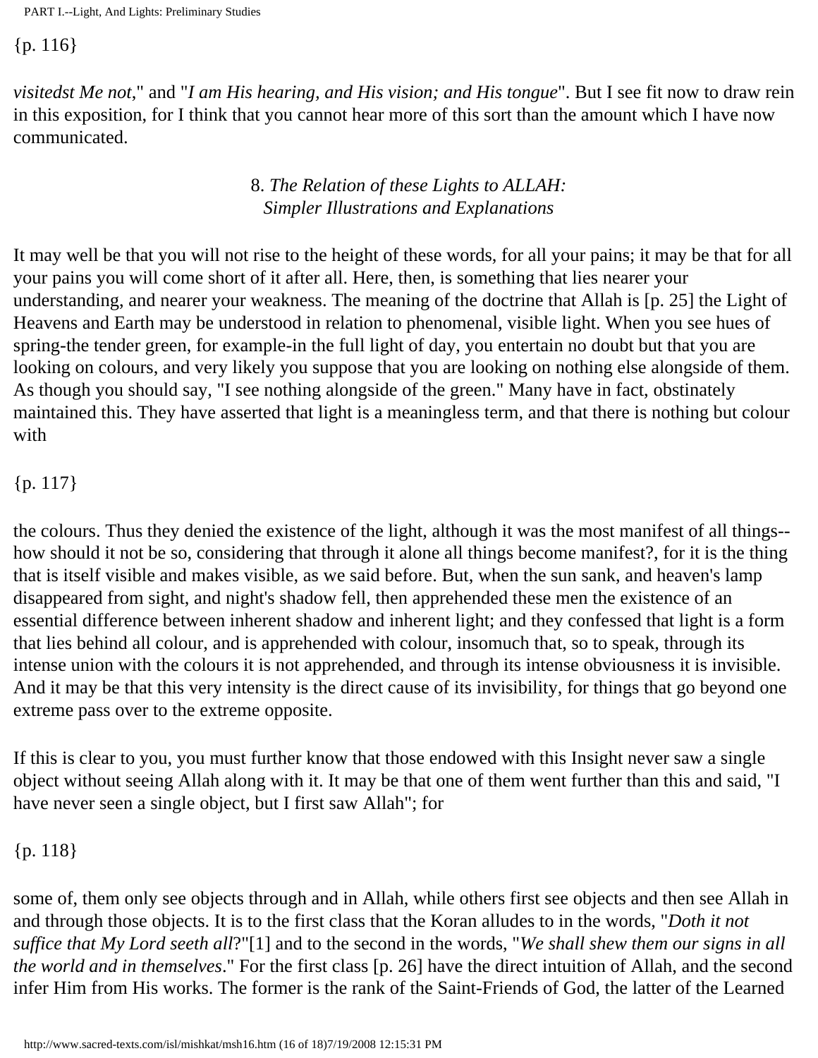{p. 116}

*visitedst Me not*," and "*I am His hearing, and His vision; and His tongue*". But I see fit now to draw rein in this exposition, for I think that you cannot hear more of this sort than the amount which I have now communicated.

### 8. *The Relation of these Lights to ALLAH: Simpler Illustrations and Explanations*

It may well be that you will not rise to the height of these words, for all your pains; it may be that for all your pains you will come short of it after all. Here, then, is something that lies nearer your understanding, and nearer your weakness. The meaning of the doctrine that Allah is [p. 25] the Light of Heavens and Earth may be understood in relation to phenomenal, visible light. When you see hues of spring-the tender green, for example-in the full light of day, you entertain no doubt but that you are looking on colours, and very likely you suppose that you are looking on nothing else alongside of them. As though you should say, "I see nothing alongside of the green." Many have in fact, obstinately maintained this. They have asserted that light is a meaningless term, and that there is nothing but colour with

{p. 117}

the colours. Thus they denied the existence of the light, although it was the most manifest of all things--how should it not be so, considering that through it alone all things become manifest?, for it is the thing that is itself visible and makes visible, as we said before. But, when the sun sank, and heaven's lamp disappeared from sight, and night's shadow fell, then apprehended these men the existence of an essential difference between inherent shadow and inherent light; and they confessed that light is a form that lies behind all colour, and is apprehended with colour, insomuch that, so to speak, through its intense union with the colours it is not apprehended, and through its intense obviousness it is invisible. And it may be that this very intensity is the direct cause of its invisibility, for things that go beyond one extreme pass over to the extreme opposite.

If this is clear to you, you must further know that those endowed with this Insight never saw a single object without seeing Allah along with it. It may be that one of them went further than this and said, "I have never seen a single object, but I first saw Allah"; for

{p. 118}

some of, them only see objects through and in Allah, while others first see objects and then see Allah in and through those objects. It is to the first class that the Koran alludes to in the words, "*Doth it not suffice that My Lord seeth all*?"[1] and to the second in the words, "*We shall shew them our signs in all the world and in themselves*." For the first class [p. 26] have the direct intuition of Allah, and the second infer Him from His works. The former is the rank of the Saint-Friends of God, the latter of the Learned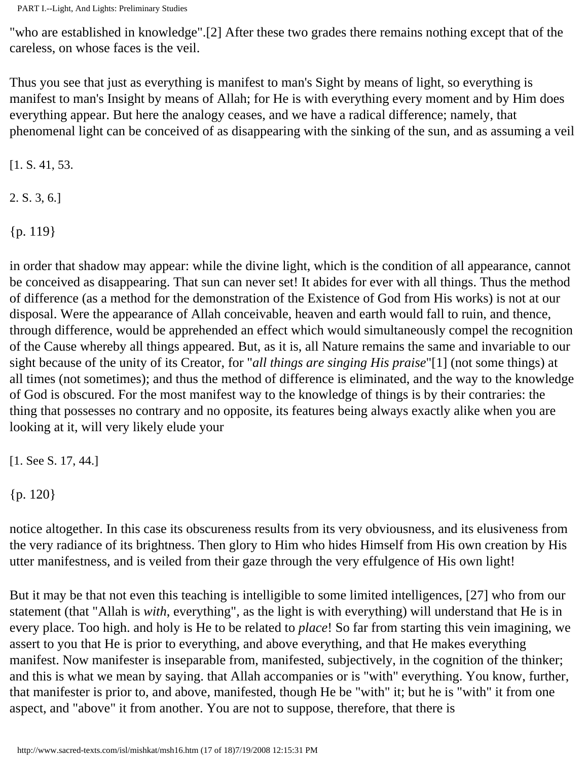"who are established in knowledge".[2] After these two grades there remains nothing except that of the careless, on whose faces is the veil.

Thus you see that just as everything is manifest to man's Sight by means of light, so everything is manifest to man's Insight by means of Allah; for He is with everything every moment and by Him does everything appear. But here the analogy ceases, and we have a radical difference; namely, that phenomenal light can be conceived of as disappearing with the sinking of the sun, and as assuming a veil

[1. S. 41, 53.

2. S. 3, 6.]

{p. 119}

in order that shadow may appear: while the divine light, which is the condition of all appearance, cannot be conceived as disappearing. That sun can never set! It abides for ever with all things. Thus the method of difference (as a method for the demonstration of the Existence of God from His works) is not at our disposal. Were the appearance of Allah conceivable, heaven and earth would fall to ruin, and thence, through difference, would be apprehended an effect which would simultaneously compel the recognition of the Cause whereby all things appeared. But, as it is, all Nature remains the same and invariable to our sight because of the unity of its Creator, for "*all things are singing His praise*"[1] (not some things) at all times (not sometimes); and thus the method of difference is eliminated, and the way to the knowledge of God is obscured. For the most manifest way to the knowledge of things is by their contraries: the thing that possesses no contrary and no opposite, its features being always exactly alike when you are looking at it, will very likely elude your

[1. See S. 17, 44.]

{p. 120}

notice altogether. In this case its obscureness results from its very obviousness, and its elusiveness from the very radiance of its brightness. Then glory to Him who hides Himself from His own creation by His utter manifestness, and is veiled from their gaze through the very effulgence of His own light!

But it may be that not even this teaching is intelligible to some limited intelligences, [27] who from our statement (that "Allah is *with*, everything", as the light is with everything) will understand that He is in every place. Too high. and holy is He to be related to *place*! So far from starting this vein imagining, we assert to you that He is prior to everything, and above everything, and that He makes everything manifest. Now manifester is inseparable from, manifested, subjectively, in the cognition of the thinker; and this is what we mean by saying. that Allah accompanies or is "with" everything. You know, further, that manifester is prior to, and above, manifested, though He be "with" it; but he is "with" it from one aspect, and "above" it from another. You are not to suppose, therefore, that there is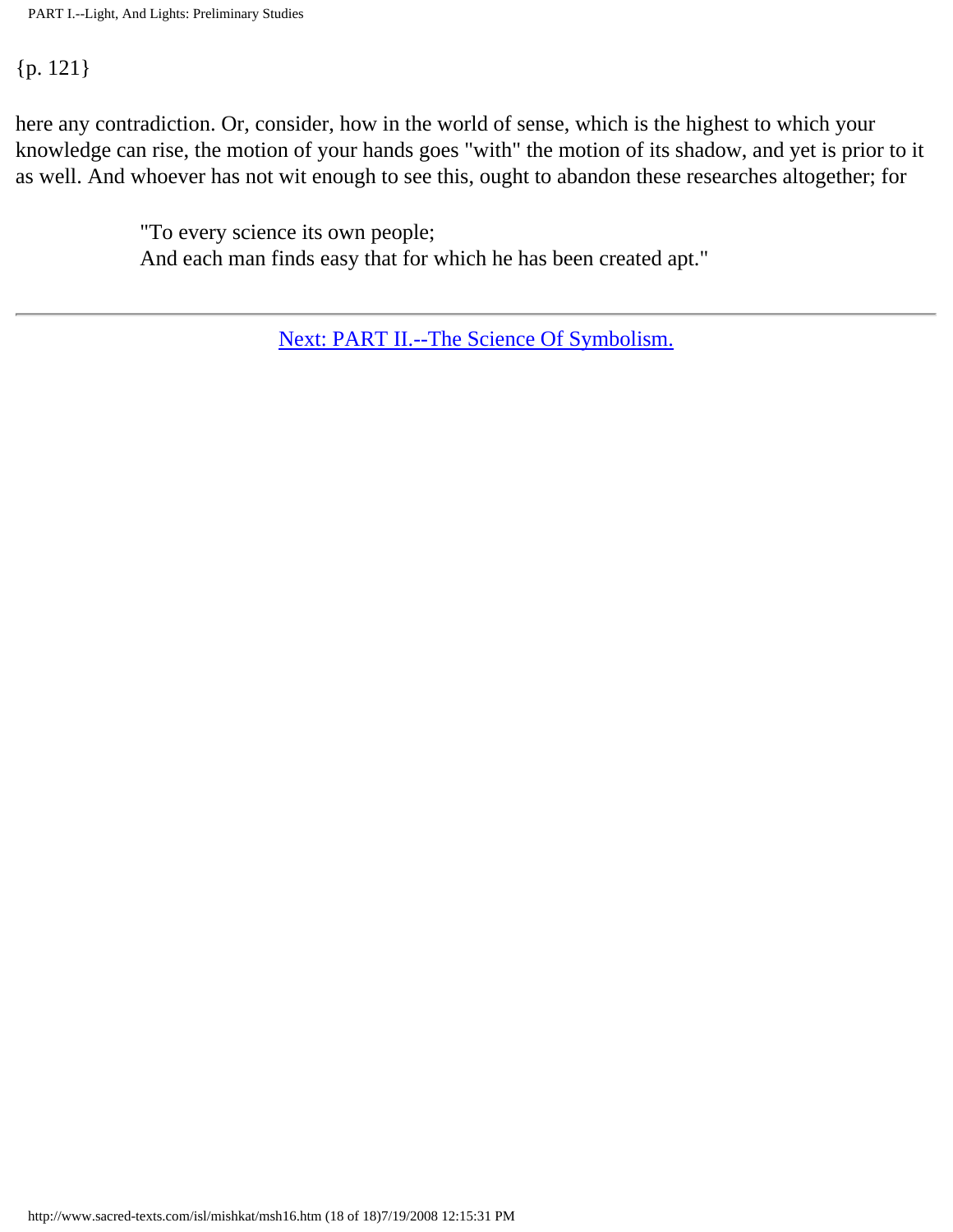here any contradiction. Or, consider, how in the world of sense, which is the highest to which your knowledge can rise, the motion of your hands goes "with" the motion of its shadow, and yet is prior to it as well. And whoever has not wit enough to see this, ought to abandon these researches altogether; for

> "To every science its own people;
> And each man finds easy that for which he has been created apt."

---

Next: PART II.--The Science Of Symbolism.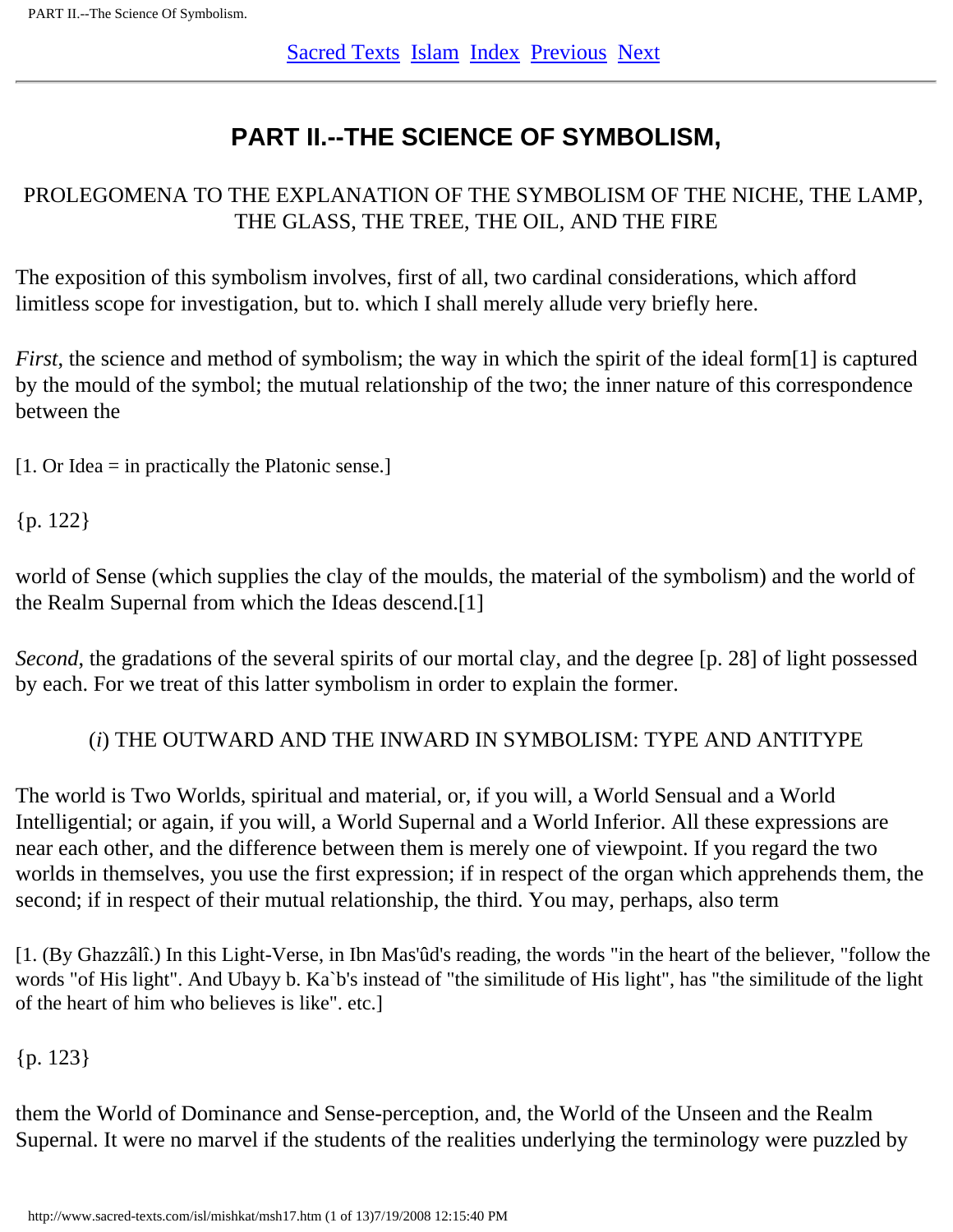[Sacred Texts](http://www.sacred-texts.com/) [Islam](http://www.sacred-texts.com/isl/index.htm) [Index](index.htm) [Previous](msh16.htm) [Next](msh18.htm)

---

## PART II.--THE SCIENCE OF SYMBOLISM,

### PROLEGOMENA TO THE EXPLANATION OF THE SYMBOLISM OF THE NICHE, THE LAMP, THE GLASS, THE TREE, THE OIL, AND THE FIRE

The exposition of this symbolism involves, first of all, two cardinal considerations, which afford limitless scope for investigation, but to. which I shall merely allude very briefly here.

*First*, the science and method of symbolism; the way in which the spirit of the ideal form[1] is captured by the mould of the symbol; the mutual relationship of the two; the inner nature of this correspondence between the

[1. Or Idea = in practically the Platonic sense.]

{p. 122}

world of Sense (which supplies the clay of the moulds, the material of the symbolism) and the world of the Realm Supernal from which the Ideas descend.[1]

*Second*, the gradations of the several spirits of our mortal clay, and the degree [p. 28] of light possessed by each. For we treat of this latter symbolism in order to explain the former.

### (*i*) THE OUTWARD AND THE INWARD IN SYMBOLISM: TYPE AND ANTITYPE

The world is Two Worlds, spiritual and material, or, if you will, a World Sensual and a World Intelligential; or again, if you will, a World Supernal and a World Inferior. All these expressions are near each other, and the difference between them is merely one of viewpoint. If you regard the two worlds in themselves, you use the first expression; if in respect of the organ which apprehends them, the second; if in respect of their mutual relationship, the third. You may, perhaps, also term

[1. (By Ghazzâlî.) In this Light-Verse, in Ibn Mas'ûd's reading, the words "in the heart of the believer, "follow the words "of His light". And Ubayy b. Ka`b's instead of "the similitude of His light", has "the similitude of the light of the heart of him who believes is like". etc.]

{p. 123}

them the World of Dominance and Sense-perception, and, the World of the Unseen and the Realm Supernal. It were no marvel if the students of the realities underlying the terminology were puzzled by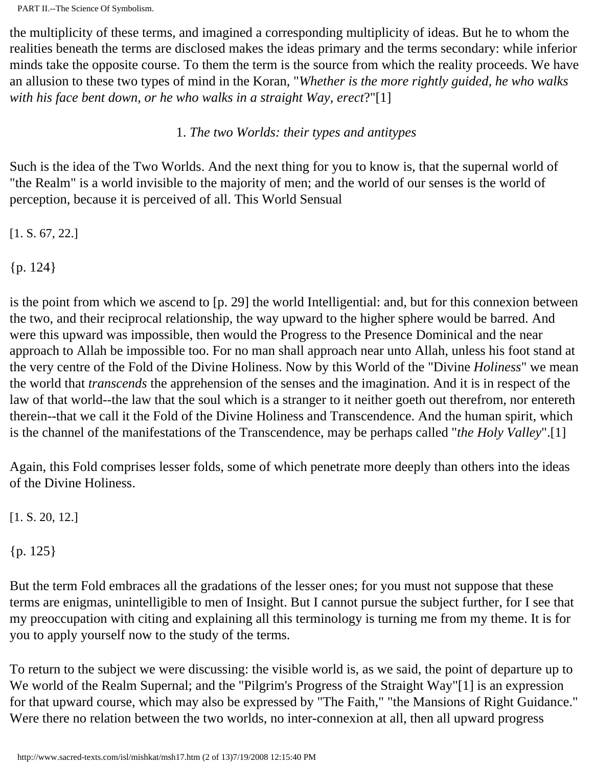the multiplicity of these terms, and imagined a corresponding multiplicity of ideas. But he to whom the realities beneath the terms are disclosed makes the ideas primary and the terms secondary: while inferior minds take the opposite course. To them the term is the source from which the reality proceeds. We have an allusion to these two types of mind in the Koran, "*Whether is the more rightly guided, he who walks with his face bent down, or he who walks in a straight Way, erect*?"[1]

### 1. *The two Worlds: their types and antitypes*

Such is the idea of the Two Worlds. And the next thing for you to know is, that the supernal world of "the Realm" is a world invisible to the majority of men; and the world of our senses is the world of perception, because it is perceived of all. This World Sensual

[1. S. 67, 22.]

{p. 124}

is the point from which we ascend to [p. 29] the world Intelligential: and, but for this connexion between the two, and their reciprocal relationship, the way upward to the higher sphere would be barred. And were this upward was impossible, then would the Progress to the Presence Dominical and the near approach to Allah be impossible too. For no man shall approach near unto Allah, unless his foot stand at the very centre of the Fold of the Divine Holiness. Now by this World of the "Divine *Holiness*" we mean the world that *transcends* the apprehension of the senses and the imagination. And it is in respect of the law of that world--the law that the soul which is a stranger to it neither goeth out therefrom, nor entereth therein--that we call it the Fold of the Divine Holiness and Transcendence. And the human spirit, which is the channel of the manifestations of the Transcendence, may be perhaps called "*the Holy Valley*".[1]

Again, this Fold comprises lesser folds, some of which penetrate more deeply than others into the ideas of the Divine Holiness.

[1. S. 20, 12.]

{p. 125}

But the term Fold embraces all the gradations of the lesser ones; for you must not suppose that these terms are enigmas, unintelligible to men of Insight. But I cannot pursue the subject further, for I see that my preoccupation with citing and explaining all this terminology is turning me from my theme. It is for you to apply yourself now to the study of the terms.

To return to the subject we were discussing: the visible world is, as we said, the point of departure up to We world of the Realm Supernal; and the "Pilgrim's Progress of the Straight Way"[1] is an expression for that upward course, which may also be expressed by "The Faith," "the Mansions of Right Guidance." Were there no relation between the two worlds, no inter-connexion at all, then all upward progress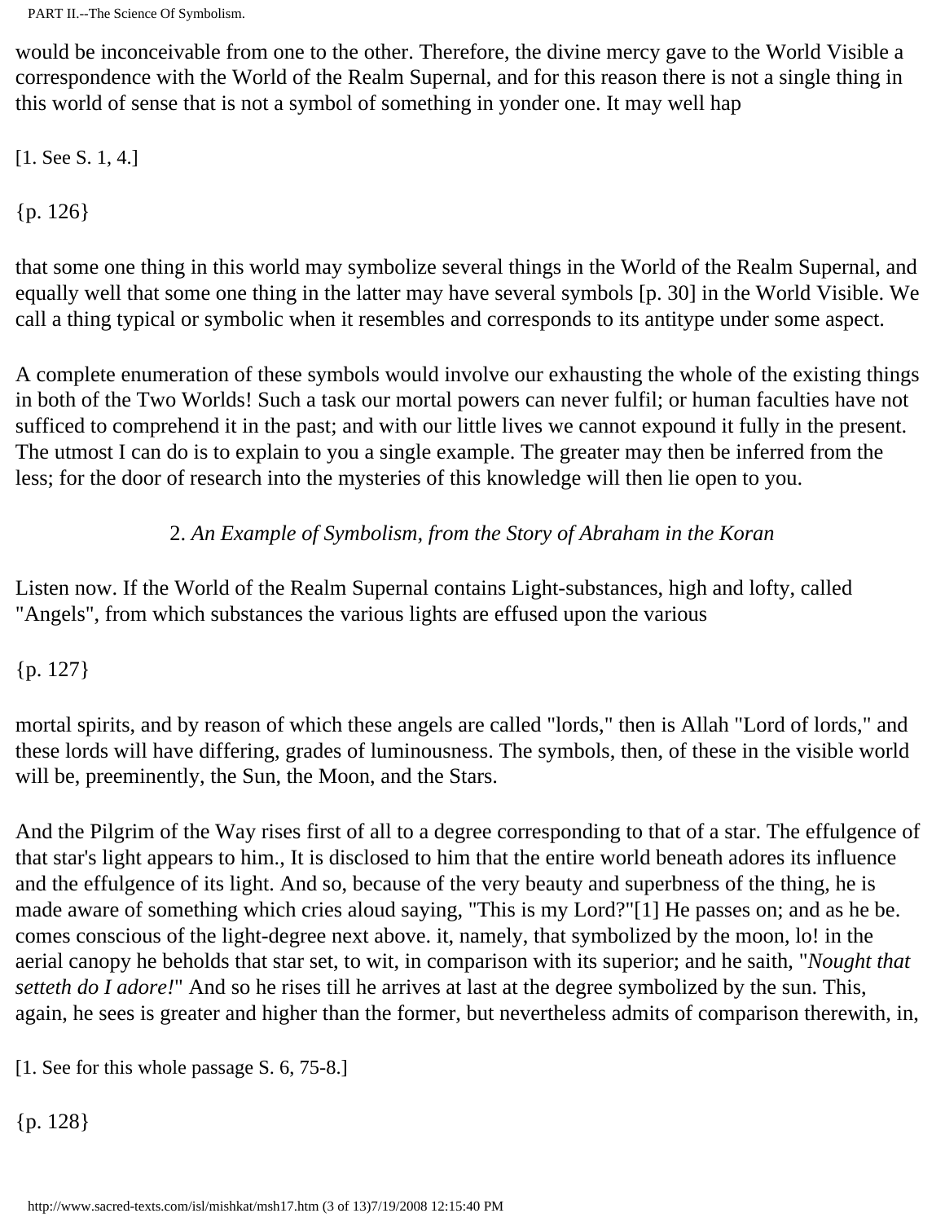would be inconceivable from one to the other. Therefore, the divine mercy gave to the World Visible a correspondence with the World of the Realm Supernal, and for this reason there is not a single thing in this world of sense that is not a symbol of something in yonder one. It may well hap

[1. See S. 1, 4.]

{p. 126}

that some one thing in this world may symbolize several things in the World of the Realm Supernal, and equally well that some one thing in the latter may have several symbols [p. 30] in the World Visible. We call a thing typical or symbolic when it resembles and corresponds to its antitype under some aspect.

A complete enumeration of these symbols would involve our exhausting the whole of the existing things in both of the Two Worlds! Such a task our mortal powers can never fulfil; or human faculties have not sufficed to comprehend it in the past; and with our little lives we cannot expound it fully in the present. The utmost I can do is to explain to you a single example. The greater may then be inferred from the less; for the door of research into the mysteries of this knowledge will then lie open to you.

### 2. *An Example of Symbolism, from the Story of Abraham in the Koran*

Listen now. If the World of the Realm Supernal contains Light-substances, high and lofty, called "Angels", from which substances the various lights are effused upon the various

{p. 127}

mortal spirits, and by reason of which these angels are called "lords," then is Allah "Lord of lords," and these lords will have differing, grades of luminousness. The symbols, then, of these in the visible world will be, preeminently, the Sun, the Moon, and the Stars.

And the Pilgrim of the Way rises first of all to a degree corresponding to that of a star. The effulgence of that star's light appears to him., It is disclosed to him that the entire world beneath adores its influence and the effulgence of its light. And so, because of the very beauty and superbness of the thing, he is made aware of something which cries aloud saying, "This is my Lord?"[1] He passes on; and as he be. comes conscious of the light-degree next above. it, namely, that symbolized by the moon, lo! in the aerial canopy he beholds that star set, to wit, in comparison with its superior; and he saith, "*Nought that setteth do I adore!*" And so he rises till he arrives at last at the degree symbolized by the sun. This, again, he sees is greater and higher than the former, but nevertheless admits of comparison therewith, in,

[1. See for this whole passage S. 6, 75-8.]

{p. 128}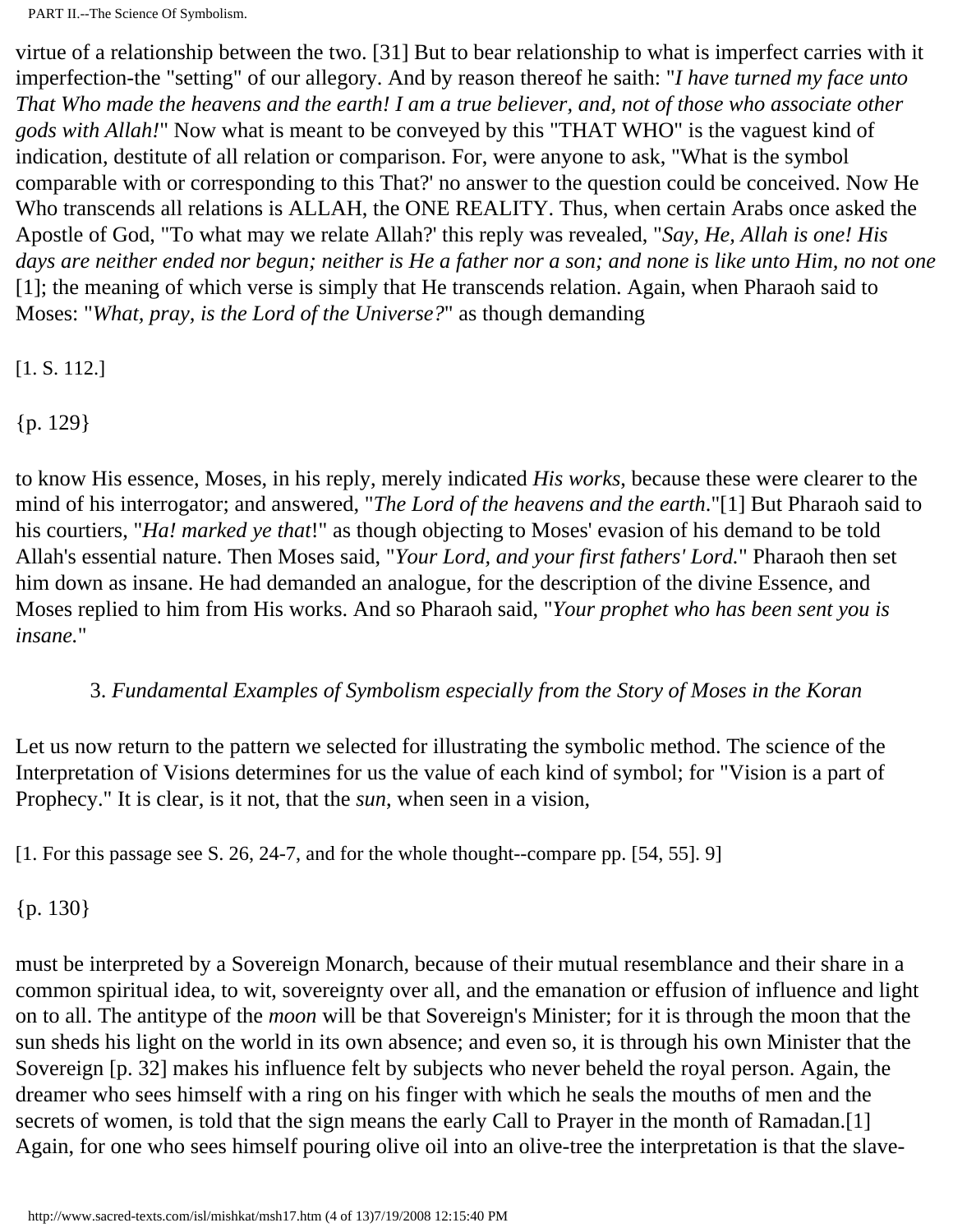virtue of a relationship between the two. [31] But to bear relationship to what is imperfect carries with it imperfection-the "setting" of our allegory. And by reason thereof he saith: "*I have turned my face unto That Who made the heavens and the earth! I am a true believer, and, not of those who associate other gods with Allah!*" Now what is meant to be conveyed by this "THAT WHO" is the vaguest kind of indication, destitute of all relation or comparison. For, were anyone to ask, "What is the symbol comparable with or corresponding to this That?' no answer to the question could be conceived. Now He Who transcends all relations is ALLAH, the ONE REALITY. Thus, when certain Arabs once asked the Apostle of God, "To what may we relate Allah?' this reply was revealed, "*Say, He, Allah is one! His days are neither ended nor begun; neither is He a father nor a son; and none is like unto Him, no not one* [1]; the meaning of which verse is simply that He transcends relation. Again, when Pharaoh said to Moses: "*What, pray, is the Lord of the Universe?*" as though demanding

[1. S. 112.]

{p. 129}

to know His essence, Moses, in his reply, merely indicated *His works*, because these were clearer to the mind of his interrogator; and answered, "*The Lord of the heavens and the earth*."[1] But Pharaoh said to his courtiers, "*Ha! marked ye that*!" as though objecting to Moses' evasion of his demand to be told Allah's essential nature. Then Moses said, "*Your Lord, and your first fathers' Lord.*" Pharaoh then set him down as insane. He had demanded an analogue, for the description of the divine Essence, and Moses replied to him from His works. And so Pharaoh said, "*Your prophet who has been sent you is insane.*"

### 3. *Fundamental Examples of Symbolism especially from the Story of Moses in the Koran*

Let us now return to the pattern we selected for illustrating the symbolic method. The science of the Interpretation of Visions determines for us the value of each kind of symbol; for "Vision is a part of Prophecy." It is clear, is it not, that the *sun*, when seen in a vision,

[1. For this passage see S. 26, 24-7, and for the whole thought--compare pp. [54, 55]. 9]

{p. 130}

must be interpreted by a Sovereign Monarch, because of their mutual resemblance and their share in a common spiritual idea, to wit, sovereignty over all, and the emanation or effusion of influence and light on to all. The antitype of the *moon* will be that Sovereign's Minister; for it is through the moon that the sun sheds his light on the world in its own absence; and even so, it is through his own Minister that the Sovereign [p. 32] makes his influence felt by subjects who never beheld the royal person. Again, the dreamer who sees himself with a ring on his finger with which he seals the mouths of men and the secrets of women, is told that the sign means the early Call to Prayer in the month of Ramadan.[1] Again, for one who sees himself pouring olive oil into an olive-tree the interpretation is that the slave-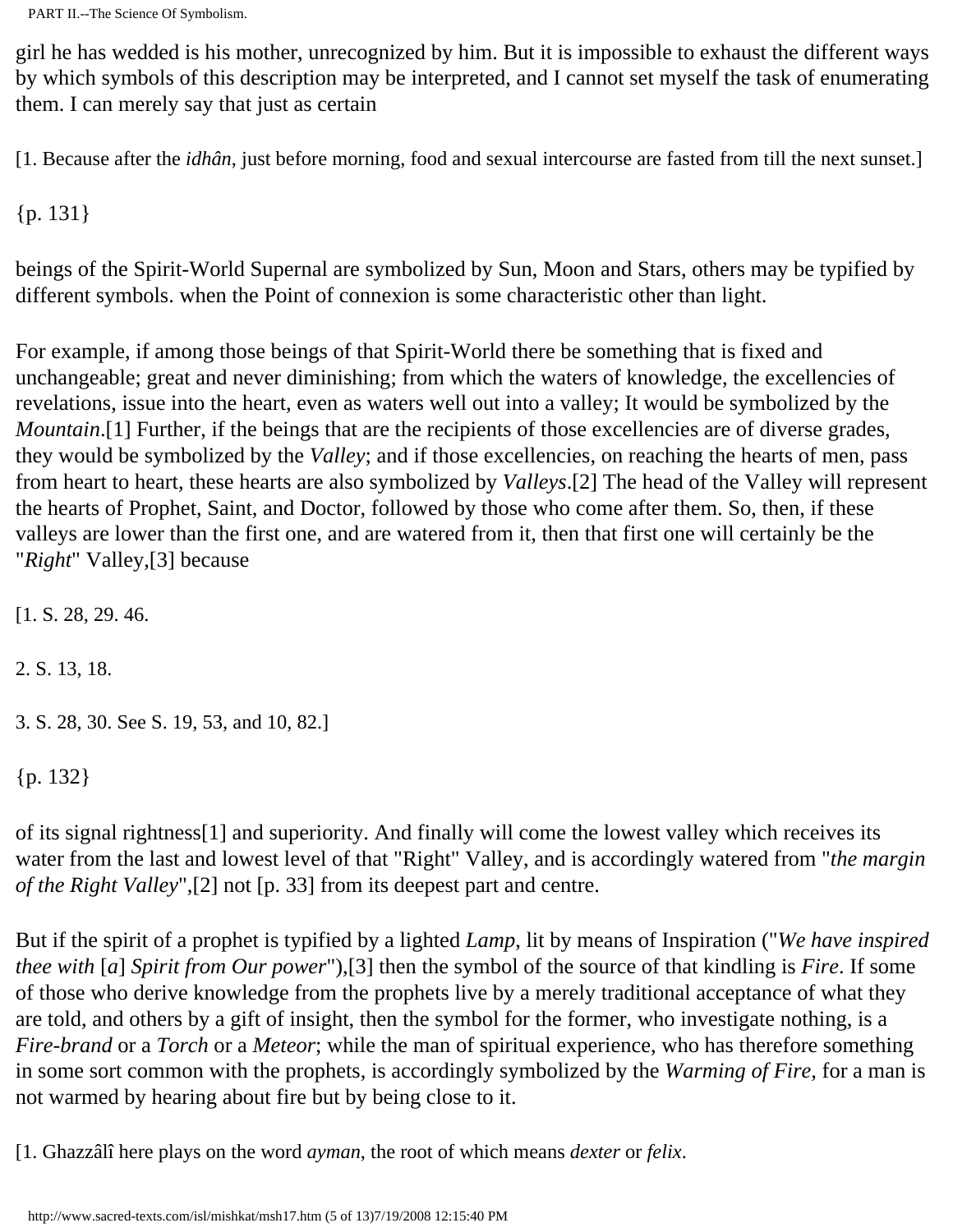girl he has wedded is his mother, unrecognized by him. But it is impossible to exhaust the different ways by which symbols of this description may be interpreted, and I cannot set myself the task of enumerating them. I can merely say that just as certain

[1. Because after the *idhân*, just before morning, food and sexual intercourse are fasted from till the next sunset.]

{p. 131}

beings of the Spirit-World Supernal are symbolized by Sun, Moon and Stars, others may be typified by different symbols. when the Point of connexion is some characteristic other than light.

For example, if among those beings of that Spirit-World there be something that is fixed and unchangeable; great and never diminishing; from which the waters of knowledge, the excellencies of revelations, issue into the heart, even as waters well out into a valley; It would be symbolized by the *Mountain*.[1] Further, if the beings that are the recipients of those excellencies are of diverse grades, they would be symbolized by the *Valley*; and if those excellencies, on reaching the hearts of men, pass from heart to heart, these hearts are also symbolized by *Valleys*.[2] The head of the Valley will represent the hearts of Prophet, Saint, and Doctor, followed by those who come after them. So, then, if these valleys are lower than the first one, and are watered from it, then that first one will certainly be the "*Right*" Valley,[3] because

[1. S. 28, 29. 46.

2. S. 13, 18.

3. S. 28, 30. See S. 19, 53, and 10, 82.]

{p. 132}

of its signal rightness[1] and superiority. And finally will come the lowest valley which receives its water from the last and lowest level of that "Right" Valley, and is accordingly watered from "*the margin of the Right Valley*",[2] not [p. 33] from its deepest part and centre.

But if the spirit of a prophet is typified by a lighted *Lamp*, lit by means of Inspiration ("*We have inspired thee with* [*a*] *Spirit from Our power*"),[3] then the symbol of the source of that kindling is *Fire*. If some of those who derive knowledge from the prophets live by a merely traditional acceptance of what they are told, and others by a gift of insight, then the symbol for the former, who investigate nothing, is a *Fire-brand* or a *Torch* or a *Meteor*; while the man of spiritual experience, who has therefore something in some sort common with the prophets, is accordingly symbolized by the *Warming of Fire*, for a man is not warmed by hearing about fire but by being close to it.

[1. Ghazzâlî here plays on the word *ayman*, the root of which means *dexter* or *felix*.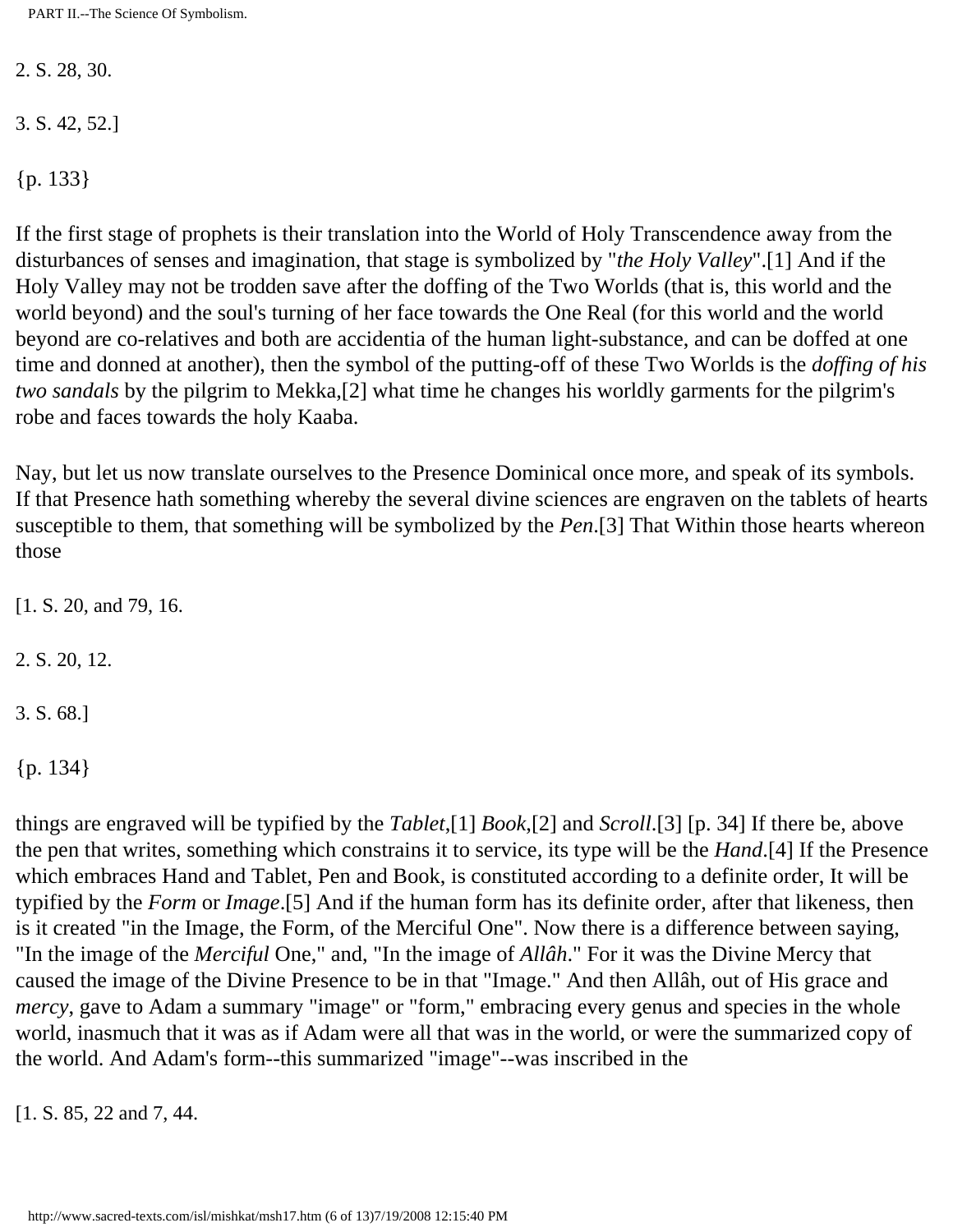2. S. 28, 30.

3. S. 42, 52.]

{p. 133}

If the first stage of prophets is their translation into the World of Holy Transcendence away from the disturbances of senses and imagination, that stage is symbolized by "*the Holy Valley*".[1] And if the Holy Valley may not be trodden save after the doffing of the Two Worlds (that is, this world and the world beyond) and the soul's turning of her face towards the One Real (for this world and the world beyond are co-relatives and both are accidentia of the human light-substance, and can be doffed at one time and donned at another), then the symbol of the putting-off of these Two Worlds is the *doffing of his two sandals* by the pilgrim to Mekka,[2] what time he changes his worldly garments for the pilgrim's robe and faces towards the holy Kaaba.

Nay, but let us now translate ourselves to the Presence Dominical once more, and speak of its symbols. If that Presence hath something whereby the several divine sciences are engraven on the tablets of hearts susceptible to them, that something will be symbolized by the *Pen*.[3] That Within those hearts whereon those

[1. S. 20, and 79, 16.

2. S. 20, 12.

3. S. 68.]

{p. 134}

things are engraved will be typified by the *Tablet*,[1] *Book*,[2] and *Scroll*.[3] [p. 34] If there be, above the pen that writes, something which constrains it to service, its type will be the *Hand*.[4] If the Presence which embraces Hand and Tablet, Pen and Book, is constituted according to a definite order, It will be typified by the *Form* or *Image*.[5] And if the human form has its definite order, after that likeness, then is it created "in the Image, the Form, of the Merciful One". Now there is a difference between saying, "In the image of the *Merciful* One," and, "In the image of *Allâh*." For it was the Divine Mercy that caused the image of the Divine Presence to be in that "Image." And then Allâh, out of His grace and *mercy*, gave to Adam a summary "image" or "form," embracing every genus and species in the whole world, inasmuch that it was as if Adam were all that was in the world, or were the summarized copy of the world. And Adam's form--this summarized "image"--was inscribed in the

[1. S. 85, 22 and 7, 44.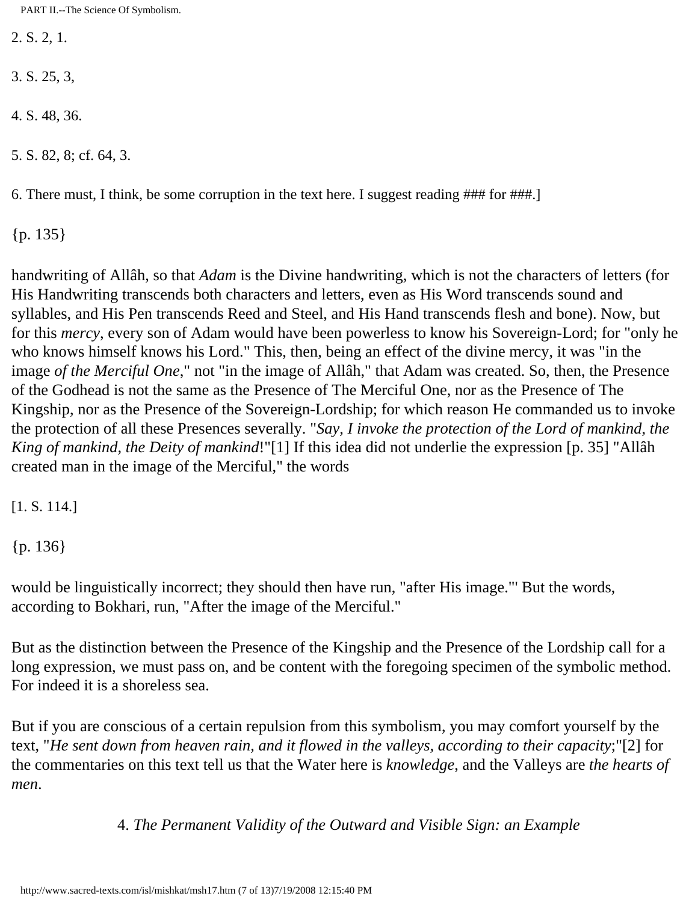2. S. 2, 1.

3. S. 25, 3,

4. S. 48, 36.

5. S. 82, 8; cf. 64, 3.

6. There must, I think, be some corruption in the text here. I suggest reading ### for ###.]

{p. 135}

handwriting of Allâh, so that *Adam* is the Divine handwriting, which is not the characters of letters (for His Handwriting transcends both characters and letters, even as His Word transcends sound and syllables, and His Pen transcends Reed and Steel, and His Hand transcends flesh and bone). Now, but for this *mercy*, every son of Adam would have been powerless to know his Sovereign-Lord; for "only he who knows himself knows his Lord." This, then, being an effect of the divine mercy, it was "in the image *of the Merciful One*," not "in the image of Allâh," that Adam was created. So, then, the Presence of the Godhead is not the same as the Presence of The Merciful One, nor as the Presence of The Kingship, nor as the Presence of the Sovereign-Lordship; for which reason He commanded us to invoke the protection of all these Presences severally. "*Say, I invoke the protection of the Lord of mankind, the King of mankind, the Deity of mankind*!"[1] If this idea did not underlie the expression [p. 35] "Allâh created man in the image of the Merciful," the words

[1. S. 114.]

{p. 136}

would be linguistically incorrect; they should then have run, "after His image."' But the words, according to Bokhari, run, "After the image of the Merciful."

But as the distinction between the Presence of the Kingship and the Presence of the Lordship call for a long expression, we must pass on, and be content with the foregoing specimen of the symbolic method. For indeed it is a shoreless sea.

But if you are conscious of a certain repulsion from this symbolism, you may comfort yourself by the text, "*He sent down from heaven rain, and it flowed in the valleys, according to their capacity*;"[2] for the commentaries on this text tell us that the Water here is *knowledge*, and the Valleys are *the hearts of men*.

### 4. *The Permanent Validity of the Outward and Visible Sign: an Example*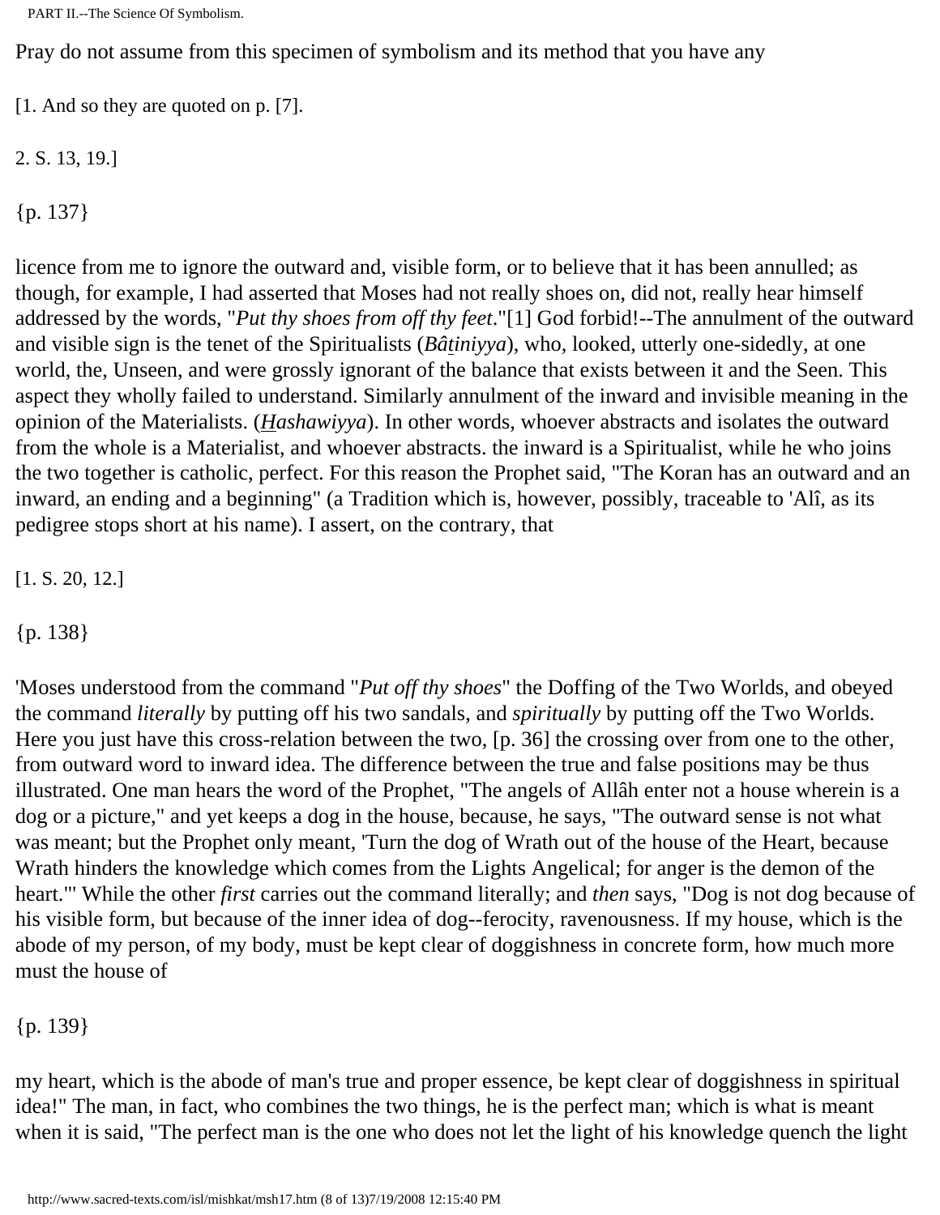Pray do not assume from this specimen of symbolism and its method that you have any

[1. And so they are quoted on p. [7].

2. S. 13, 19.]

{p. 137}

licence from me to ignore the outward and, visible form, or to believe that it has been annulled; as though, for example, I had asserted that Moses had not really shoes on, did not, really hear himself addressed by the words, "*Put thy shoes from off thy feet*."[1] God forbid!--The annulment of the outward and visible sign is the tenet of the Spiritualists (*Bâṯiniyya*), who, looked, utterly one-sidedly, at one world, the, Unseen, and were grossly ignorant of the balance that exists between it and the Seen. This aspect they wholly failed to understand. Similarly annulment of the inward and invisible meaning in the opinion of the Materialists. (*Hashawiyya*). In other words, whoever abstracts and isolates the outward from the whole is a Materialist, and whoever abstracts. the inward is a Spiritualist, while he who joins the two together is catholic, perfect. For this reason the Prophet said, "The Koran has an outward and an inward, an ending and a beginning" (a Tradition which is, however, possibly, traceable to 'Alî, as its pedigree stops short at his name). I assert, on the contrary, that

[1. S. 20, 12.]

{p. 138}

'Moses understood from the command "*Put off thy shoes*" the Doffing of the Two Worlds, and obeyed the command *literally* by putting off his two sandals, and *spiritually* by putting off the Two Worlds. Here you just have this cross-relation between the two, [p. 36] the crossing over from one to the other, from outward word to inward idea. The difference between the true and false positions may be thus illustrated. One man hears the word of the Prophet, "The angels of Allâh enter not a house wherein is a dog or a picture," and yet keeps a dog in the house, because, he says, "The outward sense is not what was meant; but the Prophet only meant, 'Turn the dog of Wrath out of the house of the Heart, because Wrath hinders the knowledge which comes from the Lights Angelical; for anger is the demon of the heart.'" While the other *first* carries out the command literally; and *then* says, "Dog is not dog because of his visible form, but because of the inner idea of dog--ferocity, ravenousness. If my house, which is the abode of my person, of my body, must be kept clear of doggishness in concrete form, how much more must the house of

{p. 139}

my heart, which is the abode of man's true and proper essence, be kept clear of doggishness in spiritual idea!" The man, in fact, who combines the two things, he is the perfect man; which is what is meant when it is said, "The perfect man is the one who does not let the light of his knowledge quench the light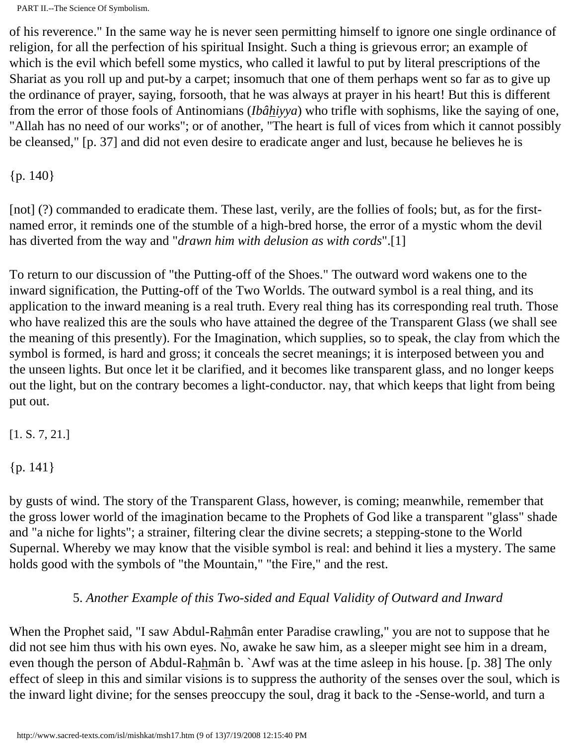of his reverence." In the same way he is never seen permitting himself to ignore one single ordinance of religion, for all the perfection of his spiritual Insight. Such a thing is grievous error; an example of which is the evil which befell some mystics, who called it lawful to put by literal prescriptions of the Shariat as you roll up and put-by a carpet; insomuch that one of them perhaps went so far as to give up the ordinance of prayer, saying, forsooth, that he was always at prayer in his heart! But this is different from the error of those fools of Antinomians (*Ibâhiyya*) who trifle with sophisms, like the saying of one, "Allah has no need of our works"; or of another, "The heart is full of vices from which it cannot possibly be cleansed," [p. 37] and did not even desire to eradicate anger and lust, because he believes he is

{p. 140}

[not] (?) commanded to eradicate them. These last, verily, are the follies of fools; but, as for the first-named error, it reminds one of the stumble of a high-bred horse, the error of a mystic whom the devil has diverted from the way and "*drawn him with delusion as with cords*".[1]

To return to our discussion of "the Putting-off of the Shoes." The outward word wakens one to the inward signification, the Putting-off of the Two Worlds. The outward symbol is a real thing, and its application to the inward meaning is a real truth. Every real thing has its corresponding real truth. Those who have realized this are the souls who have attained the degree of the Transparent Glass (we shall see the meaning of this presently). For the Imagination, which supplies, so to speak, the clay from which the symbol is formed, is hard and gross; it conceals the secret meanings; it is interposed between you and the unseen lights. But once let it be clarified, and it becomes like transparent glass, and no longer keeps out the light, but on the contrary becomes a light-conductor. nay, that which keeps that light from being put out

[1. S. 7, 21.]

{p. 141}

by gusts of wind. The story of the Transparent Glass, however, is coming; meanwhile, remember that the gross lower world of the imagination became to the Prophets of God like a transparent "glass" shade and "a niche for lights"; a strainer, filtering clear the divine secrets; a stepping-stone to the World Supernal. Whereby we may know that the visible symbol is real: and behind it lies a mystery. The same holds good with the symbols of "the Mountain," "the Fire," and the rest.

### 5. *Another Example of this Two-sided and Equal Validity of Outward and Inward*

When the Prophet said, "I saw Abdul-Rahmân enter Paradise crawling," you are not to suppose that he did not see him thus with his own eyes. No, awake he saw him, as a sleeper might see him in a dream, even though the person of Abdul-Rahmân b. `Awf was at the time asleep in his house. [p. 38] The only effect of sleep in this and similar visions is to suppress the authority of the senses over the soul, which is the inward light divine; for the senses preoccupy the soul, drag it back to the -Sense-world, and turn a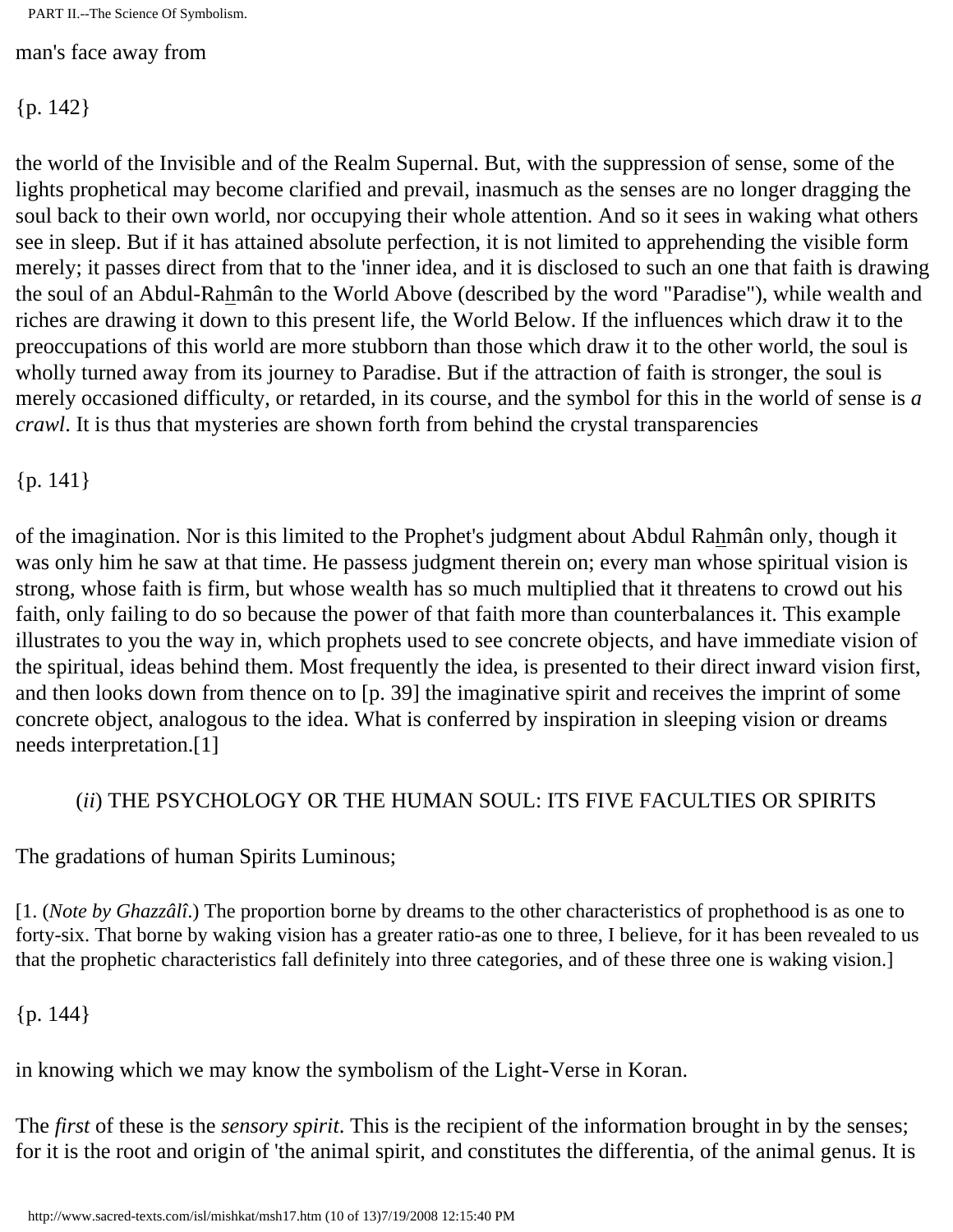man's face away from

{p. 142}

the world of the Invisible and of the Realm Supernal. But, with the suppression of sense, some of the lights prophetical may become clarified and prevail, inasmuch as the senses are no longer dragging the soul back to their own world, nor occupying their whole attention. And so it sees in waking what others see in sleep. But if it has attained absolute perfection, it is not limited to apprehending the visible form merely; it passes direct from that to the 'inner idea, and it is disclosed to such an one that faith is drawing the soul of an Abdul-Raḫmân to the World Above (described by the word "Paradise"), while wealth and riches are drawing it down to this present life, the World Below. If the influences which draw it to the preoccupations of this world are more stubborn than those which draw it to the other world, the soul is wholly turned away from its journey to Paradise. But if the attraction of faith is stronger, the soul is merely occasioned difficulty, or retarded, in its course, and the symbol for this in the world of sense is *a crawl*. It is thus that mysteries are shown forth from behind the crystal transparencies

{p. 141}

of the imagination. Nor is this limited to the Prophet's judgment about Abdul Raḫmân only, though it was only him he saw at that time. He passess judgment therein on; every man whose spiritual vision is strong, whose faith is firm, but whose wealth has so much multiplied that it threatens to crowd out his faith, only failing to do so because the power of that faith more than counterbalances it. This example illustrates to you the way in, which prophets used to see concrete objects, and have immediate vision of the spiritual, ideas behind them. Most frequently the idea, is presented to their direct inward vision first, and then looks down from thence on to [p. 39] the imaginative spirit and receives the imprint of some concrete object, analogous to the idea. What is conferred by inspiration in sleeping vision or dreams needs interpretation.[1]

### (*ii*) THE PSYCHOLOGY OR THE HUMAN SOUL: ITS FIVE FACULTIES OR SPIRITS

The gradations of human Spirits Luminous;

[1. (*Note by Ghazzâlî.*) The proportion borne by dreams to the other characteristics of prophethood is as one to forty-six. That borne by waking vision has a greater ratio-as one to three, I believe, for it has been revealed to us that the prophetic characteristics fall definitely into three categories, and of these three one is waking vision.]

{p. 144}

in knowing which we may know the symbolism of the Light-Verse in Koran.

The *first* of these is the *sensory spirit*. This is the recipient of the information brought in by the senses; for it is the root and origin of 'the animal spirit, and constitutes the differentia, of the animal genus. It is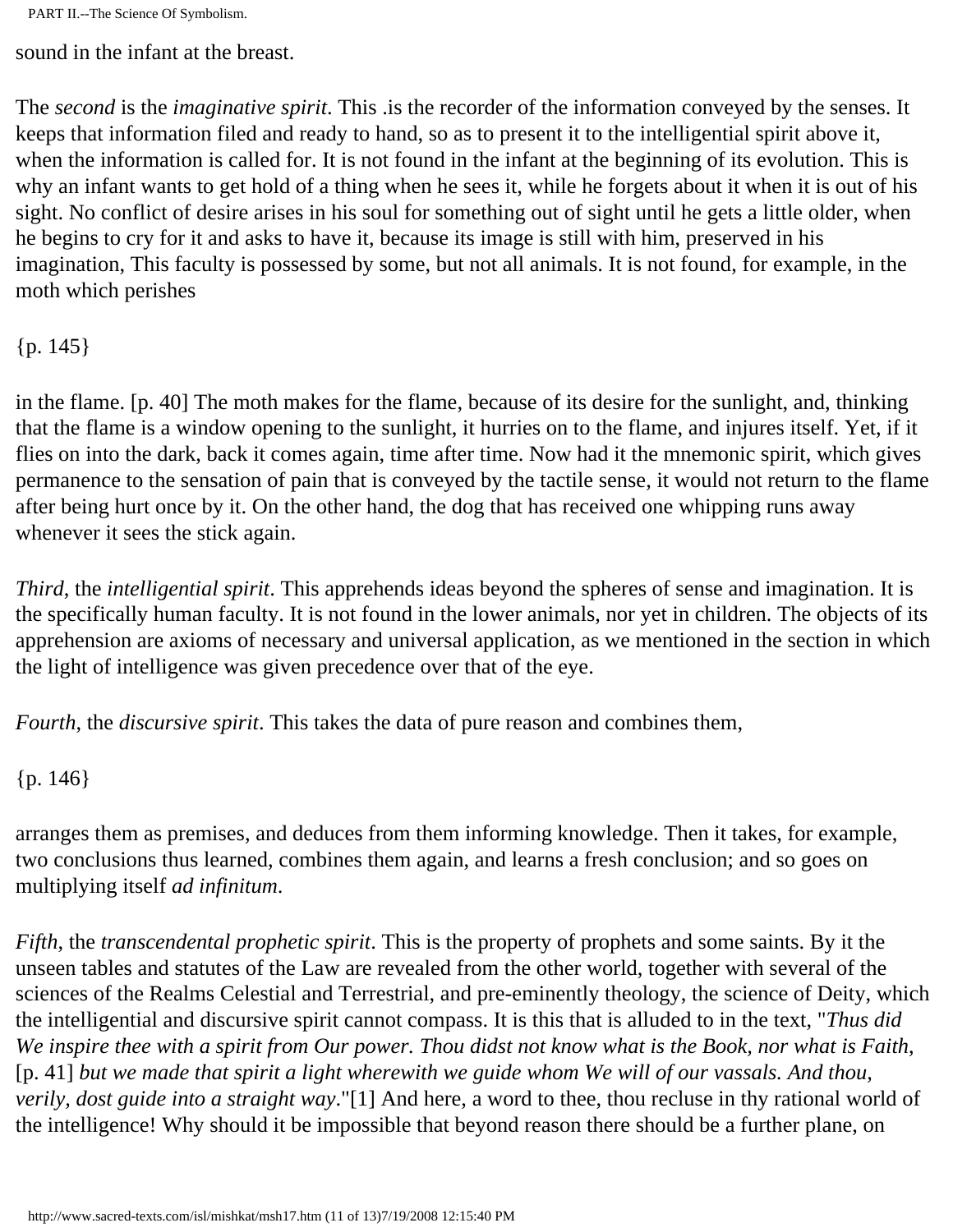sound in the infant at the breast.

The *second* is the *imaginative spirit*. This .is the recorder of the information conveyed by the senses. It keeps that information filed and ready to hand, so as to present it to the intelligential spirit above it, when the information is called for. It is not found in the infant at the beginning of its evolution. This is why an infant wants to get hold of a thing when he sees it, while he forgets about it when it is out of his sight. No conflict of desire arises in his soul for something out of sight until he gets a little older, when he begins to cry for it and asks to have it, because its image is still with him, preserved in his imagination, This faculty is possessed by some, but not all animals. It is not found, for example, in the moth which perishes

{p. 145}

in the flame. [p. 40] The moth makes for the flame, because of its desire for the sunlight, and, thinking that the flame is a window opening to the sunlight, it hurries on to the flame, and injures itself. Yet, if it flies on into the dark, back it comes again, time after time. Now had it the mnemonic spirit, which gives permanence to the sensation of pain that is conveyed by the tactile sense, it would not return to the flame after being hurt once by it. On the other hand, the dog that has received one whipping runs away whenever it sees the stick again.

*Third*, the *intelligential spirit*. This apprehends ideas beyond the spheres of sense and imagination. It is the specifically human faculty. It is not found in the lower animals, nor yet in children. The objects of its apprehension are axioms of necessary and universal application, as we mentioned in the section in which the light of intelligence was given precedence over that of the eye.

*Fourth*, the *discursive spirit*. This takes the data of pure reason and combines them,

{p. 146}

arranges them as premises, and deduces from them informing knowledge. Then it takes, for example, two conclusions thus learned, combines them again, and learns a fresh conclusion; and so goes on multiplying itself *ad infinitum*.

*Fifth*, the *transcendental prophetic spirit*. This is the property of prophets and some saints. By it the unseen tables and statutes of the Law are revealed from the other world, together with several of the sciences of the Realms Celestial and Terrestrial, and pre-eminently theology, the science of Deity, which the intelligential and discursive spirit cannot compass. It is this that is alluded to in the text, "*Thus did We inspire thee with a spirit from Our power. Thou didst not know what is the Book, nor what is Faith,* [p. 41] *but we made that spirit a light wherewith we guide whom We will of our vassals. And thou, verily, dost guide into a straight way*."[1] And here, a word to thee, thou recluse in thy rational world of the intelligence! Why should it be impossible that beyond reason there should be a further plane, on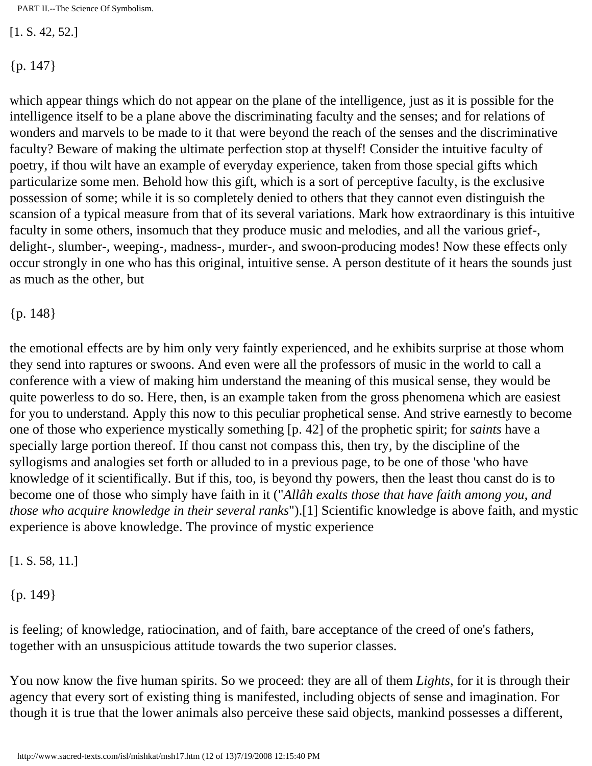[1. S. 42, 52.]

{p. 147}

which appear things which do not appear on the plane of the intelligence, just as it is possible for the intelligence itself to be a plane above the discriminating faculty and the senses; and for relations of wonders and marvels to be made to it that were beyond the reach of the senses and the discriminative faculty? Beware of making the ultimate perfection stop at thyself! Consider the intuitive faculty of poetry, if thou wilt have an example of everyday experience, taken from those special gifts which particularize some men. Behold how this gift, which is a sort of perceptive faculty, is the exclusive possession of some; while it is so completely denied to others that they cannot even distinguish the scansion of a typical measure from that of its several variations. Mark how extraordinary is this intuitive faculty in some others, insomuch that they produce music and melodies, and all the various grief-, delight-, slumber-, weeping-, madness-, murder-, and swoon-producing modes! Now these effects only occur strongly in one who has this original, intuitive sense. A person destitute of it hears the sounds just as much as the other, but

{p. 148}

the emotional effects are by him only very faintly experienced, and he exhibits surprise at those whom they send into raptures or swoons. And even were all the professors of music in the world to call a conference with a view of making him understand the meaning of this musical sense, they would be quite powerless to do so. Here, then, is an example taken from the gross phenomena which are easiest for you to understand. Apply this now to this peculiar prophetical sense. And strive earnestly to become one of those who experience mystically something [p. 42] of the prophetic spirit; for *saints* have a specially large portion thereof. If thou canst not compass this, then try, by the discipline of the syllogisms and analogies set forth or alluded to in a previous page, to be one of those 'who have knowledge of it scientifically. But if this, too, is beyond thy powers, then the least thou canst do is to become one of those who simply have faith in it ("*Allâh exalts those that have faith among you, and those who acquire knowledge in their several ranks*").[1] Scientific knowledge is above faith, and mystic experience is above knowledge. The province of mystic experience

[1. S. 58, 11.]

{p. 149}

is feeling; of knowledge, ratiocination, and of faith, bare acceptance of the creed of one's fathers, together with an unsuspicious attitude towards the two superior classes.

You now know the five human spirits. So we proceed: they are all of them *Lights*, for it is through their agency that every sort of existing thing is manifested, including objects of sense and imagination. For though it is true that the lower animals also perceive these said objects, mankind possesses a different,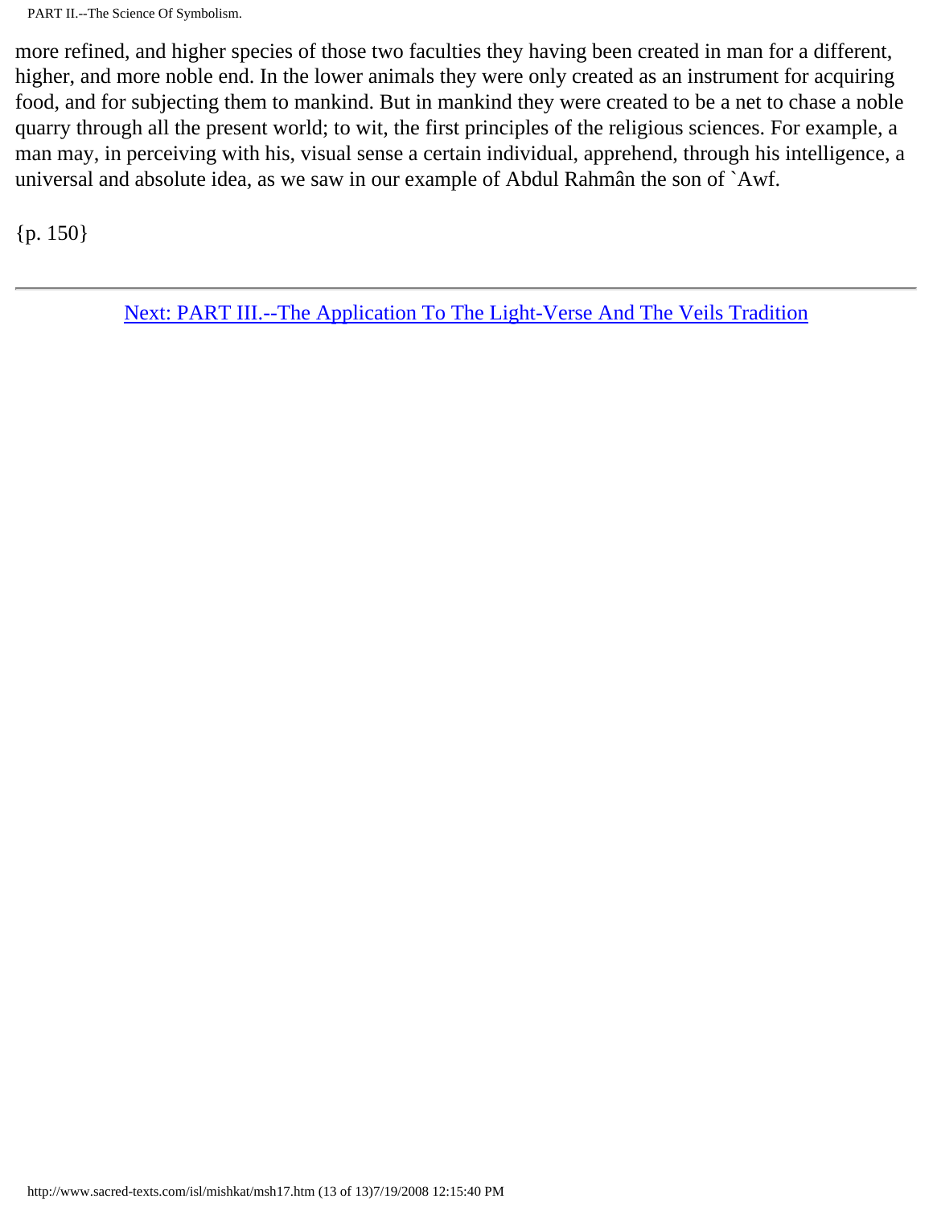more refined, and higher species of those two faculties they having been created in man for a different, higher, and more noble end. In the lower animals they were only created as an instrument for acquiring food, and for subjecting them to mankind. But in mankind they were created to be a net to chase a noble quarry through all the present world; to wit, the first principles of the religious sciences. For example, a man may, in perceiving with his, visual sense a certain individual, apprehend, through his intelligence, a universal and absolute idea, as we saw in our example of Abdul Rahmân the son of `Awf.

{p. 150}

---

Next: PART III.--The Application To The Light-Verse And The Veils Tradition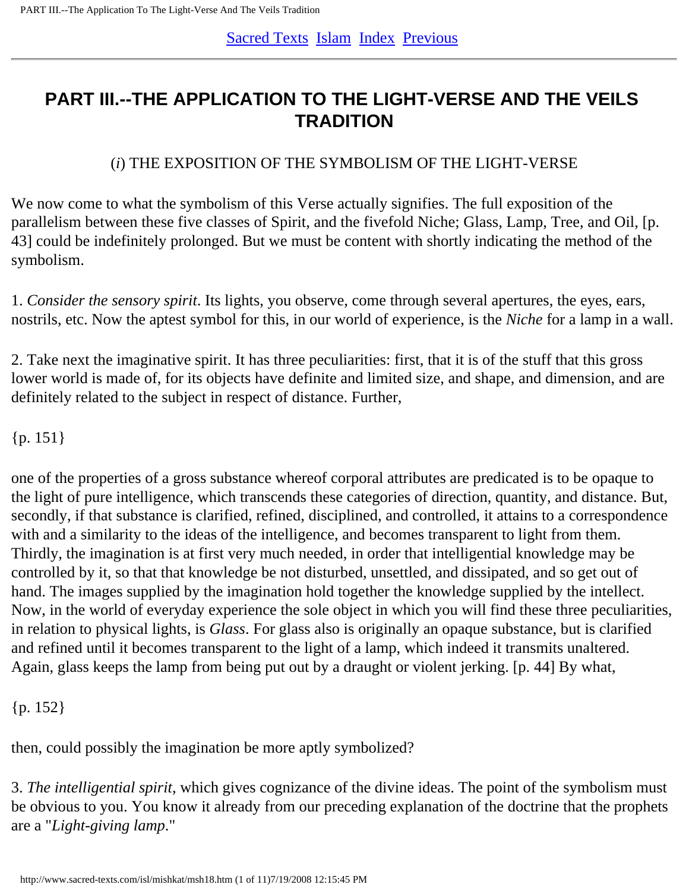Sacred Texts  Islam  Index  Previous

# PART III.--THE APPLICATION TO THE LIGHT-VERSE AND THE VEILS TRADITION

## (*i*) THE EXPOSITION OF THE SYMBOLISM OF THE LIGHT-VERSE

We now come to what the symbolism of this Verse actually signifies. The full exposition of the parallelism between these five classes of Spirit, and the fivefold Niche; Glass, Lamp, Tree, and Oil, [p. 43] could be indefinitely prolonged. But we must be content with shortly indicating the method of the symbolism.

1. *Consider the sensory spirit*. Its lights, you observe, come through several apertures, the eyes, ears, nostrils, etc. Now the aptest symbol for this, in our world of experience, is the *Niche* for a lamp in a wall.

2. Take next the imaginative spirit. It has three peculiarities: first, that it is of the stuff that this gross lower world is made of, for its objects have definite and limited size, and shape, and dimension, and are definitely related to the subject in respect of distance. Further,

{p. 151}

one of the properties of a gross substance whereof corporal attributes are predicated is to be opaque to the light of pure intelligence, which transcends these categories of direction, quantity, and distance. But, secondly, if that substance is clarified, refined, disciplined, and controlled, it attains to a correspondence with and a similarity to the ideas of the intelligence, and becomes transparent to light from them. Thirdly, the imagination is at first very much needed, in order that intelligential knowledge may be controlled by it, so that that knowledge be not disturbed, unsettled, and dissipated, and so get out of hand. The images supplied by the imagination hold together the knowledge supplied by the intellect. Now, in the world of everyday experience the sole object in which you will find these three peculiarities, in relation to physical lights, is *Glass*. For glass also is originally an opaque substance, but is clarified and refined until it becomes transparent to the light of a lamp, which indeed it transmits unaltered. Again, glass keeps the lamp from being put out by a draught or violent jerking. [p. 44] By what,

{p. 152}

then, could possibly the imagination be more aptly symbolized?

3. *The intelligential spirit*, which gives cognizance of the divine ideas. The point of the symbolism must be obvious to you. You know it already from our preceding explanation of the doctrine that the prophets are a "*Light-giving lamp*."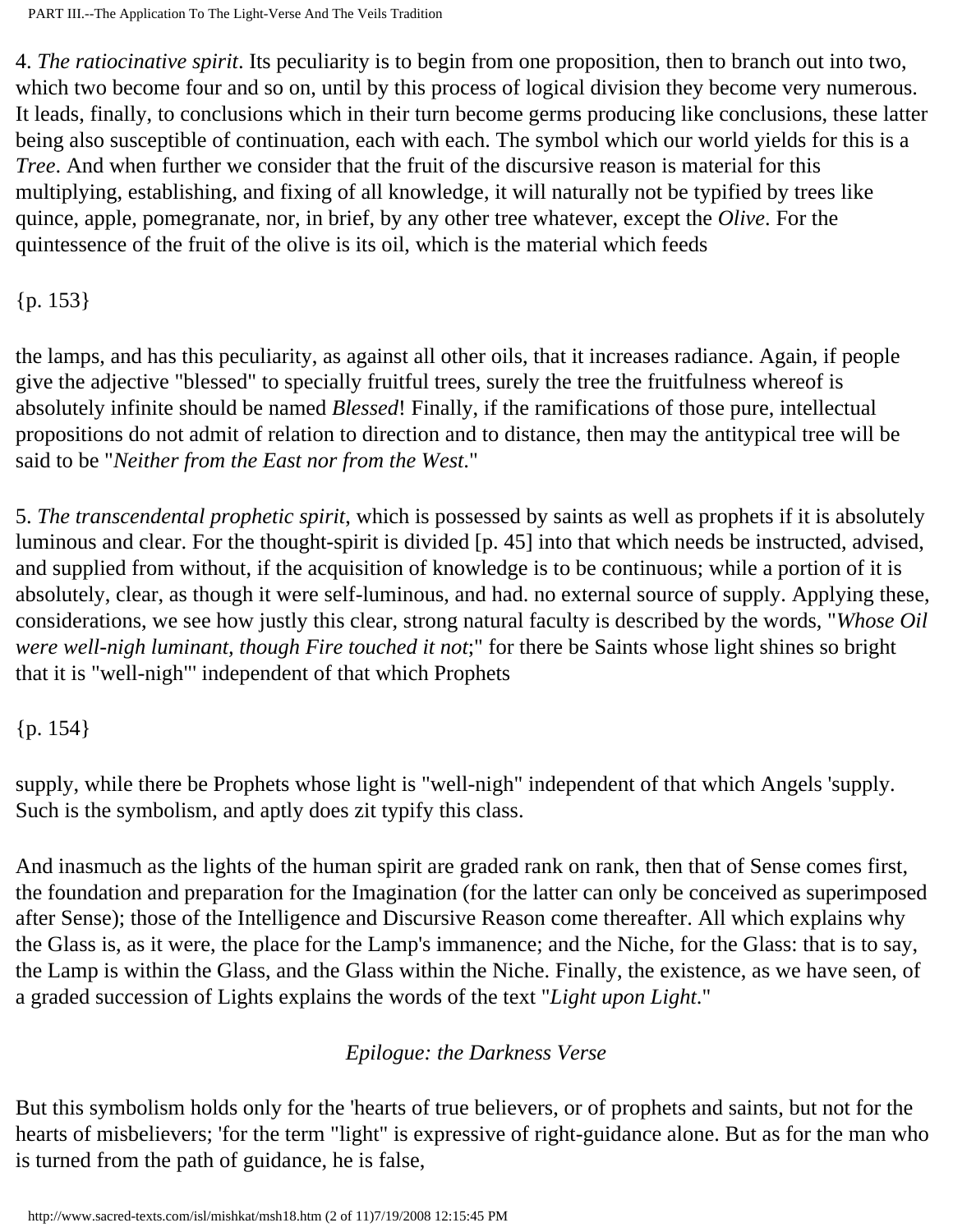4. *The ratiocinative spirit*. Its peculiarity is to begin from one proposition, then to branch out into two, which two become four and so on, until by this process of logical division they become very numerous. It leads, finally, to conclusions which in their turn become germs producing like conclusions, these latter being also susceptible of continuation, each with each. The symbol which our world yields for this is a *Tree*. And when further we consider that the fruit of the discursive reason is material for this multiplying, establishing, and fixing of all knowledge, it will naturally not be typified by trees like quince, apple, pomegranate, nor, in brief, by any other tree whatever, except the *Olive*. For the quintessence of the fruit of the olive is its oil, which is the material which feeds

{p. 153}

the lamps, and has this peculiarity, as against all other oils, that it increases radiance. Again, if people give the adjective "blessed" to specially fruitful trees, surely the tree the fruitfulness whereof is absolutely infinite should be named *Blessed*! Finally, if the ramifications of those pure, intellectual propositions do not admit of relation to direction and to distance, then may the antitypical tree will be said to be "*Neither from the East nor from the West*."

5. *The transcendental prophetic spirit*, which is possessed by saints as well as prophets if it is absolutely luminous and clear. For the thought-spirit is divided [p. 45] into that which needs be instructed, advised, and supplied from without, if the acquisition of knowledge is to be continuous; while a portion of it is absolutely, clear, as though it were self-luminous, and had. no external source of supply. Applying these, considerations, we see how justly this clear, strong natural faculty is described by the words, "*Whose Oil were well-nigh luminant, though Fire touched it not*;" for there be Saints whose light shines so bright that it is "well-nigh"' independent of that which Prophets

{p. 154}

supply, while there be Prophets whose light is "well-nigh" independent of that which Angels 'supply. Such is the symbolism, and aptly does zit typify this class.

And inasmuch as the lights of the human spirit are graded rank on rank, then that of Sense comes first, the foundation and preparation for the Imagination (for the latter can only be conceived as superimposed after Sense); those of the Intelligence and Discursive Reason come thereafter. All which explains why the Glass is, as it were, the place for the Lamp's immanence; and the Niche, for the Glass: that is to say, the Lamp is within the Glass, and the Glass within the Niche. Finally, the existence, as we have seen, of a graded succession of Lights explains the words of the text "*Light upon Light*."

*Epilogue: the Darkness Verse*

But this symbolism holds only for the 'hearts of true believers, or of prophets and saints, but not for the hearts of misbelievers; 'for the term "light" is expressive of right-guidance alone. But as for the man who is turned from the path of guidance, he is false,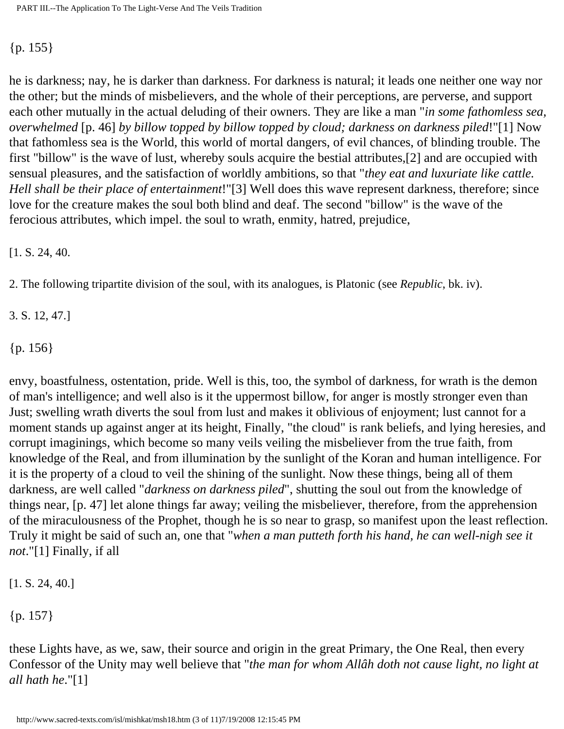{p. 155}

he is darkness; nay, he is darker than darkness. For darkness is natural; it leads one neither one way nor the other; but the minds of misbelievers, and the whole of their perceptions, are perverse, and support each other mutually in the actual deluding of their owners. They are like a man "*in some fathomless sea, overwhelmed* [p. 46] *by billow topped by billow topped by cloud; darkness on darkness piled*!"[1] Now that fathomless sea is the World, this world of mortal dangers, of evil chances, of blinding trouble. The first "billow" is the wave of lust, whereby souls acquire the bestial attributes,[2] and are occupied with sensual pleasures, and the satisfaction of worldly ambitions, so that "*they eat and luxuriate like cattle. Hell shall be their place of entertainment*!"[3] Well does this wave represent darkness, therefore; since love for the creature makes the soul both blind and deaf. The second "billow" is the wave of the ferocious attributes, which impel. the soul to wrath, enmity, hatred, prejudice,

[1. S. 24, 40.

2. The following tripartite division of the soul, with its analogues, is Platonic (see *Republic*, bk. iv).

3. S. 12, 47.]

{p. 156}

envy, boastfulness, ostentation, pride. Well is this, too, the symbol of darkness, for wrath is the demon of man's intelligence; and well also is it the uppermost billow, for anger is mostly stronger even than Just; swelling wrath diverts the soul from lust and makes it oblivious of enjoyment; lust cannot for a moment stands up against anger at its height, Finally, "the cloud" is rank beliefs, and lying heresies, and corrupt imaginings, which become so many veils veiling the misbeliever from the true faith, from knowledge of the Real, and from illumination by the sunlight of the Koran and human intelligence. For it is the property of a cloud to veil the shining of the sunlight. Now these things, being all of them darkness, are well called "*darkness on darkness piled*", shutting the soul out from the knowledge of things near, [p. 47] let alone things far away; veiling the misbeliever, therefore, from the apprehension of the miraculousness of the Prophet, though he is so near to grasp, so manifest upon the least reflection. Truly it might be said of such an, one that "*when a man putteth forth his hand, he can well-nigh see it not*."[1] Finally, if all

[1. S. 24, 40.]

{p. 157}

these Lights have, as we, saw, their source and origin in the great Primary, the One Real, then every Confessor of the Unity may well believe that "*the man for whom Allâh doth not cause light, no light at all hath he*."[1]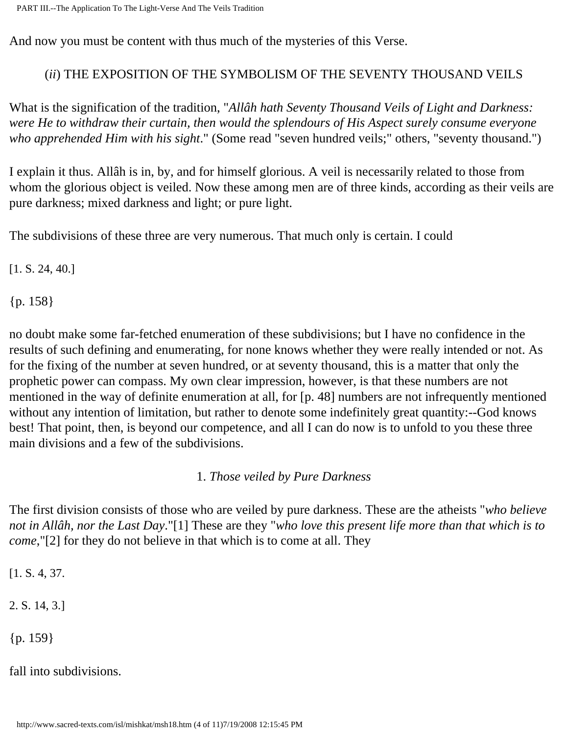And now you must be content with thus much of the mysteries of this Verse.

## (*ii*) THE EXPOSITION OF THE SYMBOLISM OF THE SEVENTY THOUSAND VEILS

What is the signification of the tradition, "*Allâh hath Seventy Thousand Veils of Light and Darkness: were He to withdraw their curtain, then would the splendours of His Aspect surely consume everyone who apprehended Him with his sight*." (Some read "seven hundred veils;" others, "seventy thousand.")

I explain it thus. Allâh is in, by, and for himself glorious. A veil is necessarily related to those from whom the glorious object is veiled. Now these among men are of three kinds, according as their veils are pure darkness; mixed darkness and light; or pure light.

The subdivisions of these three are very numerous. That much only is certain. I could

[1. S. 24, 40.]

{p. 158}

no doubt make some far-fetched enumeration of these subdivisions; but I have no confidence in the results of such defining and enumerating, for none knows whether they were really intended or not. As for the fixing of the number at seven hundred, or at seventy thousand, this is a matter that only the prophetic power can compass. My own clear impression, however, is that these numbers are not mentioned in the way of definite enumeration at all, for [p. 48] numbers are not infrequently mentioned without any intention of limitation, but rather to denote some indefinitely great quantity:--God knows best! That point, then, is beyond our competence, and all I can do now is to unfold to you these three main divisions and a few of the subdivisions.

### 1. *Those veiled by Pure Darkness*

The first division consists of those who are veiled by pure darkness. These are the atheists "*who believe not in Allâh, nor the Last Day*."[1] These are they "*who love this present life more than that which is to come*,"[2] for they do not believe in that which is to come at all. They

[1. S. 4, 37.

2. S. 14, 3.]

{p. 159}

fall into subdivisions.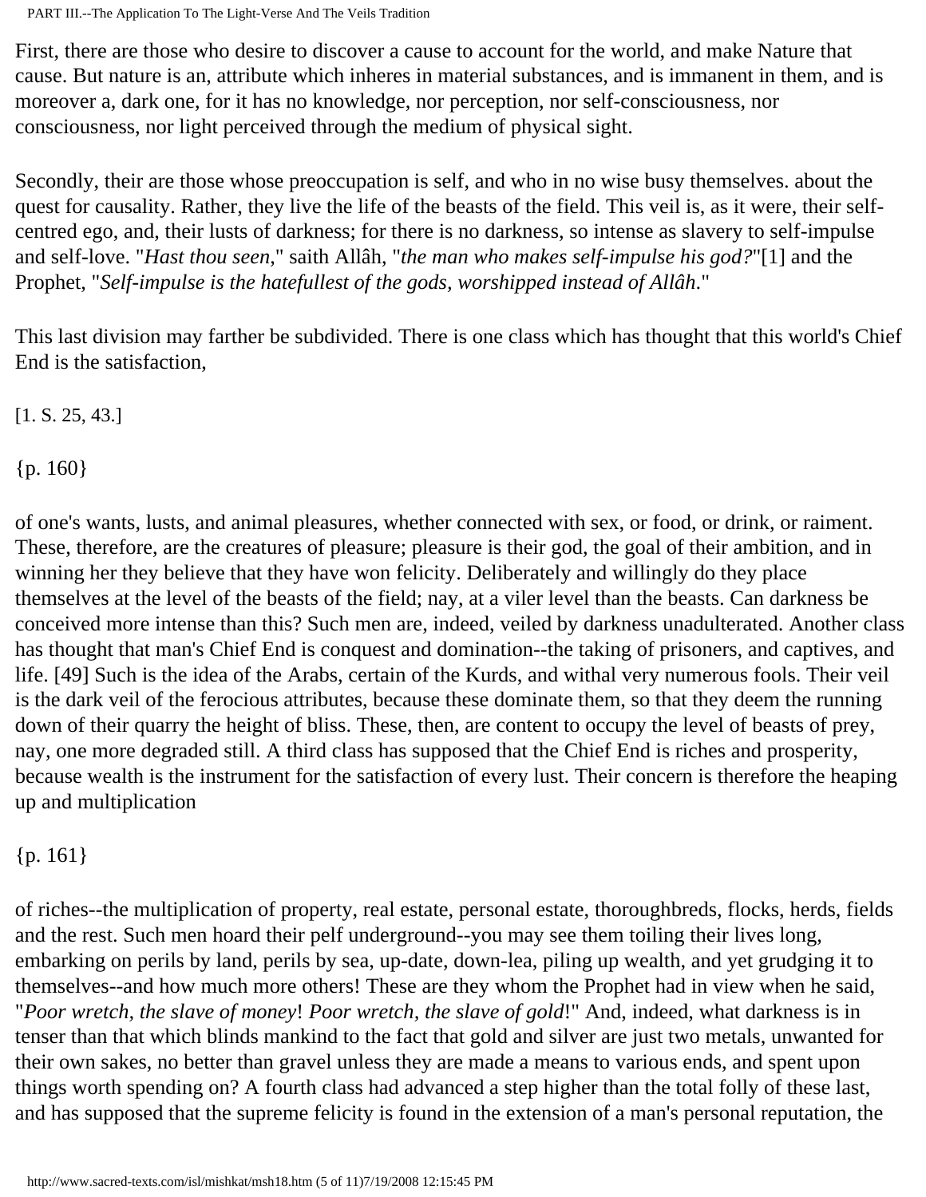First, there are those who desire to discover a cause to account for the world, and make Nature that cause. But nature is an, attribute which inheres in material substances, and is immanent in them, and is moreover a, dark one, for it has no knowledge, nor perception, nor self-consciousness, nor consciousness, nor light perceived through the medium of physical sight.

Secondly, their are those whose preoccupation is self, and who in no wise busy themselves. about the quest for causality. Rather, they live the life of the beasts of the field. This veil is, as it were, their self-centred ego, and, their lusts of darkness; for there is no darkness, so intense as slavery to self-impulse and self-love. "*Hast thou seen*," saith Allâh, "*the man who makes self-impulse his god?*"[1] and the Prophet, "*Self-impulse is the hatefullest of the gods, worshipped instead of Allâh*."

This last division may farther be subdivided. There is one class which has thought that this world's Chief End is the satisfaction,

[1. S. 25, 43.]

{p. 160}

of one's wants, lusts, and animal pleasures, whether connected with sex, or food, or drink, or raiment. These, therefore, are the creatures of pleasure; pleasure is their god, the goal of their ambition, and in winning her they believe that they have won felicity. Deliberately and willingly do they place themselves at the level of the beasts of the field; nay, at a viler level than the beasts. Can darkness be conceived more intense than this? Such men are, indeed, veiled by darkness unadulterated. Another class has thought that man's Chief End is conquest and domination--the taking of prisoners, and captives, and life. [49] Such is the idea of the Arabs, certain of the Kurds, and withal very numerous fools. Their veil is the dark veil of the ferocious attributes, because these dominate them, so that they deem the running down of their quarry the height of bliss. These, then, are content to occupy the level of beasts of prey, nay, one more degraded still. A third class has supposed that the Chief End is riches and prosperity, because wealth is the instrument for the satisfaction of every lust. Their concern is therefore the heaping up and multiplication

{p. 161}

of riches--the multiplication of property, real estate, personal estate, thoroughbreds, flocks, herds, fields and the rest. Such men hoard their pelf underground--you may see them toiling their lives long, embarking on perils by land, perils by sea, up-date, down-lea, piling up wealth, and yet grudging it to themselves--and how much more others! These are they whom the Prophet had in view when he said, "*Poor wretch, the slave of money*! *Poor wretch, the slave of gold*!" And, indeed, what darkness is in tenser than that which blinds mankind to the fact that gold and silver are just two metals, unwanted for their own sakes, no better than gravel unless they are made a means to various ends, and spent upon things worth spending on? A fourth class had advanced a step higher than the total folly of these last, and has supposed that the supreme felicity is found in the extension of a man's personal reputation, the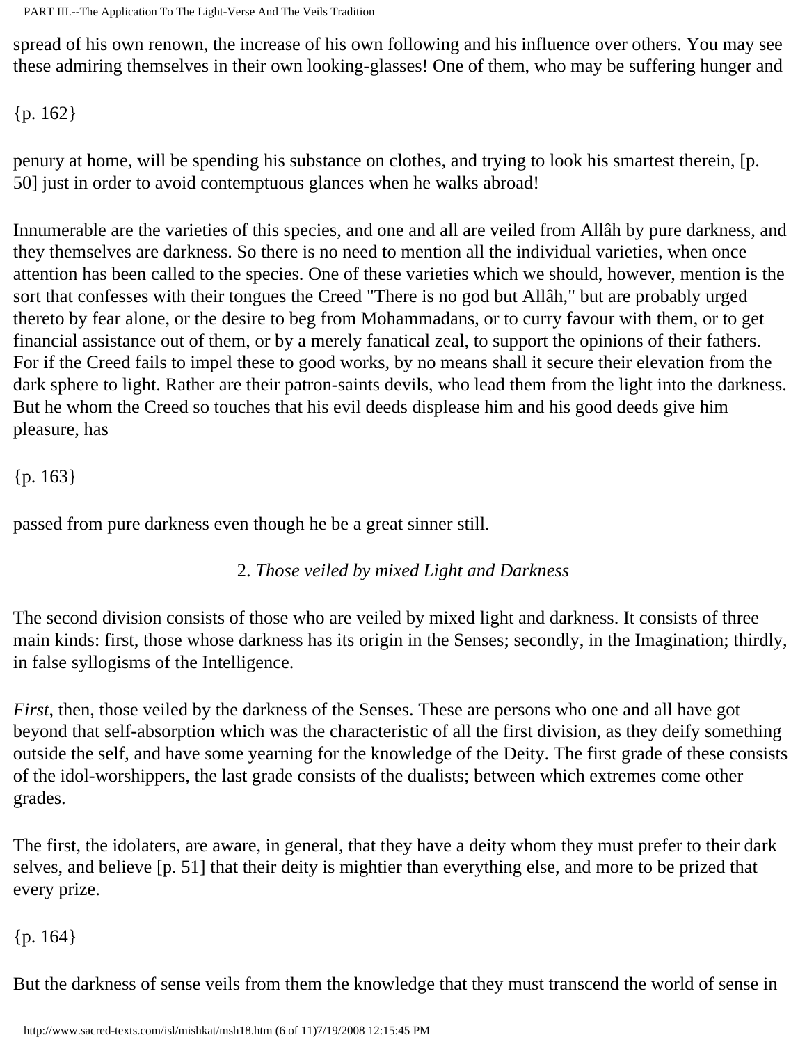spread of his own renown, the increase of his own following and his influence over others. You may see these admiring themselves in their own looking-glasses! One of them, who may be suffering hunger and

{p. 162}

penury at home, will be spending his substance on clothes, and trying to look his smartest therein, [p. 50] just in order to avoid contemptuous glances when he walks abroad!

Innumerable are the varieties of this species, and one and all are veiled from Allâh by pure darkness, and they themselves are darkness. So there is no need to mention all the individual varieties, when once attention has been called to the species. One of these varieties which we should, however, mention is the sort that confesses with their tongues the Creed "There is no god but Allâh," but are probably urged thereto by fear alone, or the desire to beg from Mohammadans, or to curry favour with them, or to get financial assistance out of them, or by a merely fanatical zeal, to support the opinions of their fathers. For if the Creed fails to impel these to good works, by no means shall it secure their elevation from the dark sphere to light. Rather are their patron-saints devils, who lead them from the light into the darkness. But he whom the Creed so touches that his evil deeds displease him and his good deeds give him pleasure, has

{p. 163}

passed from pure darkness even though he be a great sinner still.

### 2. *Those veiled by mixed Light and Darkness*

The second division consists of those who are veiled by mixed light and darkness. It consists of three main kinds: first, those whose darkness has its origin in the Senses; secondly, in the Imagination; thirdly, in false syllogisms of the Intelligence.

*First*, then, those veiled by the darkness of the Senses. These are persons who one and all have got beyond that self-absorption which was the characteristic of all the first division, as they deify something outside the self, and have some yearning for the knowledge of the Deity. The first grade of these consists of the idol-worshippers, the last grade consists of the dualists; between which extremes come other grades.

The first, the idolaters, are aware, in general, that they have a deity whom they must prefer to their dark selves, and believe [p. 51] that their deity is mightier than everything else, and more to be prized that every prize.

{p. 164}

But the darkness of sense veils from them the knowledge that they must transcend the world of sense in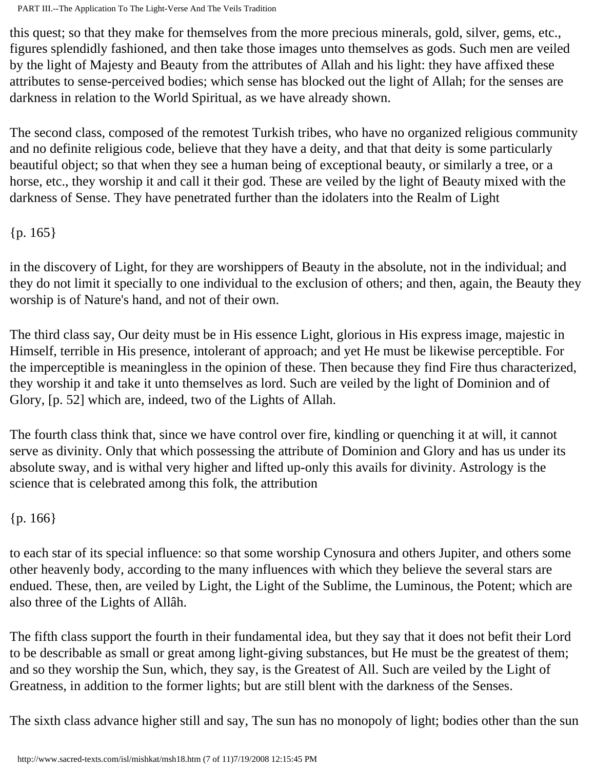this quest; so that they make for themselves from the more precious minerals, gold, silver, gems, etc., figures splendidly fashioned, and then take those images unto themselves as gods. Such men are veiled by the light of Majesty and Beauty from the attributes of Allah and his light: they have affixed these attributes to sense-perceived bodies; which sense has blocked out the light of Allah; for the senses are darkness in relation to the World Spiritual, as we have already shown.

The second class, composed of the remotest Turkish tribes, who have no organized religious community and no definite religious code, believe that they have a deity, and that that deity is some particularly beautiful object; so that when they see a human being of exceptional beauty, or similarly a tree, or a horse, etc., they worship it and call it their god. These are veiled by the light of Beauty mixed with the darkness of Sense. They have penetrated further than the idolaters into the Realm of Light

{p. 165}

in the discovery of Light, for they are worshippers of Beauty in the absolute, not in the individual; and they do not limit it specially to one individual to the exclusion of others; and then, again, the Beauty they worship is of Nature's hand, and not of their own.

The third class say, Our deity must be in His essence Light, glorious in His express image, majestic in Himself, terrible in His presence, intolerant of approach; and yet He must be likewise perceptible. For the imperceptible is meaningless in the opinion of these. Then because they find Fire thus characterized, they worship it and take it unto themselves as lord. Such are veiled by the light of Dominion and of Glory, [p. 52] which are, indeed, two of the Lights of Allah.

The fourth class think that, since we have control over fire, kindling or quenching it at will, it cannot serve as divinity. Only that which possessing the attribute of Dominion and Glory and has us under its absolute sway, and is withal very higher and lifted up-only this avails for divinity. Astrology is the science that is celebrated among this folk, the attribution

{p. 166}

to each star of its special influence: so that some worship Cynosura and others Jupiter, and others some other heavenly body, according to the many influences with which they believe the several stars are endued. These, then, are veiled by Light, the Light of the Sublime, the Luminous, the Potent; which are also three of the Lights of Allâh.

The fifth class support the fourth in their fundamental idea, but they say that it does not befit their Lord to be describable as small or great among light-giving substances, but He must be the greatest of them; and so they worship the Sun, which, they say, is the Greatest of All. Such are veiled by the Light of Greatness, in addition to the former lights; but are still blent with the darkness of the Senses.

The sixth class advance higher still and say, The sun has no monopoly of light; bodies other than the sun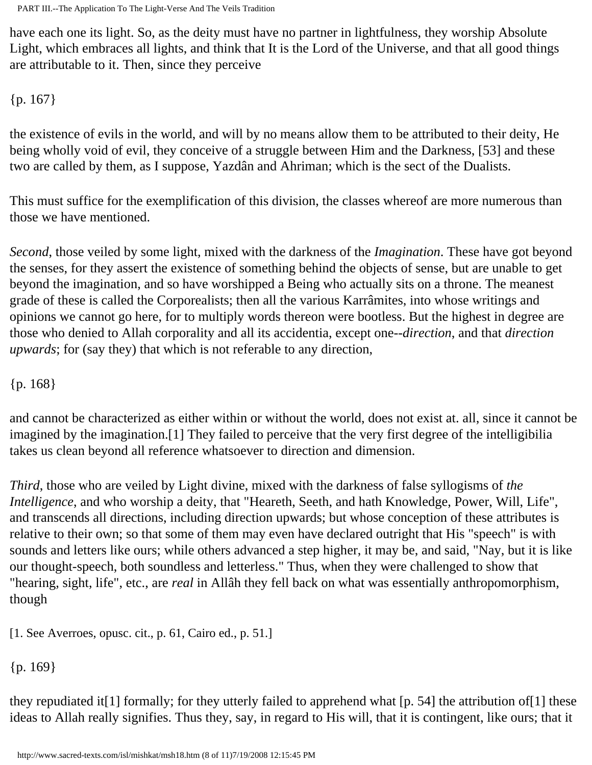have each one its light. So, as the deity must have no partner in lightfulness, they worship Absolute Light, which embraces all lights, and think that It is the Lord of the Universe, and that all good things are attributable to it. Then, since they perceive

{p. 167}

the existence of evils in the world, and will by no means allow them to be attributed to their deity, He being wholly void of evil, they conceive of a struggle between Him and the Darkness, [53] and these two are called by them, as I suppose, Yazdân and Ahriman; which is the sect of the Dualists.

This must suffice for the exemplification of this division, the classes whereof are more numerous than those we have mentioned.

*Second*, those veiled by some light, mixed with the darkness of the *Imagination*. These have got beyond the senses, for they assert the existence of something behind the objects of sense, but are unable to get beyond the imagination, and so have worshipped a Being who actually sits on a throne. The meanest grade of these is called the Corporealists; then all the various Karrâmites, into whose writings and opinions we cannot go here, for to multiply words thereon were bootless. But the highest in degree are those who denied to Allah corporality and all its accidentia, except one--*direction*, and that *direction upwards*; for (say they) that which is not referable to any direction,

{p. 168}

and cannot be characterized as either within or without the world, does not exist at. all, since it cannot be imagined by the imagination.[1] They failed to perceive that the very first degree of the intelligibilia takes us clean beyond all reference whatsoever to direction and dimension.

*Third*, those who are veiled by Light divine, mixed with the darkness of false syllogisms of *the Intelligence*, and who worship a deity, that "Heareth, Seeth, and hath Knowledge, Power, Will, Life", and transcends all directions, including direction upwards; but whose conception of these attributes is relative to their own; so that some of them may even have declared outright that His "speech" is with sounds and letters like ours; while others advanced a step higher, it may be, and said, "Nay, but it is like our thought-speech, both soundless and letterless." Thus, when they were challenged to show that "hearing, sight, life", etc., are *real* in Allâh they fell back on what was essentially anthropomorphism, though

[1. See Averroes, opusc. cit., p. 61, Cairo ed., p. 51.]

{p. 169}

they repudiated it[1] formally; for they utterly failed to apprehend what [p. 54] the attribution of[1] these ideas to Allah really signifies. Thus they, say, in regard to His will, that it is contingent, like ours; that it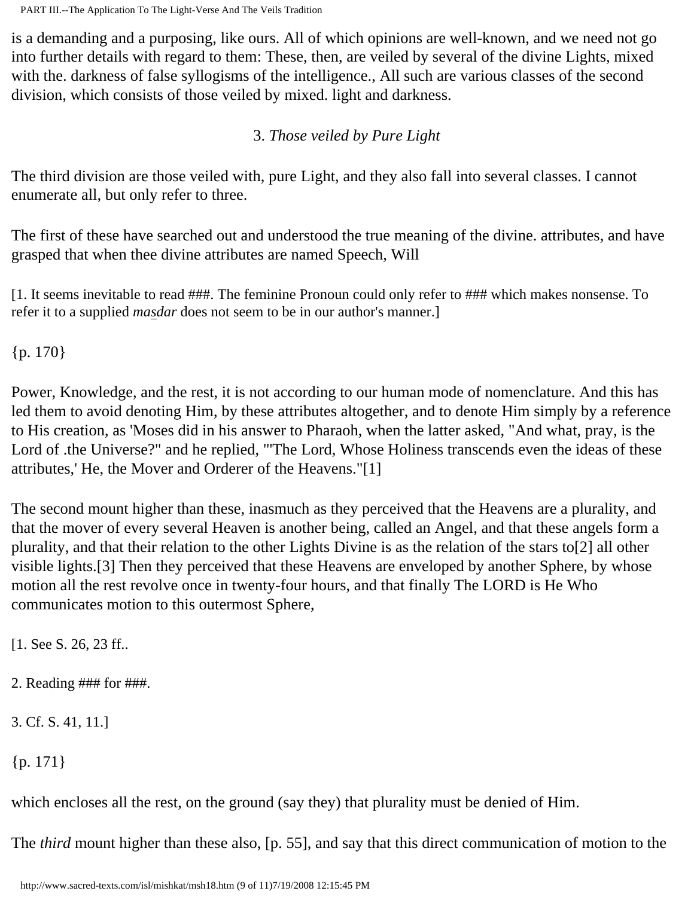is a demanding and a purposing, like ours. All of which opinions are well-known, and we need not go into further details with regard to them: These, then, are veiled by several of the divine Lights, mixed with the. darkness of false syllogisms of the intelligence., All such are various classes of the second division, which consists of those veiled by mixed. light and darkness.

### 3. *Those veiled by Pure Light*

The third division are those veiled with, pure Light, and they also fall into several classes. I cannot enumerate all, but only refer to three.

The first of these have searched out and understood the true meaning of the divine. attributes, and have grasped that when thee divine attributes are named Speech, Will

[1. It seems inevitable to read ###. The feminine Pronoun could only refer to ### which makes nonsense. To refer it to a supplied *maṣdar* does not seem to be in our author's manner.]

{p. 170}

Power, Knowledge, and the rest, it is not according to our human mode of nomenclature. And this has led them to avoid denoting Him, by these attributes altogether, and to denote Him simply by a reference to His creation, as 'Moses did in his answer to Pharaoh, when the latter asked, "And what, pray, is the Lord of .the Universe?" and he replied, "'The Lord, Whose Holiness transcends even the ideas of these attributes,' He, the Mover and Orderer of the Heavens."[1]

The second mount higher than these, inasmuch as they perceived that the Heavens are a plurality, and that the mover of every several Heaven is another being, called an Angel, and that these angels form a plurality, and that their relation to the other Lights Divine is as the relation of the stars to[2] all other visible lights.[3] Then they perceived that these Heavens are enveloped by another Sphere, by whose motion all the rest revolve once in twenty-four hours, and that finally The LORD is He Who communicates motion to this outermost Sphere,

[1. See S. 26, 23 ff..

2. Reading ### for ###.

3. Cf. S. 41, 11.]

{p. 171}

which encloses all the rest, on the ground (say they) that plurality must be denied of Him.

The *third* mount higher than these also, [p. 55], and say that this direct communication of motion to the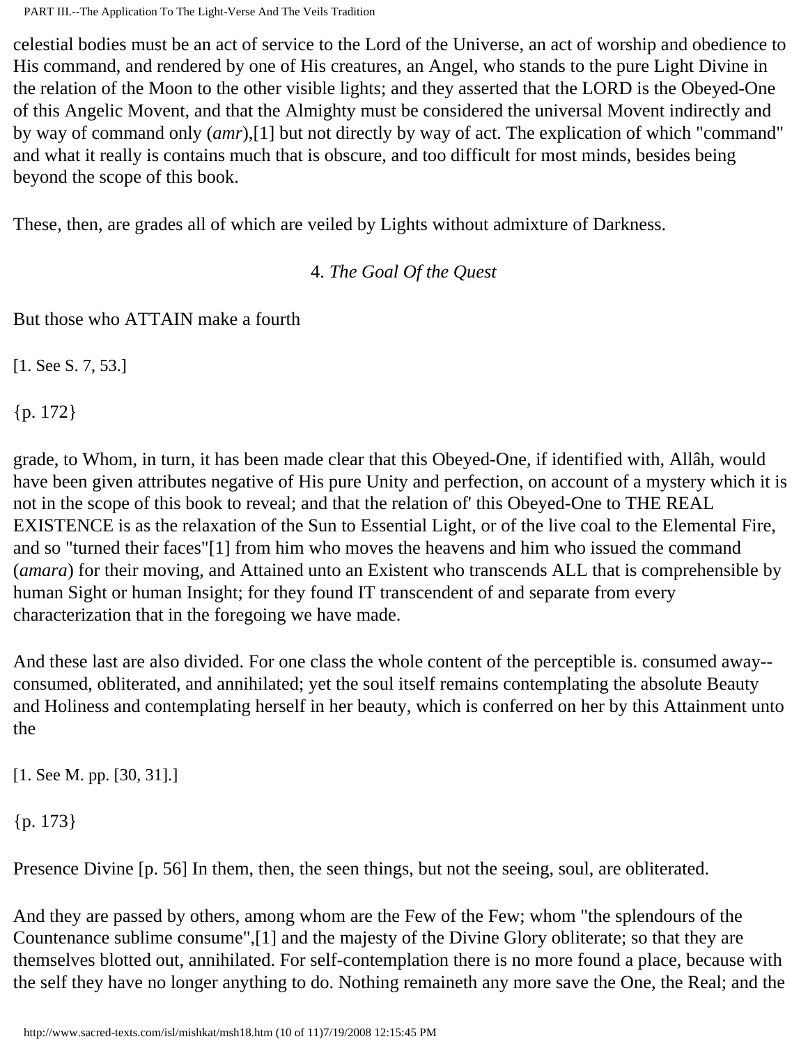celestial bodies must be an act of service to the Lord of the Universe, an act of worship and obedience to His command, and rendered by one of His creatures, an Angel, who stands to the pure Light Divine in the relation of the Moon to the other visible lights; and they asserted that the LORD is the Obeyed-One of this Angelic Movent, and that the Almighty must be considered the universal Movent indirectly and by way of command only (*amr*),[1] but not directly by way of act. The explication of which "command" and what it really is contains much that is obscure, and too difficult for most minds, besides being beyond the scope of this book.

These, then, are grades all of which are veiled by Lights without admixture of Darkness.

### 4. *The Goal Of the Quest*

But those who ATTAIN make a fourth

[1. See S. 7, 53.]

{p. 172}

grade, to Whom, in turn, it has been made clear that this Obeyed-One, if identified with, Allâh, would have been given attributes negative of His pure Unity and perfection, on account of a mystery which it is not in the scope of this book to reveal; and that the relation of' this Obeyed-One to THE REAL EXISTENCE is as the relaxation of the Sun to Essential Light, or of the live coal to the Elemental Fire, and so "turned their faces"[1] from him who moves the heavens and him who issued the command (*amara*) for their moving, and Attained unto an Existent who transcends ALL that is comprehensible by human Sight or human Insight; for they found IT transcendent of and separate from every characterization that in the foregoing we have made.

And these last are also divided. For one class the whole content of the perceptible is. consumed away--consumed, obliterated, and annihilated; yet the soul itself remains contemplating the absolute Beauty and Holiness and contemplating herself in her beauty, which is conferred on her by this Attainment unto the

[1. See M. pp. [30, 31].]

{p. 173}

Presence Divine [p. 56] In them, then, the seen things, but not the seeing, soul, are obliterated.

And they are passed by others, among whom are the Few of the Few; whom "the splendours of the Countenance sublime consume",[1] and the majesty of the Divine Glory obliterate; so that they are themselves blotted out, annihilated. For self-contemplation there is no more found a place, because with the self they have no longer anything to do. Nothing remaineth any more save the One, the Real; and the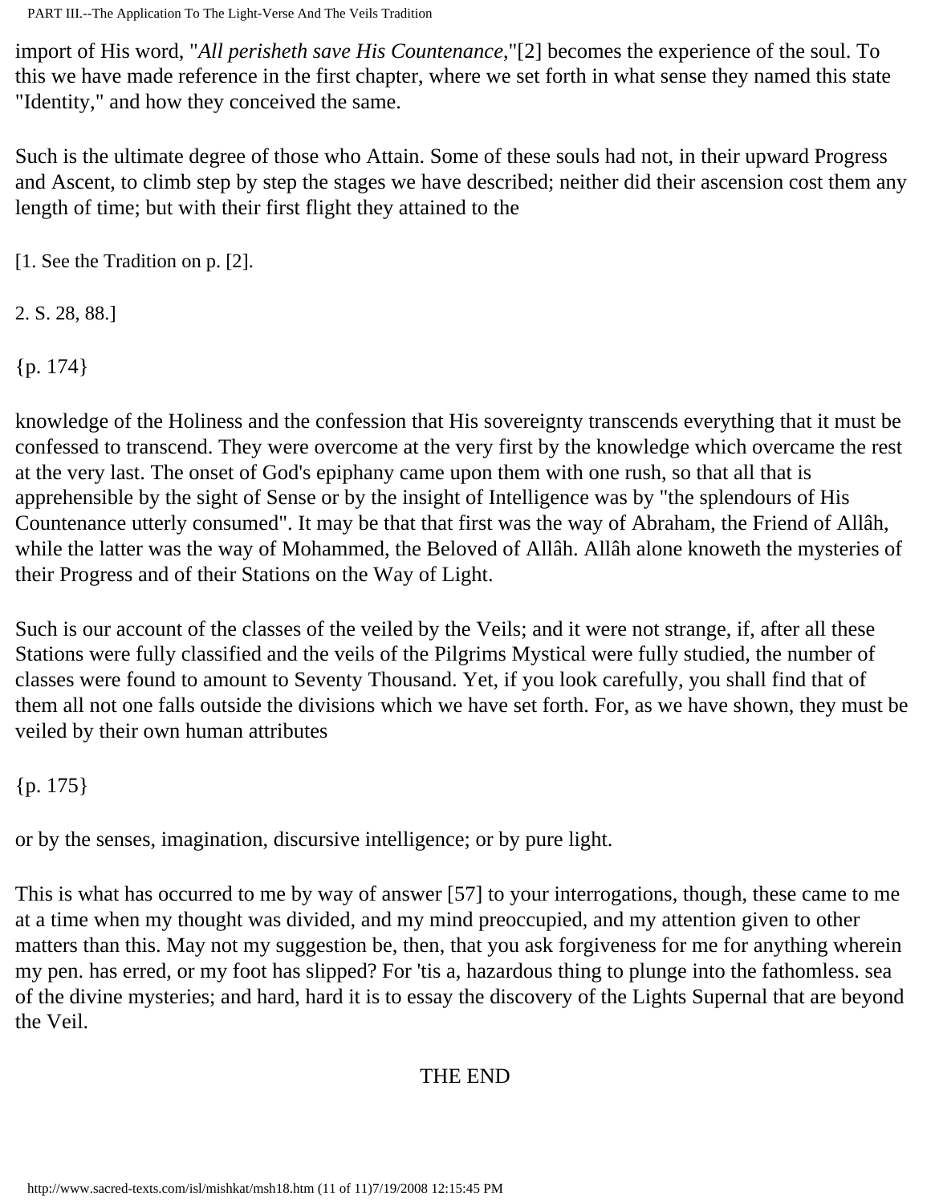import of His word, "*All perisheth save His Countenance*,"[2] becomes the experience of the soul. To this we have made reference in the first chapter, where we set forth in what sense they named this state "Identity," and how they conceived the same.

Such is the ultimate degree of those who Attain. Some of these souls had not, in their upward Progress and Ascent, to climb step by step the stages we have described; neither did their ascension cost them any length of time; but with their first flight they attained to the

[1. See the Tradition on p. [2].

2. S. 28, 88.]

{p. 174}

knowledge of the Holiness and the confession that His sovereignty transcends everything that it must be confessed to transcend. They were overcome at the very first by the knowledge which overcame the rest at the very last. The onset of God's epiphany came upon them with one rush, so that all that is apprehensible by the sight of Sense or by the insight of Intelligence was by "the splendours of His Countenance utterly consumed". It may be that that first was the way of Abraham, the Friend of Allâh, while the latter was the way of Mohammed, the Beloved of Allâh. Allâh alone knoweth the mysteries of their Progress and of their Stations on the Way of Light.

Such is our account of the classes of the veiled by the Veils; and it were not strange, if, after all these Stations were fully classified and the veils of the Pilgrims Mystical were fully studied, the number of classes were found to amount to Seventy Thousand. Yet, if you look carefully, you shall find that of them all not one falls outside the divisions which we have set forth. For, as we have shown, they must be veiled by their own human attributes

{p. 175}

or by the senses, imagination, discursive intelligence; or by pure light.

This is what has occurred to me by way of answer [57] to your interrogations, though, these came to me at a time when my thought was divided, and my mind preoccupied, and my attention given to other matters than this. May not my suggestion be, then, that you ask forgiveness for me for anything wherein my pen. has erred, or my foot has slipped? For 'tis a, hazardous thing to plunge into the fathomless. sea of the divine mysteries; and hard, hard it is to essay the discovery of the Lights Supernal that are beyond the Veil.

THE END